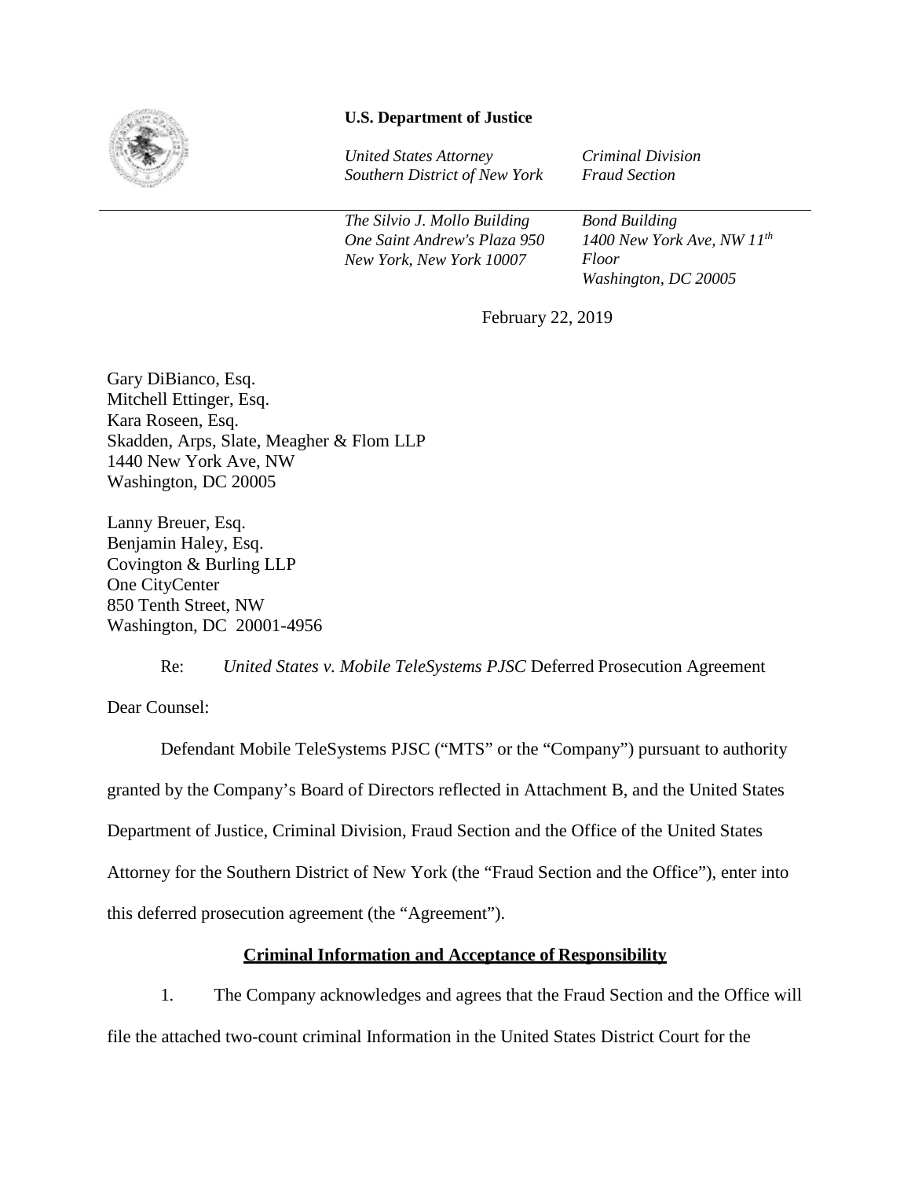**U.S. Department of Justice**

*United States Attorney*
*Southern District of New York*

*Criminal Division*
*Fraud Section*

*The Silvio J. Mollo Building*
*One Saint Andrew's Plaza 950*
*New York, New York 10007*

*Bond Building*
*1400 New York Ave, NW 11th Floor*
*Washington, DC 20005*

February 22, 2019

Gary DiBianco, Esq.
Mitchell Ettinger, Esq.
Kara Roseen, Esq.
Skadden, Arps, Slate, Meagher & Flom LLP
1440 New York Ave, NW
Washington, DC 20005

Lanny Breuer, Esq.
Benjamin Haley, Esq.
Covington & Burling LLP
One CityCenter
850 Tenth Street, NW
Washington, DC 20001-4956

Re: *United States v. Mobile TeleSystems PJSC* Deferred Prosecution Agreement

Dear Counsel:

Defendant Mobile TeleSystems PJSC ("MTS" or the "Company") pursuant to authority granted by the Company's Board of Directors reflected in Attachment B, and the United States Department of Justice, Criminal Division, Fraud Section and the Office of the United States Attorney for the Southern District of New York (the "Fraud Section and the Office"), enter into this deferred prosecution agreement (the "Agreement").

**Criminal Information and Acceptance of Responsibility**

1. The Company acknowledges and agrees that the Fraud Section and the Office will file the attached two-count criminal Information in the United States District Court for the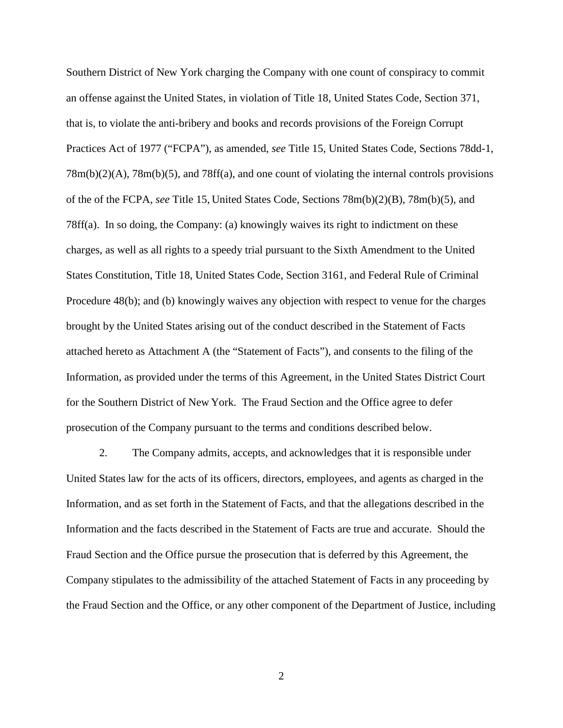Southern District of New York charging the Company with one count of conspiracy to commit an offense against the United States, in violation of Title 18, United States Code, Section 371, that is, to violate the anti-bribery and books and records provisions of the Foreign Corrupt Practices Act of 1977 ("FCPA"), as amended, *see* Title 15, United States Code, Sections 78dd-1, 78m(b)(2)(A), 78m(b)(5), and 78ff(a), and one count of violating the internal controls provisions of the of the FCPA, *see* Title 15, United States Code, Sections 78m(b)(2)(B), 78m(b)(5), and 78ff(a). In so doing, the Company: (a) knowingly waives its right to indictment on these charges, as well as all rights to a speedy trial pursuant to the Sixth Amendment to the United States Constitution, Title 18, United States Code, Section 3161, and Federal Rule of Criminal Procedure 48(b); and (b) knowingly waives any objection with respect to venue for the charges brought by the United States arising out of the conduct described in the Statement of Facts attached hereto as Attachment A (the "Statement of Facts"), and consents to the filing of the Information, as provided under the terms of this Agreement, in the United States District Court for the Southern District of New York. The Fraud Section and the Office agree to defer prosecution of the Company pursuant to the terms and conditions described below.

2. The Company admits, accepts, and acknowledges that it is responsible under United States law for the acts of its officers, directors, employees, and agents as charged in the Information, and as set forth in the Statement of Facts, and that the allegations described in the Information and the facts described in the Statement of Facts are true and accurate. Should the Fraud Section and the Office pursue the prosecution that is deferred by this Agreement, the Company stipulates to the admissibility of the attached Statement of Facts in any proceeding by the Fraud Section and the Office, or any other component of the Department of Justice, including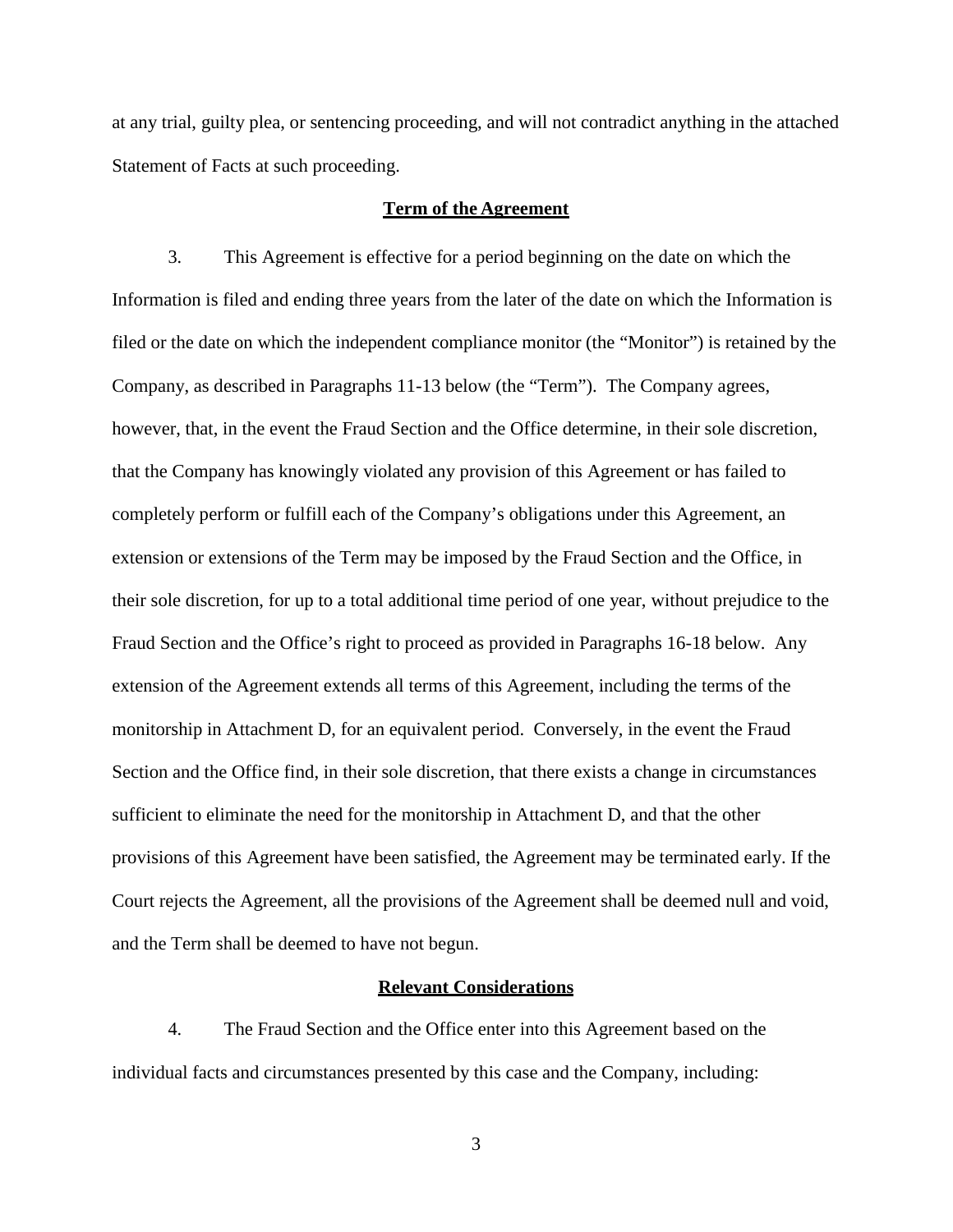at any trial, guilty plea, or sentencing proceeding, and will not contradict anything in the attached Statement of Facts at such proceeding.

## Term of the Agreement

3. This Agreement is effective for a period beginning on the date on which the Information is filed and ending three years from the later of the date on which the Information is filed or the date on which the independent compliance monitor (the "Monitor") is retained by the Company, as described in Paragraphs 11-13 below (the "Term"). The Company agrees, however, that, in the event the Fraud Section and the Office determine, in their sole discretion, that the Company has knowingly violated any provision of this Agreement or has failed to completely perform or fulfill each of the Company's obligations under this Agreement, an extension or extensions of the Term may be imposed by the Fraud Section and the Office, in their sole discretion, for up to a total additional time period of one year, without prejudice to the Fraud Section and the Office's right to proceed as provided in Paragraphs 16-18 below. Any extension of the Agreement extends all terms of this Agreement, including the terms of the monitorship in Attachment D, for an equivalent period. Conversely, in the event the Fraud Section and the Office find, in their sole discretion, that there exists a change in circumstances sufficient to eliminate the need for the monitorship in Attachment D, and that the other provisions of this Agreement have been satisfied, the Agreement may be terminated early. If the Court rejects the Agreement, all the provisions of the Agreement shall be deemed null and void, and the Term shall be deemed to have not begun.

## Relevant Considerations

4. The Fraud Section and the Office enter into this Agreement based on the individual facts and circumstances presented by this case and the Company, including: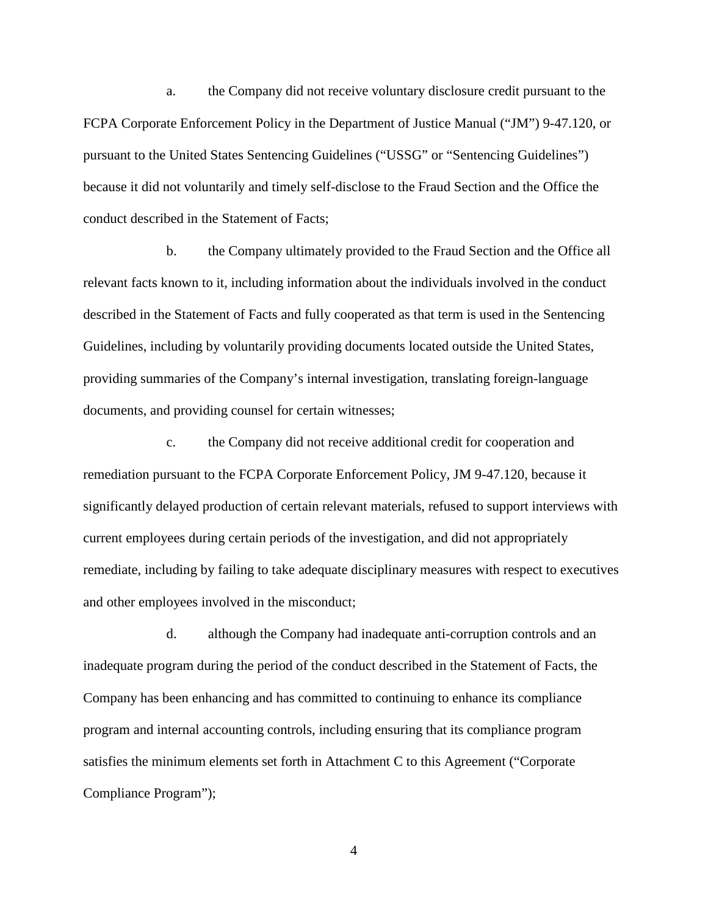a. the Company did not receive voluntary disclosure credit pursuant to the FCPA Corporate Enforcement Policy in the Department of Justice Manual ("JM") 9-47.120, or pursuant to the United States Sentencing Guidelines ("USSG" or "Sentencing Guidelines") because it did not voluntarily and timely self-disclose to the Fraud Section and the Office the conduct described in the Statement of Facts;

b. the Company ultimately provided to the Fraud Section and the Office all relevant facts known to it, including information about the individuals involved in the conduct described in the Statement of Facts and fully cooperated as that term is used in the Sentencing Guidelines, including by voluntarily providing documents located outside the United States, providing summaries of the Company's internal investigation, translating foreign-language documents, and providing counsel for certain witnesses;

c. the Company did not receive additional credit for cooperation and remediation pursuant to the FCPA Corporate Enforcement Policy, JM 9-47.120, because it significantly delayed production of certain relevant materials, refused to support interviews with current employees during certain periods of the investigation, and did not appropriately remediate, including by failing to take adequate disciplinary measures with respect to executives and other employees involved in the misconduct;

d. although the Company had inadequate anti-corruption controls and an inadequate program during the period of the conduct described in the Statement of Facts, the Company has been enhancing and has committed to continuing to enhance its compliance program and internal accounting controls, including ensuring that its compliance program satisfies the minimum elements set forth in Attachment C to this Agreement ("Corporate Compliance Program");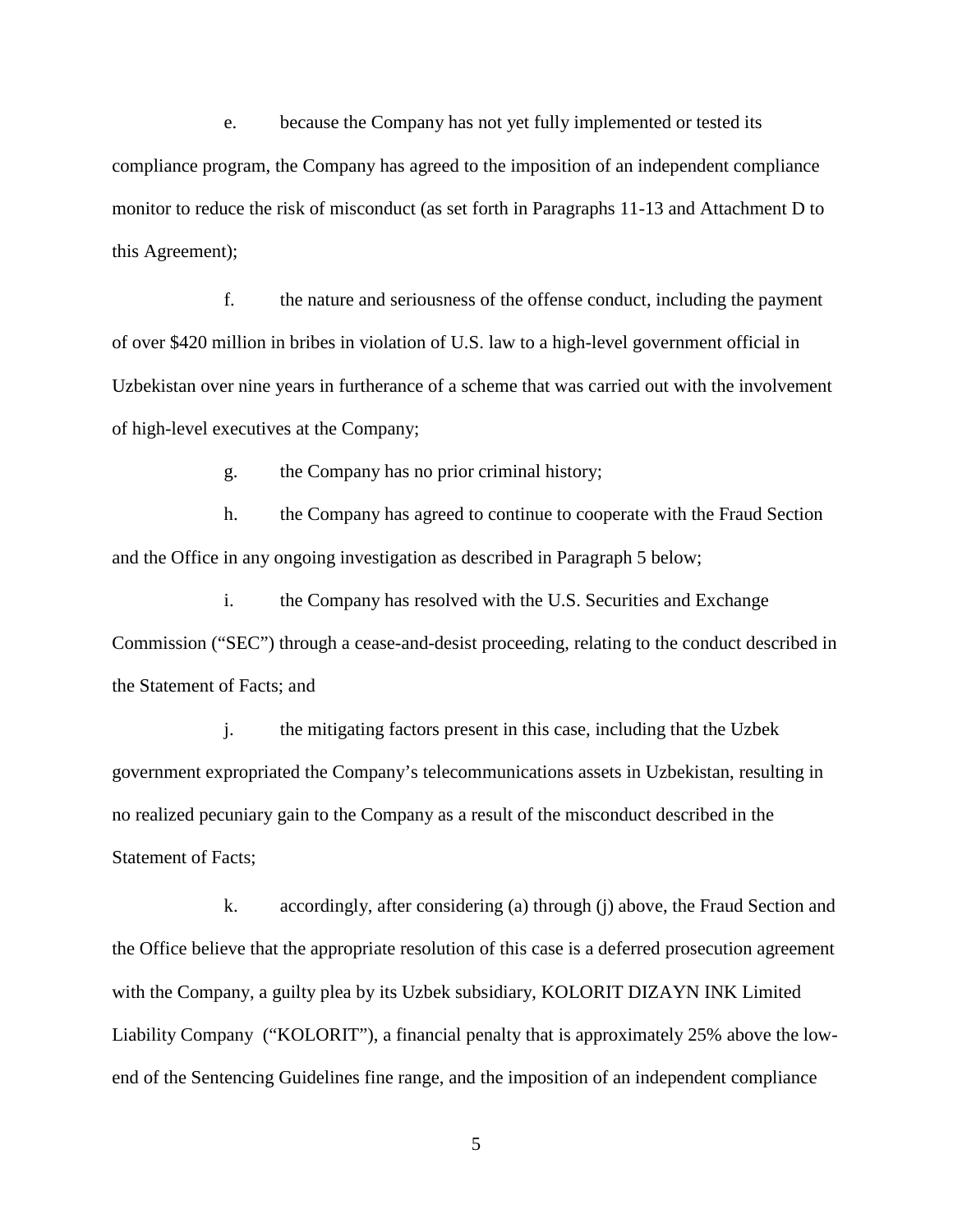e. because the Company has not yet fully implemented or tested its compliance program, the Company has agreed to the imposition of an independent compliance monitor to reduce the risk of misconduct (as set forth in Paragraphs 11-13 and Attachment D to this Agreement);

f. the nature and seriousness of the offense conduct, including the payment of over $420 million in bribes in violation of U.S. law to a high-level government official in Uzbekistan over nine years in furtherance of a scheme that was carried out with the involvement of high-level executives at the Company;

g. the Company has no prior criminal history;

h. the Company has agreed to continue to cooperate with the Fraud Section and the Office in any ongoing investigation as described in Paragraph 5 below;

i. the Company has resolved with the U.S. Securities and Exchange Commission ("SEC") through a cease-and-desist proceeding, relating to the conduct described in the Statement of Facts; and

j. the mitigating factors present in this case, including that the Uzbek government expropriated the Company's telecommunications assets in Uzbekistan, resulting in no realized pecuniary gain to the Company as a result of the misconduct described in the Statement of Facts;

k. accordingly, after considering (a) through (j) above, the Fraud Section and the Office believe that the appropriate resolution of this case is a deferred prosecution agreement with the Company, a guilty plea by its Uzbek subsidiary, KOLORIT DIZAYN INK Limited Liability Company ("KOLORIT"), a financial penalty that is approximately 25% above the low-end of the Sentencing Guidelines fine range, and the imposition of an independent compliance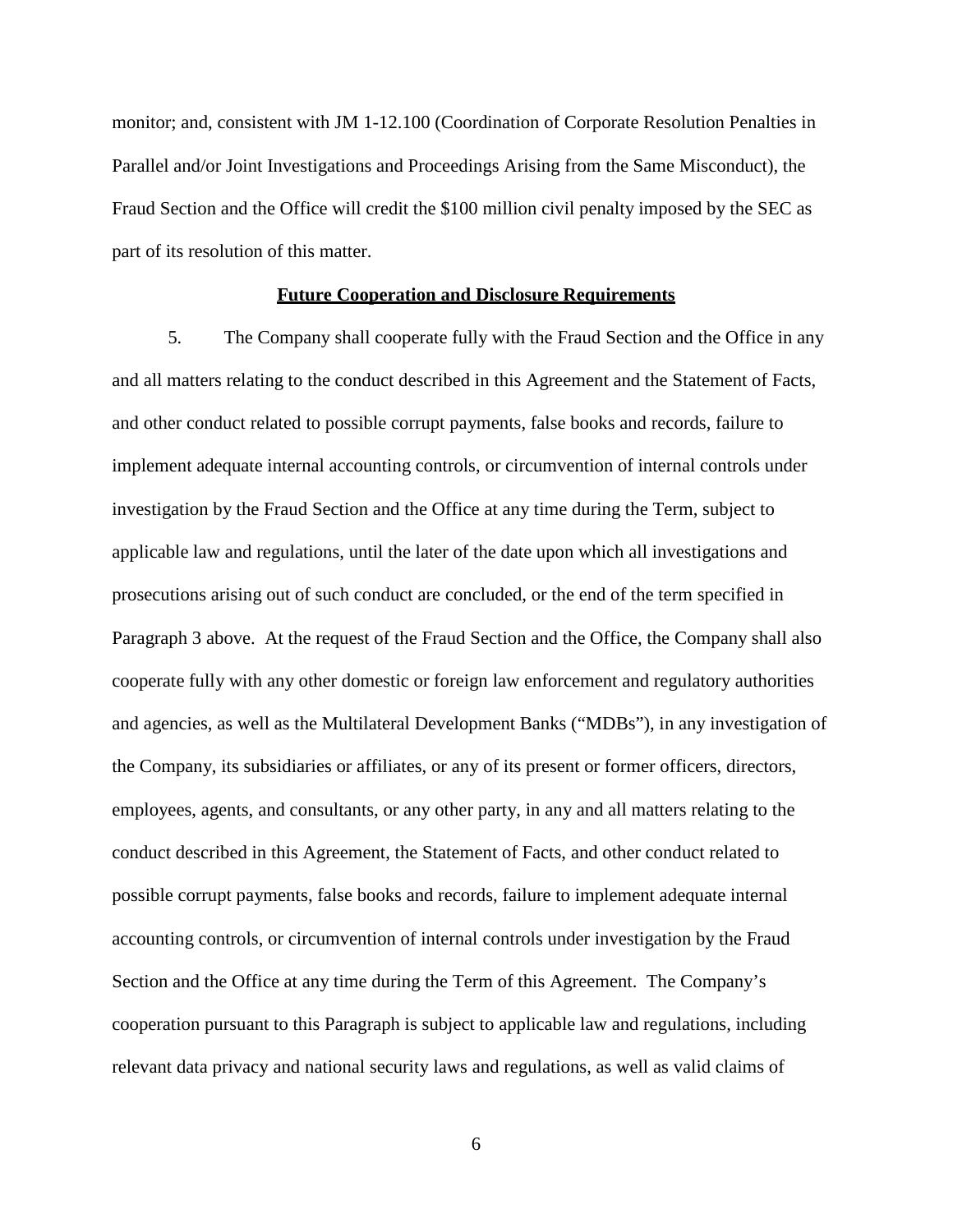monitor; and, consistent with JM 1-12.100 (Coordination of Corporate Resolution Penalties in Parallel and/or Joint Investigations and Proceedings Arising from the Same Misconduct), the Fraud Section and the Office will credit the $100 million civil penalty imposed by the SEC as part of its resolution of this matter.

**Future Cooperation and Disclosure Requirements**

5. The Company shall cooperate fully with the Fraud Section and the Office in any and all matters relating to the conduct described in this Agreement and the Statement of Facts, and other conduct related to possible corrupt payments, false books and records, failure to implement adequate internal accounting controls, or circumvention of internal controls under investigation by the Fraud Section and the Office at any time during the Term, subject to applicable law and regulations, until the later of the date upon which all investigations and prosecutions arising out of such conduct are concluded, or the end of the term specified in Paragraph 3 above. At the request of the Fraud Section and the Office, the Company shall also cooperate fully with any other domestic or foreign law enforcement and regulatory authorities and agencies, as well as the Multilateral Development Banks ("MDBs"), in any investigation of the Company, its subsidiaries or affiliates, or any of its present or former officers, directors, employees, agents, and consultants, or any other party, in any and all matters relating to the conduct described in this Agreement, the Statement of Facts, and other conduct related to possible corrupt payments, false books and records, failure to implement adequate internal accounting controls, or circumvention of internal controls under investigation by the Fraud Section and the Office at any time during the Term of this Agreement. The Company's cooperation pursuant to this Paragraph is subject to applicable law and regulations, including relevant data privacy and national security laws and regulations, as well as valid claims of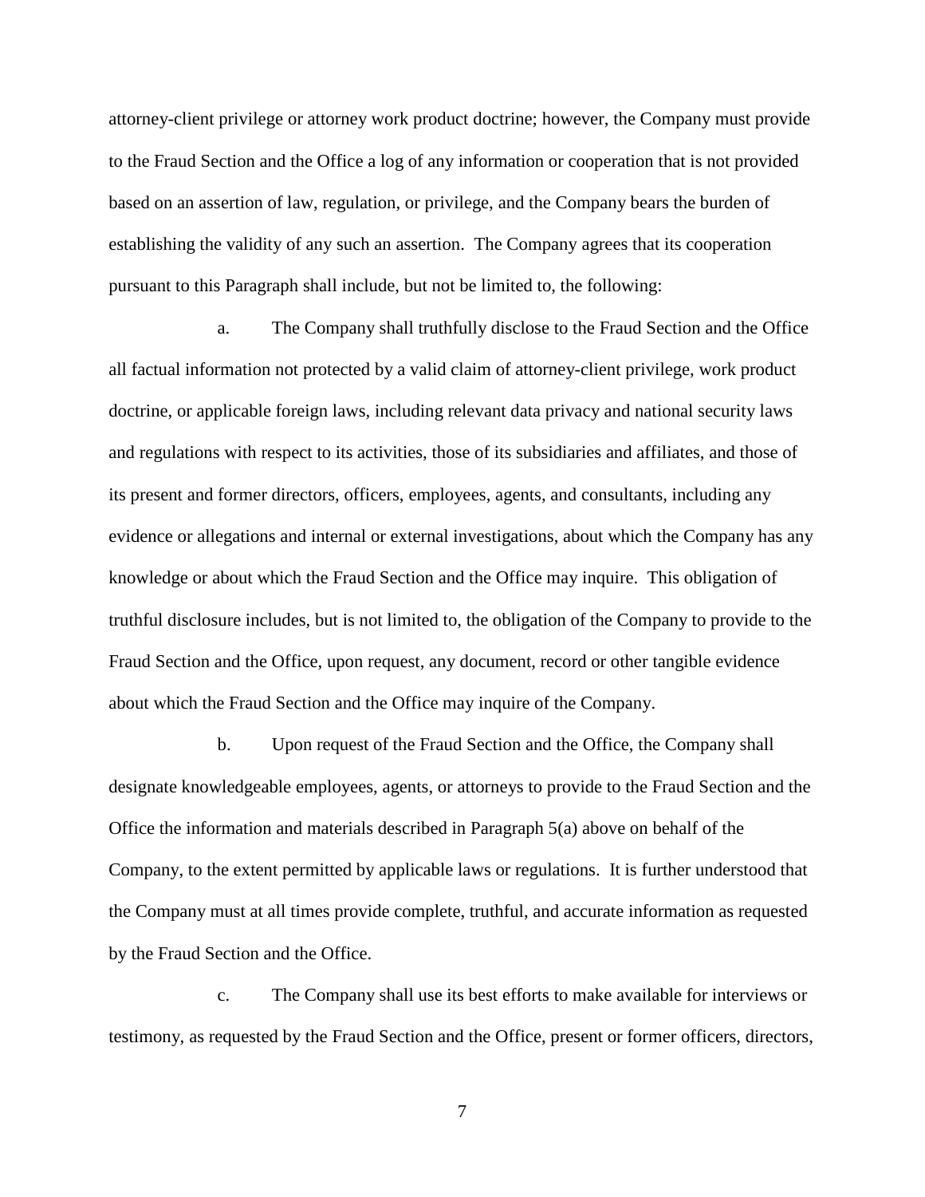attorney-client privilege or attorney work product doctrine; however, the Company must provide to the Fraud Section and the Office a log of any information or cooperation that is not provided based on an assertion of law, regulation, or privilege, and the Company bears the burden of establishing the validity of any such an assertion. The Company agrees that its cooperation pursuant to this Paragraph shall include, but not be limited to, the following:

a. The Company shall truthfully disclose to the Fraud Section and the Office all factual information not protected by a valid claim of attorney-client privilege, work product doctrine, or applicable foreign laws, including relevant data privacy and national security laws and regulations with respect to its activities, those of its subsidiaries and affiliates, and those of its present and former directors, officers, employees, agents, and consultants, including any evidence or allegations and internal or external investigations, about which the Company has any knowledge or about which the Fraud Section and the Office may inquire. This obligation of truthful disclosure includes, but is not limited to, the obligation of the Company to provide to the Fraud Section and the Office, upon request, any document, record or other tangible evidence about which the Fraud Section and the Office may inquire of the Company.

b. Upon request of the Fraud Section and the Office, the Company shall designate knowledgeable employees, agents, or attorneys to provide to the Fraud Section and the Office the information and materials described in Paragraph 5(a) above on behalf of the Company, to the extent permitted by applicable laws or regulations. It is further understood that the Company must at all times provide complete, truthful, and accurate information as requested by the Fraud Section and the Office.

c. The Company shall use its best efforts to make available for interviews or testimony, as requested by the Fraud Section and the Office, present or former officers, directors,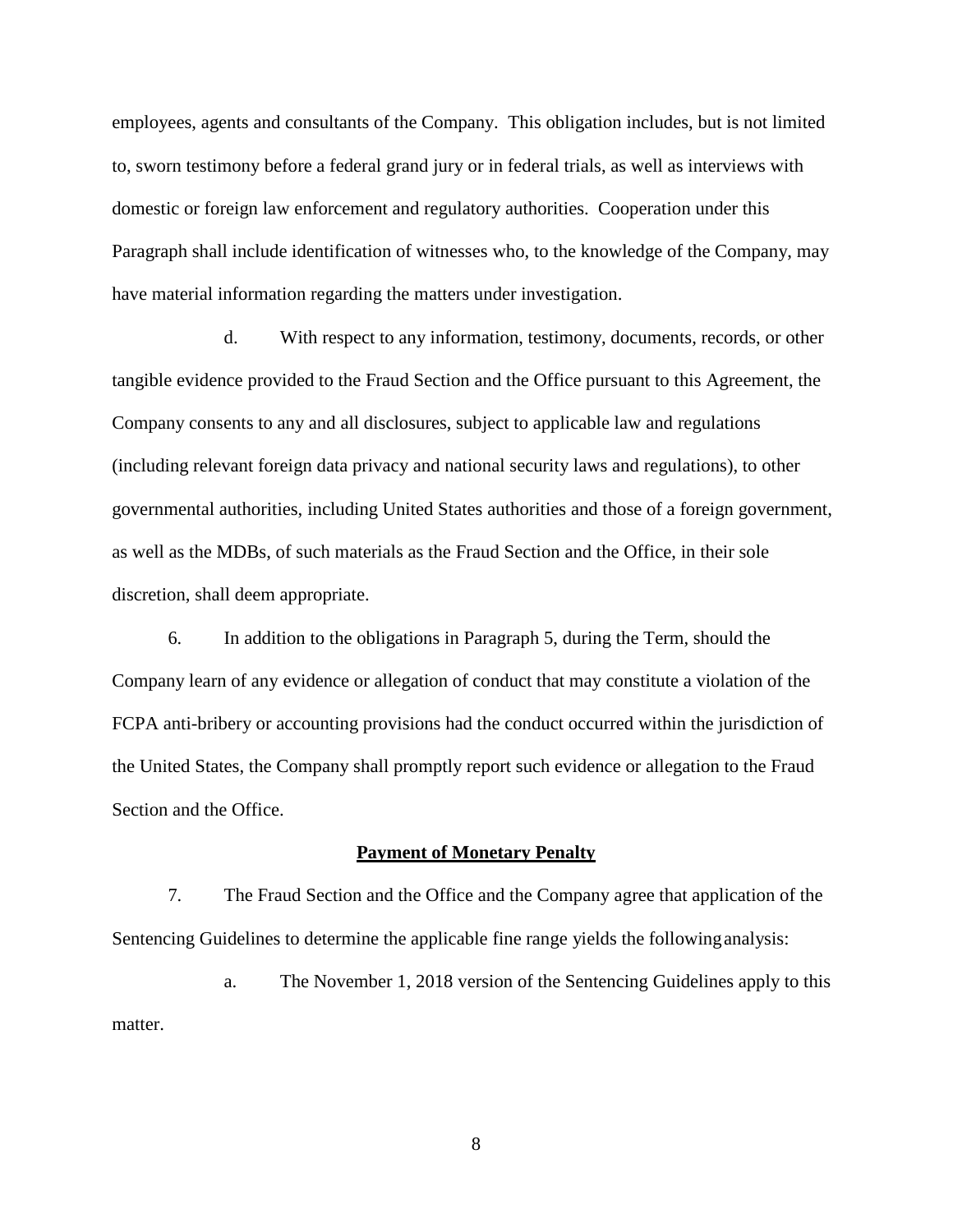employees, agents and consultants of the Company. This obligation includes, but is not limited to, sworn testimony before a federal grand jury or in federal trials, as well as interviews with domestic or foreign law enforcement and regulatory authorities. Cooperation under this Paragraph shall include identification of witnesses who, to the knowledge of the Company, may have material information regarding the matters under investigation.

d. With respect to any information, testimony, documents, records, or other tangible evidence provided to the Fraud Section and the Office pursuant to this Agreement, the Company consents to any and all disclosures, subject to applicable law and regulations (including relevant foreign data privacy and national security laws and regulations), to other governmental authorities, including United States authorities and those of a foreign government, as well as the MDBs, of such materials as the Fraud Section and the Office, in their sole discretion, shall deem appropriate.

6. In addition to the obligations in Paragraph 5, during the Term, should the Company learn of any evidence or allegation of conduct that may constitute a violation of the FCPA anti-bribery or accounting provisions had the conduct occurred within the jurisdiction of the United States, the Company shall promptly report such evidence or allegation to the Fraud Section and the Office.

**Payment of Monetary Penalty**

7. The Fraud Section and the Office and the Company agree that application of the Sentencing Guidelines to determine the applicable fine range yields the following analysis:

a. The November 1, 2018 version of the Sentencing Guidelines apply to this matter.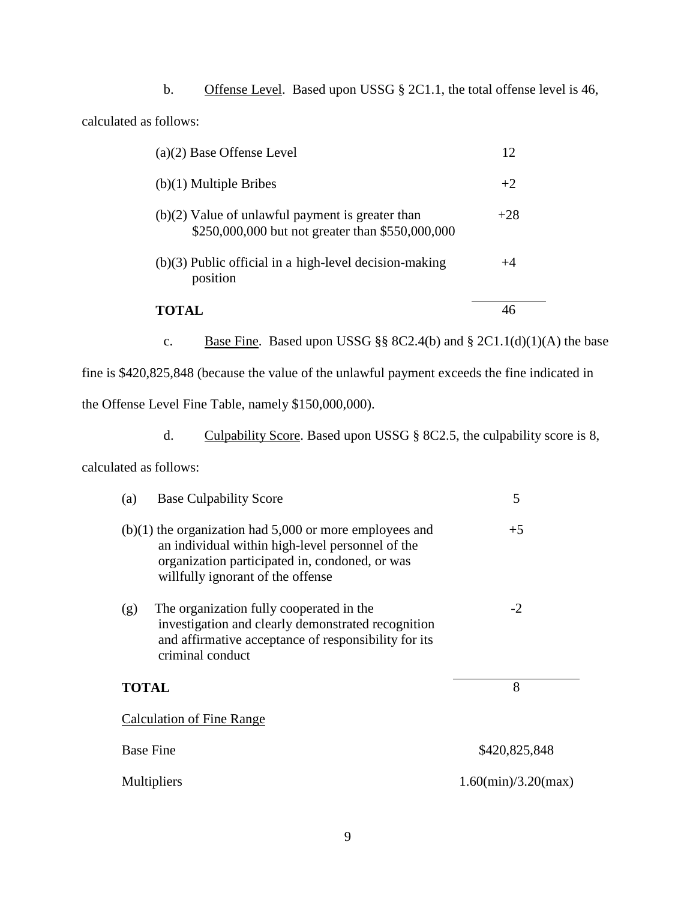b. Offense Level. Based upon USSG § 2C1.1, the total offense level is 46, calculated as follows:

| | |
|---|---|
| (a)(2) Base Offense Level | 12 |
| (b)(1) Multiple Bribes | +2 |
| (b)(2) Value of unlawful payment is greater than $250,000,000 but not greater than $550,000,000 | +28 |
| (b)(3) Public official in a high-level decision-making position | +4 |
| **TOTAL** | 46 |

c. Base Fine. Based upon USSG §§ 8C2.4(b) and § 2C1.1(d)(1)(A) the base fine is $420,825,848 (because the value of the unlawful payment exceeds the fine indicated in the Offense Level Fine Table, namely $150,000,000).

d. Culpability Score. Based upon USSG § 8C2.5, the culpability score is 8, calculated as follows:

| | |
|---|---|
| (a) Base Culpability Score | 5 |
| (b)(1) the organization had 5,000 or more employees and an individual within high-level personnel of the organization participated in, condoned, or was willfully ignorant of the offense | +5 |
| (g) The organization fully cooperated in the investigation and clearly demonstrated recognition and affirmative acceptance of responsibility for its criminal conduct | -2 |
| **TOTAL** | 8 |

Calculation of Fine Range

| | |
|---|---|
| Base Fine | $420,825,848 |
| Multipliers | 1.60(min)/3.20(max) |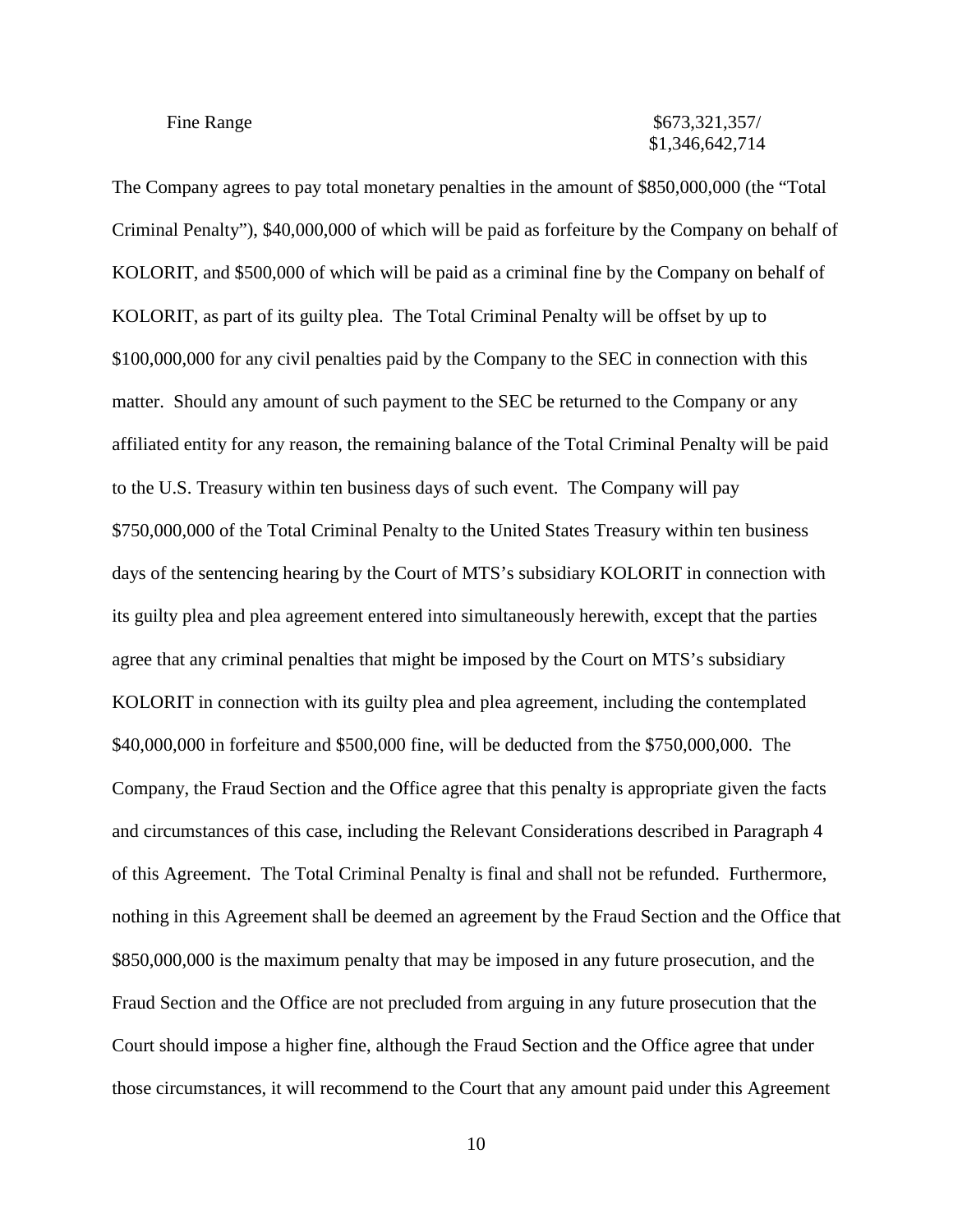| Fine Range | \$673,321,357/ \$1,346,642,714 |
|---|---|

The Company agrees to pay total monetary penalties in the amount of \$850,000,000 (the "Total Criminal Penalty"), \$40,000,000 of which will be paid as forfeiture by the Company on behalf of KOLORIT, and \$500,000 of which will be paid as a criminal fine by the Company on behalf of KOLORIT, as part of its guilty plea. The Total Criminal Penalty will be offset by up to \$100,000,000 for any civil penalties paid by the Company to the SEC in connection with this matter. Should any amount of such payment to the SEC be returned to the Company or any affiliated entity for any reason, the remaining balance of the Total Criminal Penalty will be paid to the U.S. Treasury within ten business days of such event. The Company will pay \$750,000,000 of the Total Criminal Penalty to the United States Treasury within ten business days of the sentencing hearing by the Court of MTS's subsidiary KOLORIT in connection with its guilty plea and plea agreement entered into simultaneously herewith, except that the parties agree that any criminal penalties that might be imposed by the Court on MTS's subsidiary KOLORIT in connection with its guilty plea and plea agreement, including the contemplated \$40,000,000 in forfeiture and \$500,000 fine, will be deducted from the \$750,000,000. The Company, the Fraud Section and the Office agree that this penalty is appropriate given the facts and circumstances of this case, including the Relevant Considerations described in Paragraph 4 of this Agreement. The Total Criminal Penalty is final and shall not be refunded. Furthermore, nothing in this Agreement shall be deemed an agreement by the Fraud Section and the Office that \$850,000,000 is the maximum penalty that may be imposed in any future prosecution, and the Fraud Section and the Office are not precluded from arguing in any future prosecution that the Court should impose a higher fine, although the Fraud Section and the Office agree that under those circumstances, it will recommend to the Court that any amount paid under this Agreement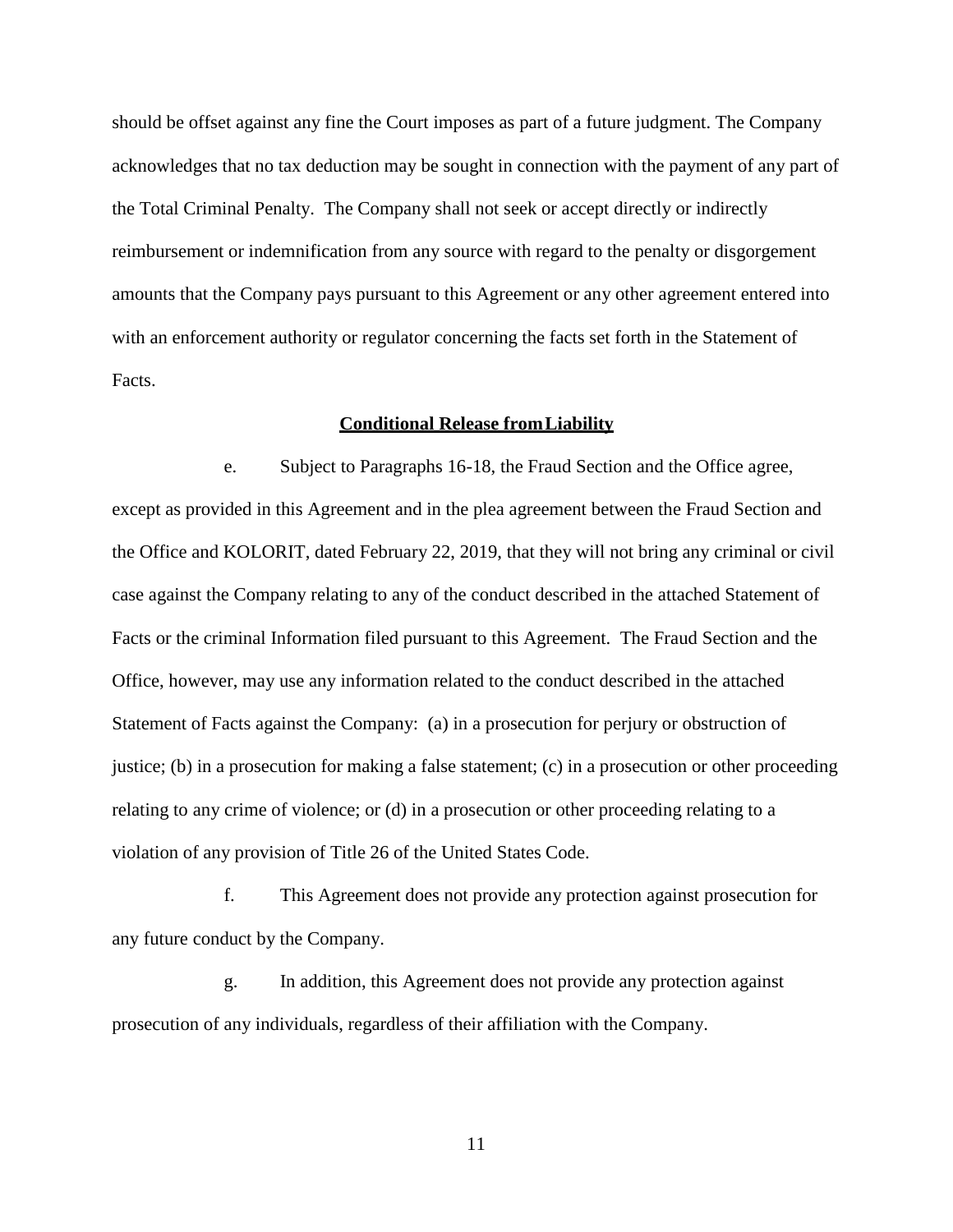should be offset against any fine the Court imposes as part of a future judgment. The Company acknowledges that no tax deduction may be sought in connection with the payment of any part of the Total Criminal Penalty. The Company shall not seek or accept directly or indirectly reimbursement or indemnification from any source with regard to the penalty or disgorgement amounts that the Company pays pursuant to this Agreement or any other agreement entered into with an enforcement authority or regulator concerning the facts set forth in the Statement of Facts.

**Conditional Release from Liability**

e. Subject to Paragraphs 16-18, the Fraud Section and the Office agree, except as provided in this Agreement and in the plea agreement between the Fraud Section and the Office and KOLORIT, dated February 22, 2019, that they will not bring any criminal or civil case against the Company relating to any of the conduct described in the attached Statement of Facts or the criminal Information filed pursuant to this Agreement. The Fraud Section and the Office, however, may use any information related to the conduct described in the attached Statement of Facts against the Company: (a) in a prosecution for perjury or obstruction of justice; (b) in a prosecution for making a false statement; (c) in a prosecution or other proceeding relating to any crime of violence; or (d) in a prosecution or other proceeding relating to a violation of any provision of Title 26 of the United States Code.

f. This Agreement does not provide any protection against prosecution for any future conduct by the Company.

g. In addition, this Agreement does not provide any protection against prosecution of any individuals, regardless of their affiliation with the Company.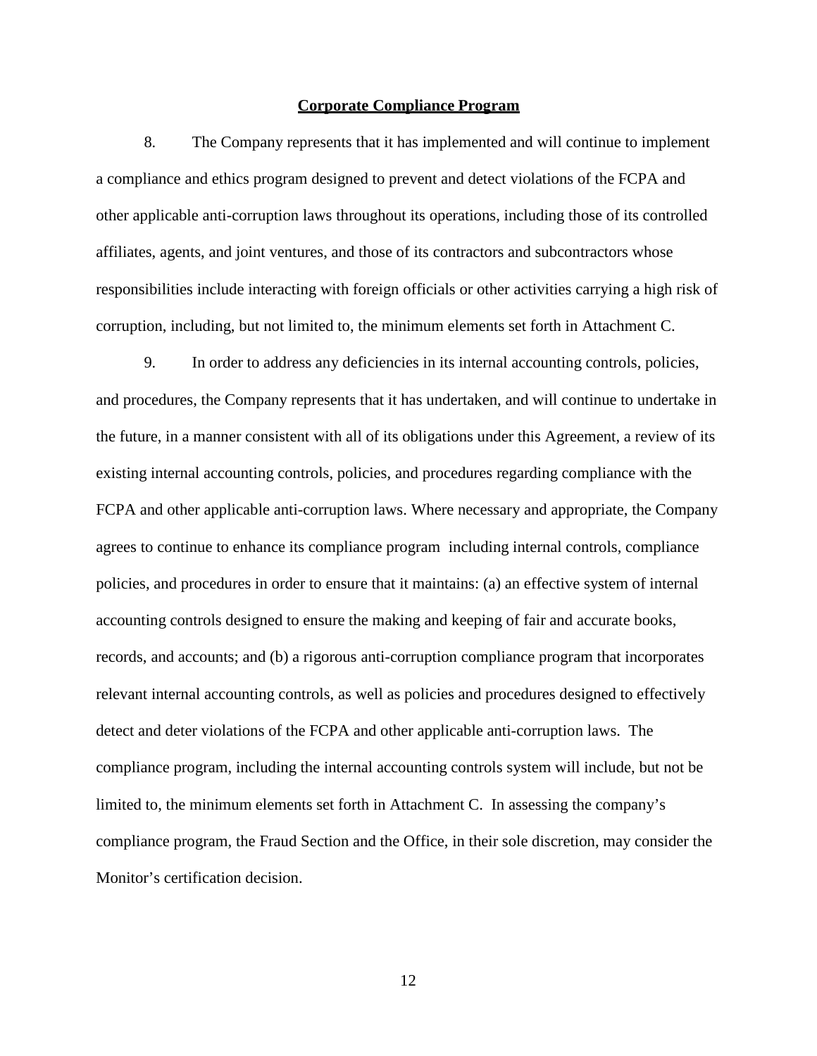**Corporate Compliance Program**

8. The Company represents that it has implemented and will continue to implement a compliance and ethics program designed to prevent and detect violations of the FCPA and other applicable anti-corruption laws throughout its operations, including those of its controlled affiliates, agents, and joint ventures, and those of its contractors and subcontractors whose responsibilities include interacting with foreign officials or other activities carrying a high risk of corruption, including, but not limited to, the minimum elements set forth in Attachment C.

9. In order to address any deficiencies in its internal accounting controls, policies, and procedures, the Company represents that it has undertaken, and will continue to undertake in the future, in a manner consistent with all of its obligations under this Agreement, a review of its existing internal accounting controls, policies, and procedures regarding compliance with the FCPA and other applicable anti-corruption laws. Where necessary and appropriate, the Company agrees to continue to enhance its compliance program including internal controls, compliance policies, and procedures in order to ensure that it maintains: (a) an effective system of internal accounting controls designed to ensure the making and keeping of fair and accurate books, records, and accounts; and (b) a rigorous anti-corruption compliance program that incorporates relevant internal accounting controls, as well as policies and procedures designed to effectively detect and deter violations of the FCPA and other applicable anti-corruption laws. The compliance program, including the internal accounting controls system will include, but not be limited to, the minimum elements set forth in Attachment C. In assessing the company's compliance program, the Fraud Section and the Office, in their sole discretion, may consider the Monitor's certification decision.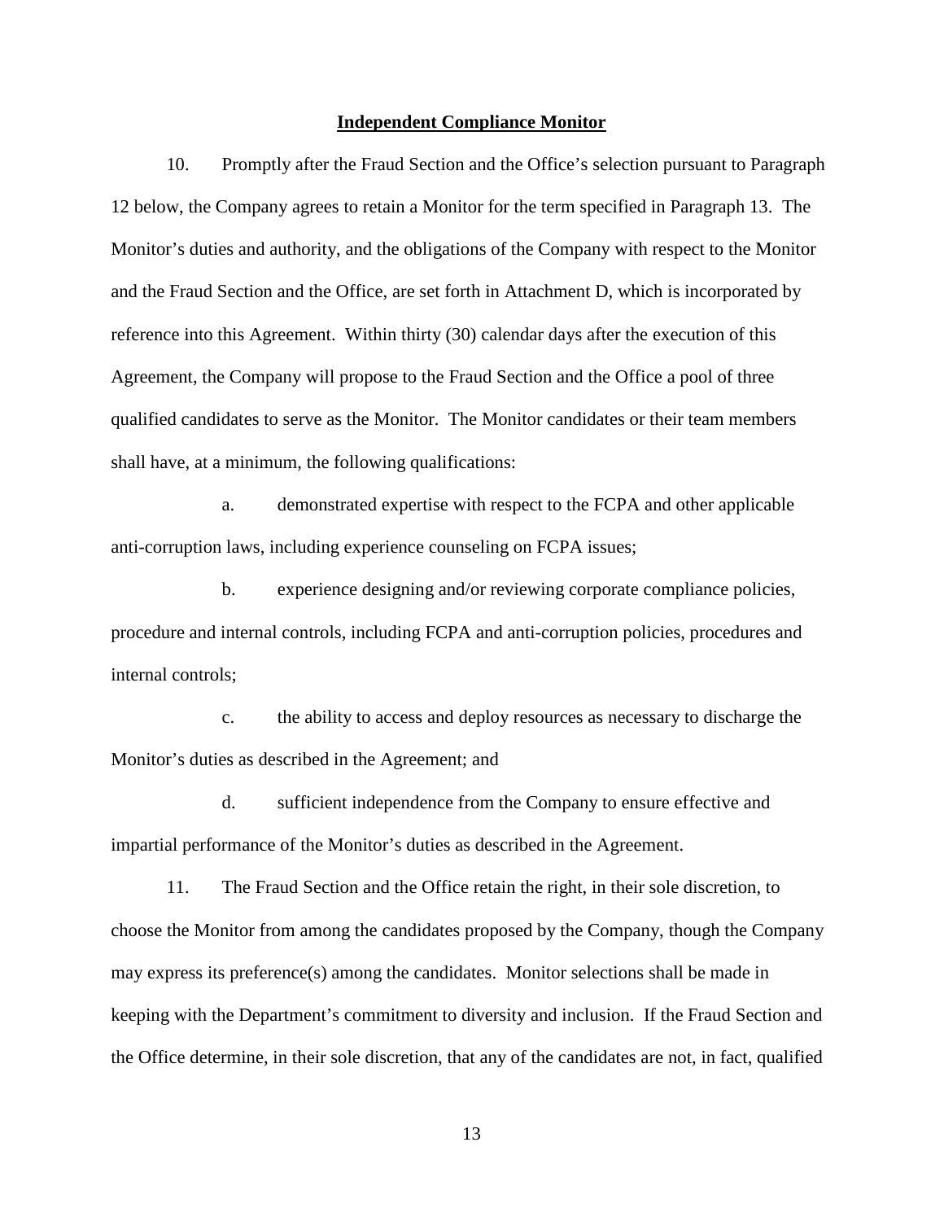## Independent Compliance Monitor

10. Promptly after the Fraud Section and the Office's selection pursuant to Paragraph 12 below, the Company agrees to retain a Monitor for the term specified in Paragraph 13. The Monitor's duties and authority, and the obligations of the Company with respect to the Monitor and the Fraud Section and the Office, are set forth in Attachment D, which is incorporated by reference into this Agreement. Within thirty (30) calendar days after the execution of this Agreement, the Company will propose to the Fraud Section and the Office a pool of three qualified candidates to serve as the Monitor. The Monitor candidates or their team members shall have, at a minimum, the following qualifications:

a. demonstrated expertise with respect to the FCPA and other applicable anti-corruption laws, including experience counseling on FCPA issues;

b. experience designing and/or reviewing corporate compliance policies, procedure and internal controls, including FCPA and anti-corruption policies, procedures and internal controls;

c. the ability to access and deploy resources as necessary to discharge the Monitor's duties as described in the Agreement; and

d. sufficient independence from the Company to ensure effective and impartial performance of the Monitor's duties as described in the Agreement.

11. The Fraud Section and the Office retain the right, in their sole discretion, to choose the Monitor from among the candidates proposed by the Company, though the Company may express its preference(s) among the candidates. Monitor selections shall be made in keeping with the Department's commitment to diversity and inclusion. If the Fraud Section and the Office determine, in their sole discretion, that any of the candidates are not, in fact, qualified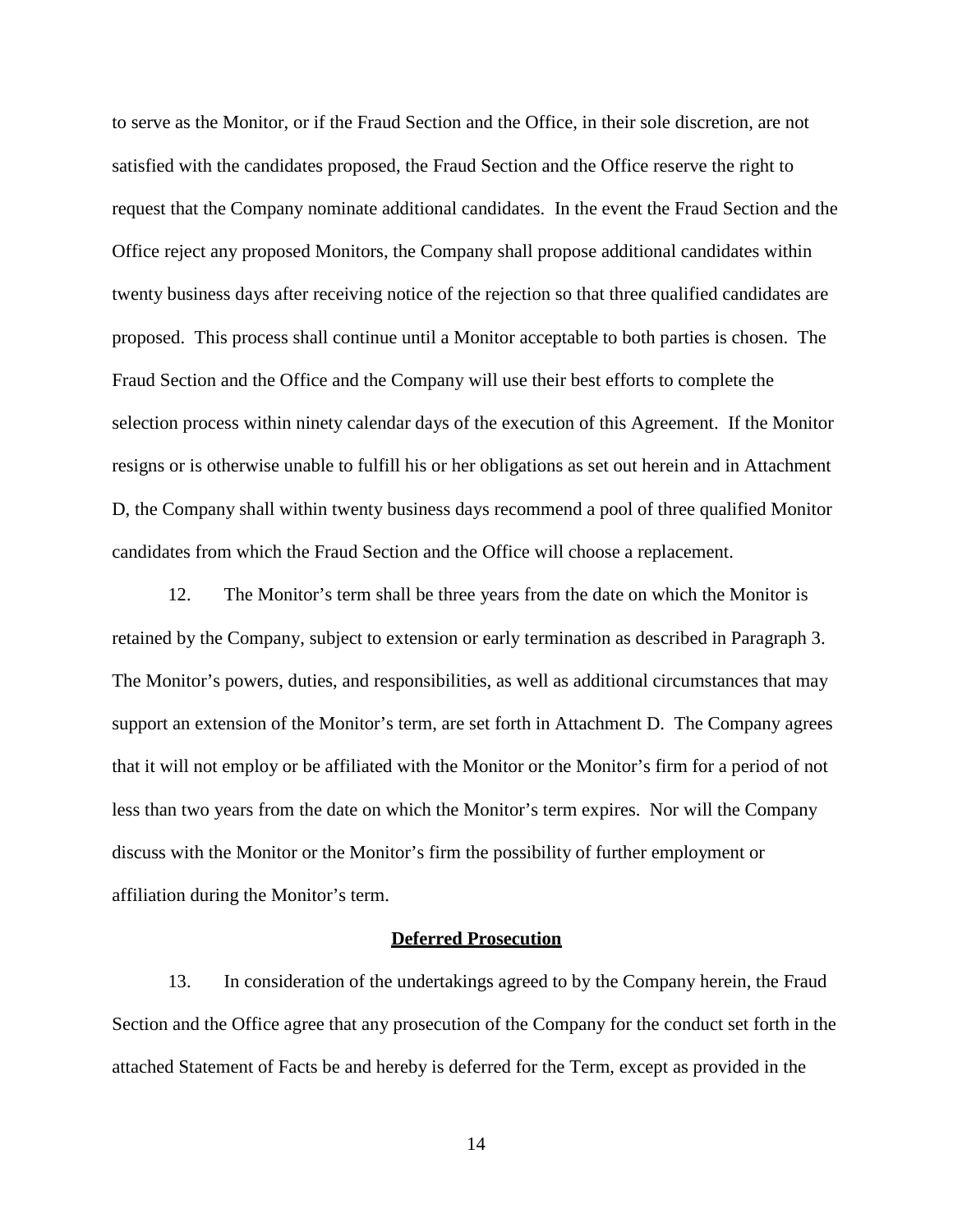to serve as the Monitor, or if the Fraud Section and the Office, in their sole discretion, are not satisfied with the candidates proposed, the Fraud Section and the Office reserve the right to request that the Company nominate additional candidates. In the event the Fraud Section and the Office reject any proposed Monitors, the Company shall propose additional candidates within twenty business days after receiving notice of the rejection so that three qualified candidates are proposed. This process shall continue until a Monitor acceptable to both parties is chosen. The Fraud Section and the Office and the Company will use their best efforts to complete the selection process within ninety calendar days of the execution of this Agreement. If the Monitor resigns or is otherwise unable to fulfill his or her obligations as set out herein and in Attachment D, the Company shall within twenty business days recommend a pool of three qualified Monitor candidates from which the Fraud Section and the Office will choose a replacement.

12. The Monitor's term shall be three years from the date on which the Monitor is retained by the Company, subject to extension or early termination as described in Paragraph 3. The Monitor's powers, duties, and responsibilities, as well as additional circumstances that may support an extension of the Monitor's term, are set forth in Attachment D. The Company agrees that it will not employ or be affiliated with the Monitor or the Monitor's firm for a period of not less than two years from the date on which the Monitor's term expires. Nor will the Company discuss with the Monitor or the Monitor's firm the possibility of further employment or affiliation during the Monitor's term.

**Deferred Prosecution**

13. In consideration of the undertakings agreed to by the Company herein, the Fraud Section and the Office agree that any prosecution of the Company for the conduct set forth in the attached Statement of Facts be and hereby is deferred for the Term, except as provided in the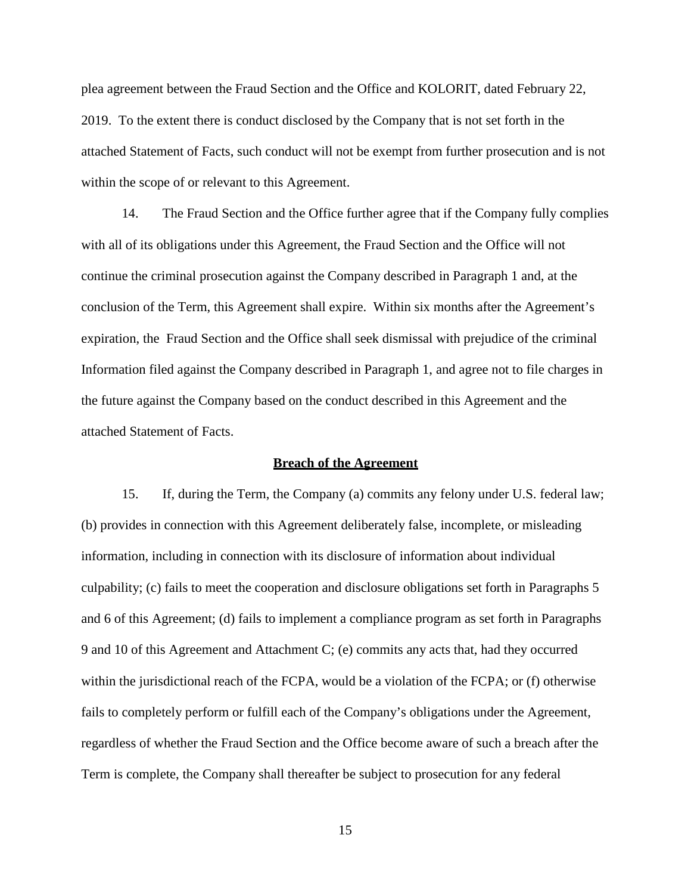plea agreement between the Fraud Section and the Office and KOLORIT, dated February 22, 2019. To the extent there is conduct disclosed by the Company that is not set forth in the attached Statement of Facts, such conduct will not be exempt from further prosecution and is not within the scope of or relevant to this Agreement.

14. The Fraud Section and the Office further agree that if the Company fully complies with all of its obligations under this Agreement, the Fraud Section and the Office will not continue the criminal prosecution against the Company described in Paragraph 1 and, at the conclusion of the Term, this Agreement shall expire. Within six months after the Agreement's expiration, the Fraud Section and the Office shall seek dismissal with prejudice of the criminal Information filed against the Company described in Paragraph 1, and agree not to file charges in the future against the Company based on the conduct described in this Agreement and the attached Statement of Facts.

## Breach of the Agreement

15. If, during the Term, the Company (a) commits any felony under U.S. federal law; (b) provides in connection with this Agreement deliberately false, incomplete, or misleading information, including in connection with its disclosure of information about individual culpability; (c) fails to meet the cooperation and disclosure obligations set forth in Paragraphs 5 and 6 of this Agreement; (d) fails to implement a compliance program as set forth in Paragraphs 9 and 10 of this Agreement and Attachment C; (e) commits any acts that, had they occurred within the jurisdictional reach of the FCPA, would be a violation of the FCPA; or (f) otherwise fails to completely perform or fulfill each of the Company's obligations under the Agreement, regardless of whether the Fraud Section and the Office become aware of such a breach after the Term is complete, the Company shall thereafter be subject to prosecution for any federal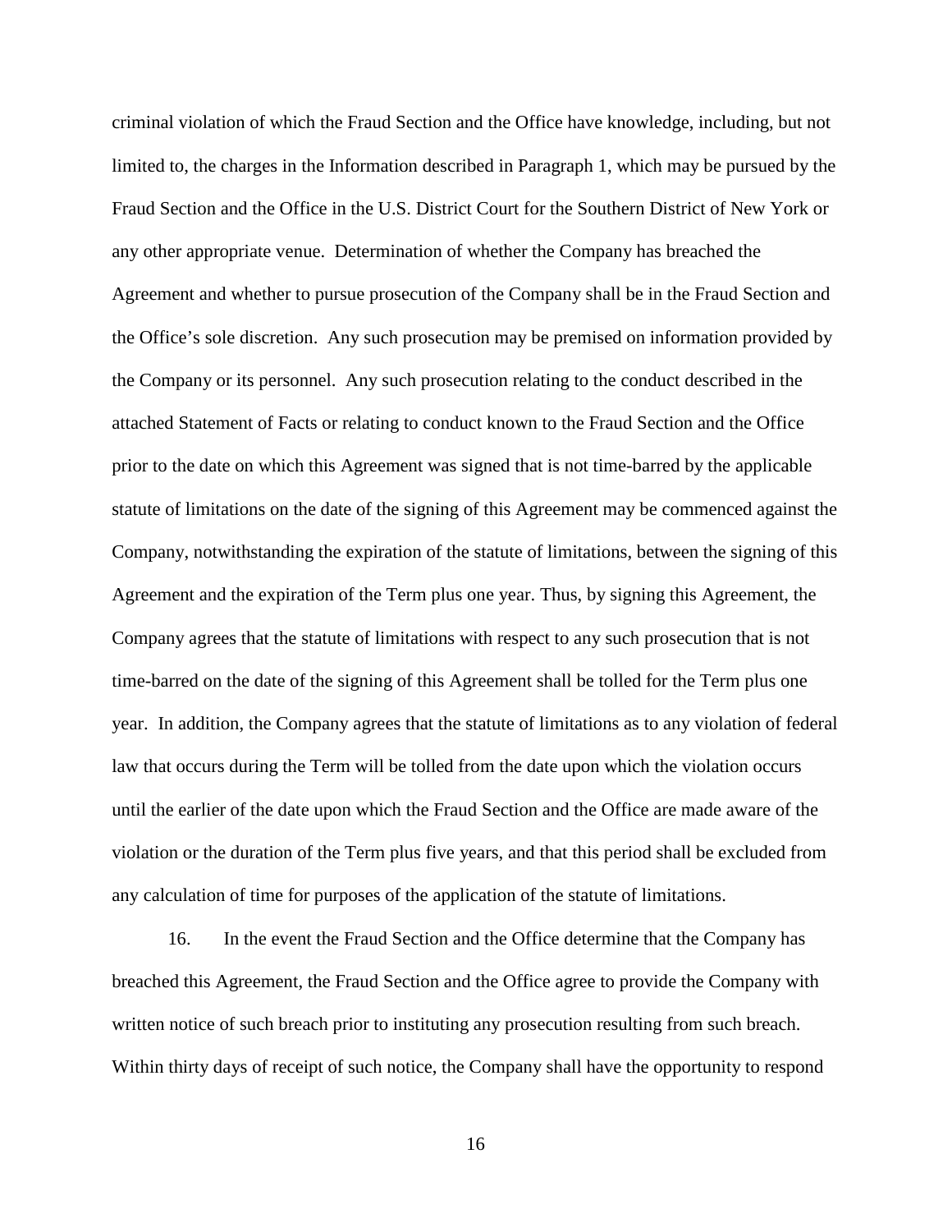criminal violation of which the Fraud Section and the Office have knowledge, including, but not limited to, the charges in the Information described in Paragraph 1, which may be pursued by the Fraud Section and the Office in the U.S. District Court for the Southern District of New York or any other appropriate venue. Determination of whether the Company has breached the Agreement and whether to pursue prosecution of the Company shall be in the Fraud Section and the Office's sole discretion. Any such prosecution may be premised on information provided by the Company or its personnel. Any such prosecution relating to the conduct described in the attached Statement of Facts or relating to conduct known to the Fraud Section and the Office prior to the date on which this Agreement was signed that is not time-barred by the applicable statute of limitations on the date of the signing of this Agreement may be commenced against the Company, notwithstanding the expiration of the statute of limitations, between the signing of this Agreement and the expiration of the Term plus one year. Thus, by signing this Agreement, the Company agrees that the statute of limitations with respect to any such prosecution that is not time-barred on the date of the signing of this Agreement shall be tolled for the Term plus one year. In addition, the Company agrees that the statute of limitations as to any violation of federal law that occurs during the Term will be tolled from the date upon which the violation occurs until the earlier of the date upon which the Fraud Section and the Office are made aware of the violation or the duration of the Term plus five years, and that this period shall be excluded from any calculation of time for purposes of the application of the statute of limitations.

16. In the event the Fraud Section and the Office determine that the Company has breached this Agreement, the Fraud Section and the Office agree to provide the Company with written notice of such breach prior to instituting any prosecution resulting from such breach. Within thirty days of receipt of such notice, the Company shall have the opportunity to respond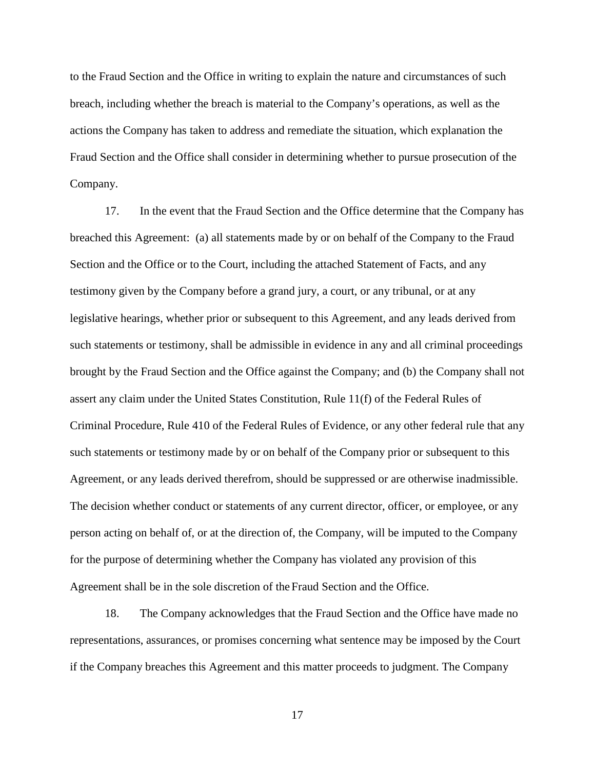to the Fraud Section and the Office in writing to explain the nature and circumstances of such breach, including whether the breach is material to the Company's operations, as well as the actions the Company has taken to address and remediate the situation, which explanation the Fraud Section and the Office shall consider in determining whether to pursue prosecution of the Company.

17. In the event that the Fraud Section and the Office determine that the Company has breached this Agreement: (a) all statements made by or on behalf of the Company to the Fraud Section and the Office or to the Court, including the attached Statement of Facts, and any testimony given by the Company before a grand jury, a court, or any tribunal, or at any legislative hearings, whether prior or subsequent to this Agreement, and any leads derived from such statements or testimony, shall be admissible in evidence in any and all criminal proceedings brought by the Fraud Section and the Office against the Company; and (b) the Company shall not assert any claim under the United States Constitution, Rule 11(f) of the Federal Rules of Criminal Procedure, Rule 410 of the Federal Rules of Evidence, or any other federal rule that any such statements or testimony made by or on behalf of the Company prior or subsequent to this Agreement, or any leads derived therefrom, should be suppressed or are otherwise inadmissible. The decision whether conduct or statements of any current director, officer, or employee, or any person acting on behalf of, or at the direction of, the Company, will be imputed to the Company for the purpose of determining whether the Company has violated any provision of this Agreement shall be in the sole discretion of the Fraud Section and the Office.

18. The Company acknowledges that the Fraud Section and the Office have made no representations, assurances, or promises concerning what sentence may be imposed by the Court if the Company breaches this Agreement and this matter proceeds to judgment. The Company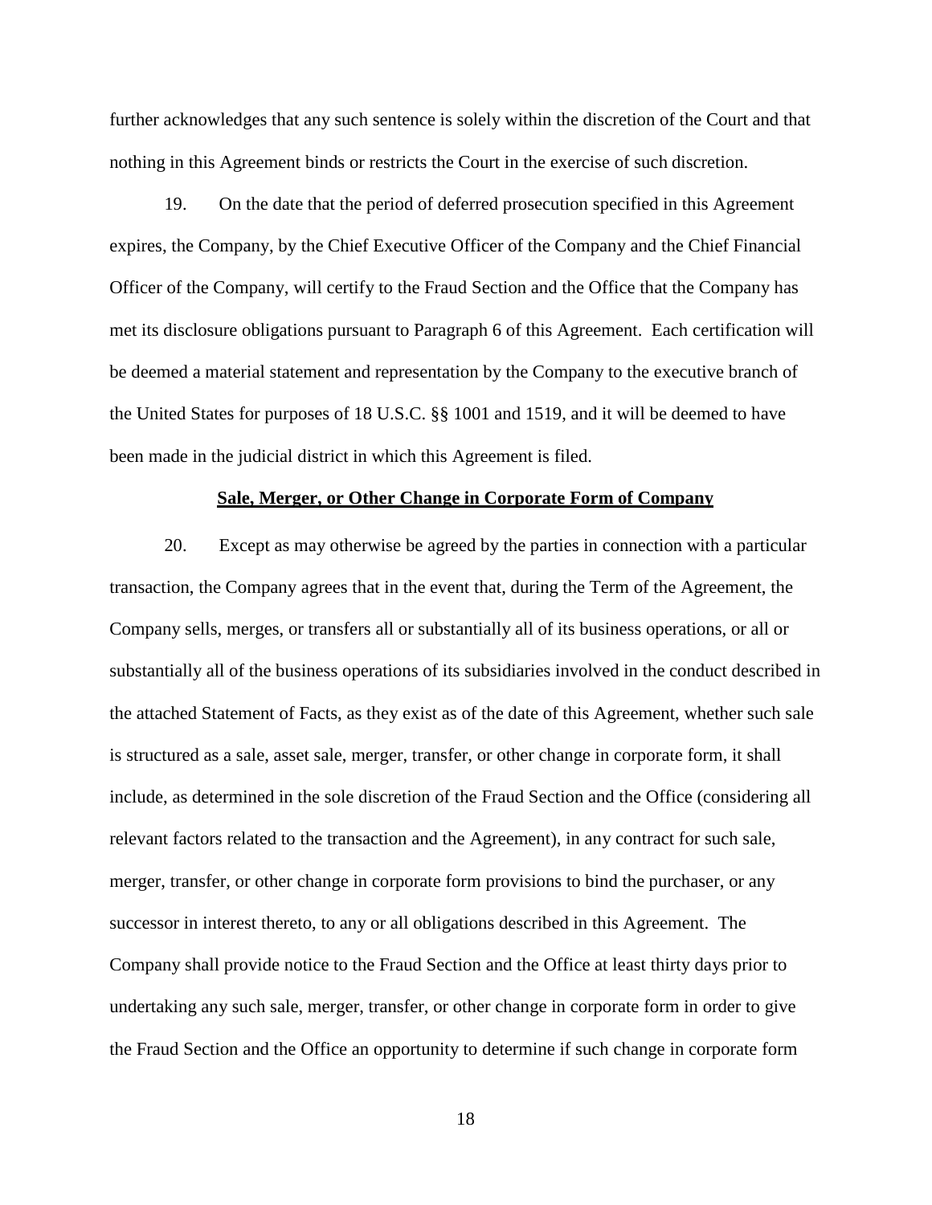further acknowledges that any such sentence is solely within the discretion of the Court and that nothing in this Agreement binds or restricts the Court in the exercise of such discretion.

19. On the date that the period of deferred prosecution specified in this Agreement expires, the Company, by the Chief Executive Officer of the Company and the Chief Financial Officer of the Company, will certify to the Fraud Section and the Office that the Company has met its disclosure obligations pursuant to Paragraph 6 of this Agreement. Each certification will be deemed a material statement and representation by the Company to the executive branch of the United States for purposes of 18 U.S.C. §§ 1001 and 1519, and it will be deemed to have been made in the judicial district in which this Agreement is filed.

**Sale, Merger, or Other Change in Corporate Form of Company**

20. Except as may otherwise be agreed by the parties in connection with a particular transaction, the Company agrees that in the event that, during the Term of the Agreement, the Company sells, merges, or transfers all or substantially all of its business operations, or all or substantially all of the business operations of its subsidiaries involved in the conduct described in the attached Statement of Facts, as they exist as of the date of this Agreement, whether such sale is structured as a sale, asset sale, merger, transfer, or other change in corporate form, it shall include, as determined in the sole discretion of the Fraud Section and the Office (considering all relevant factors related to the transaction and the Agreement), in any contract for such sale, merger, transfer, or other change in corporate form provisions to bind the purchaser, or any successor in interest thereto, to any or all obligations described in this Agreement. The Company shall provide notice to the Fraud Section and the Office at least thirty days prior to undertaking any such sale, merger, transfer, or other change in corporate form in order to give the Fraud Section and the Office an opportunity to determine if such change in corporate form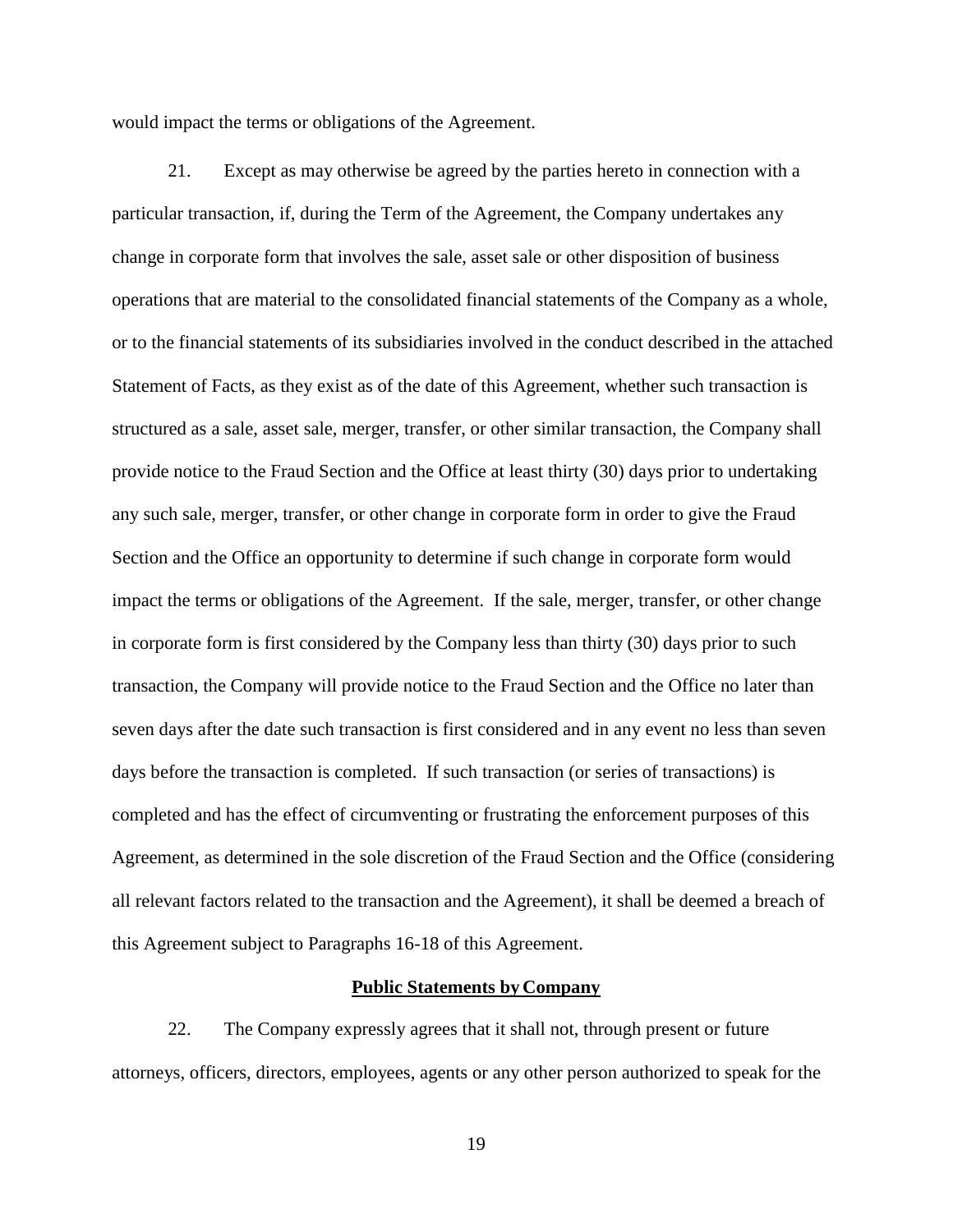would impact the terms or obligations of the Agreement.

21. Except as may otherwise be agreed by the parties hereto in connection with a particular transaction, if, during the Term of the Agreement, the Company undertakes any change in corporate form that involves the sale, asset sale or other disposition of business operations that are material to the consolidated financial statements of the Company as a whole, or to the financial statements of its subsidiaries involved in the conduct described in the attached Statement of Facts, as they exist as of the date of this Agreement, whether such transaction is structured as a sale, asset sale, merger, transfer, or other similar transaction, the Company shall provide notice to the Fraud Section and the Office at least thirty (30) days prior to undertaking any such sale, merger, transfer, or other change in corporate form in order to give the Fraud Section and the Office an opportunity to determine if such change in corporate form would impact the terms or obligations of the Agreement. If the sale, merger, transfer, or other change in corporate form is first considered by the Company less than thirty (30) days prior to such transaction, the Company will provide notice to the Fraud Section and the Office no later than seven days after the date such transaction is first considered and in any event no less than seven days before the transaction is completed. If such transaction (or series of transactions) is completed and has the effect of circumventing or frustrating the enforcement purposes of this Agreement, as determined in the sole discretion of the Fraud Section and the Office (considering all relevant factors related to the transaction and the Agreement), it shall be deemed a breach of this Agreement subject to Paragraphs 16-18 of this Agreement.

**Public Statements by Company**

22. The Company expressly agrees that it shall not, through present or future attorneys, officers, directors, employees, agents or any other person authorized to speak for the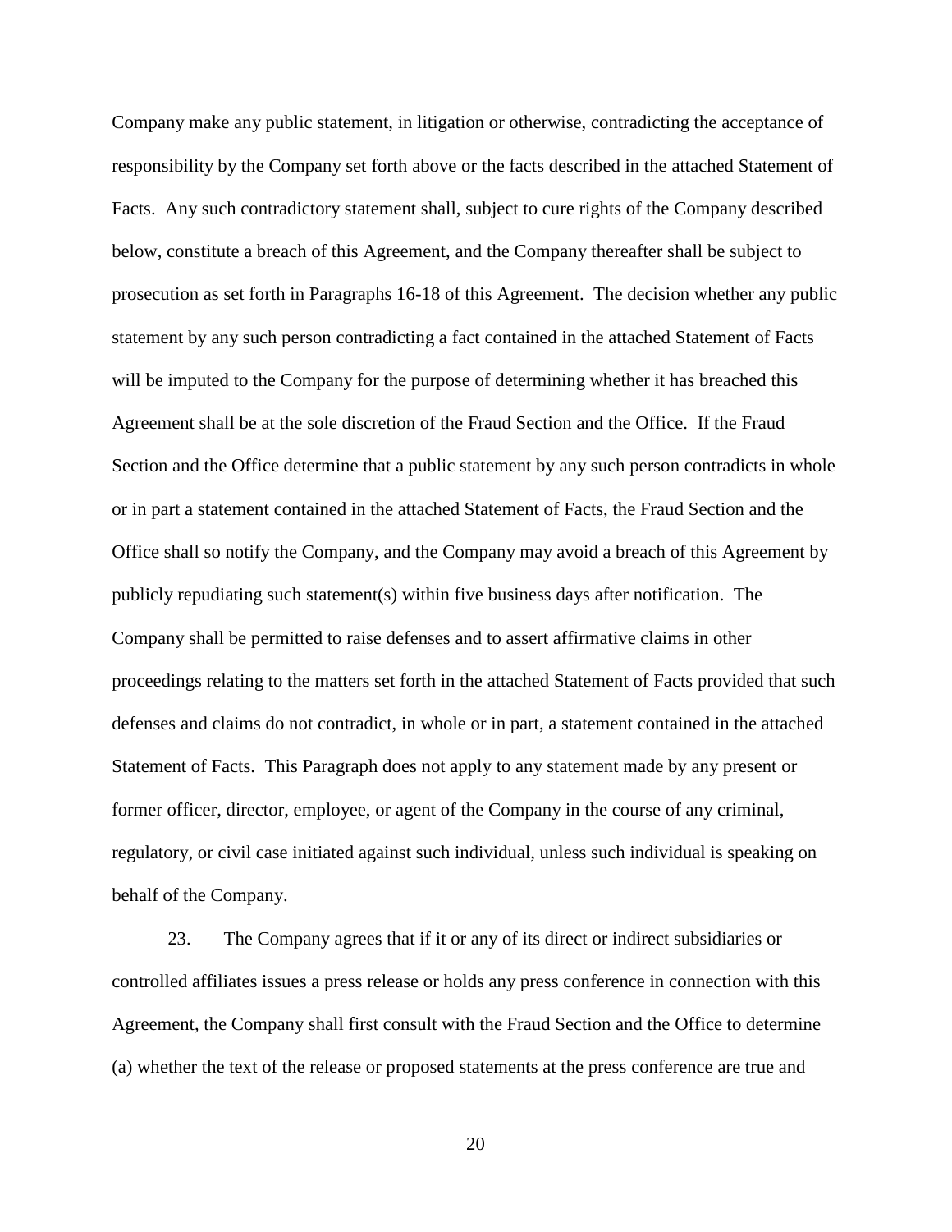Company make any public statement, in litigation or otherwise, contradicting the acceptance of responsibility by the Company set forth above or the facts described in the attached Statement of Facts. Any such contradictory statement shall, subject to cure rights of the Company described below, constitute a breach of this Agreement, and the Company thereafter shall be subject to prosecution as set forth in Paragraphs 16-18 of this Agreement. The decision whether any public statement by any such person contradicting a fact contained in the attached Statement of Facts will be imputed to the Company for the purpose of determining whether it has breached this Agreement shall be at the sole discretion of the Fraud Section and the Office. If the Fraud Section and the Office determine that a public statement by any such person contradicts in whole or in part a statement contained in the attached Statement of Facts, the Fraud Section and the Office shall so notify the Company, and the Company may avoid a breach of this Agreement by publicly repudiating such statement(s) within five business days after notification. The Company shall be permitted to raise defenses and to assert affirmative claims in other proceedings relating to the matters set forth in the attached Statement of Facts provided that such defenses and claims do not contradict, in whole or in part, a statement contained in the attached Statement of Facts. This Paragraph does not apply to any statement made by any present or former officer, director, employee, or agent of the Company in the course of any criminal, regulatory, or civil case initiated against such individual, unless such individual is speaking on behalf of the Company.

23. The Company agrees that if it or any of its direct or indirect subsidiaries or controlled affiliates issues a press release or holds any press conference in connection with this Agreement, the Company shall first consult with the Fraud Section and the Office to determine (a) whether the text of the release or proposed statements at the press conference are true and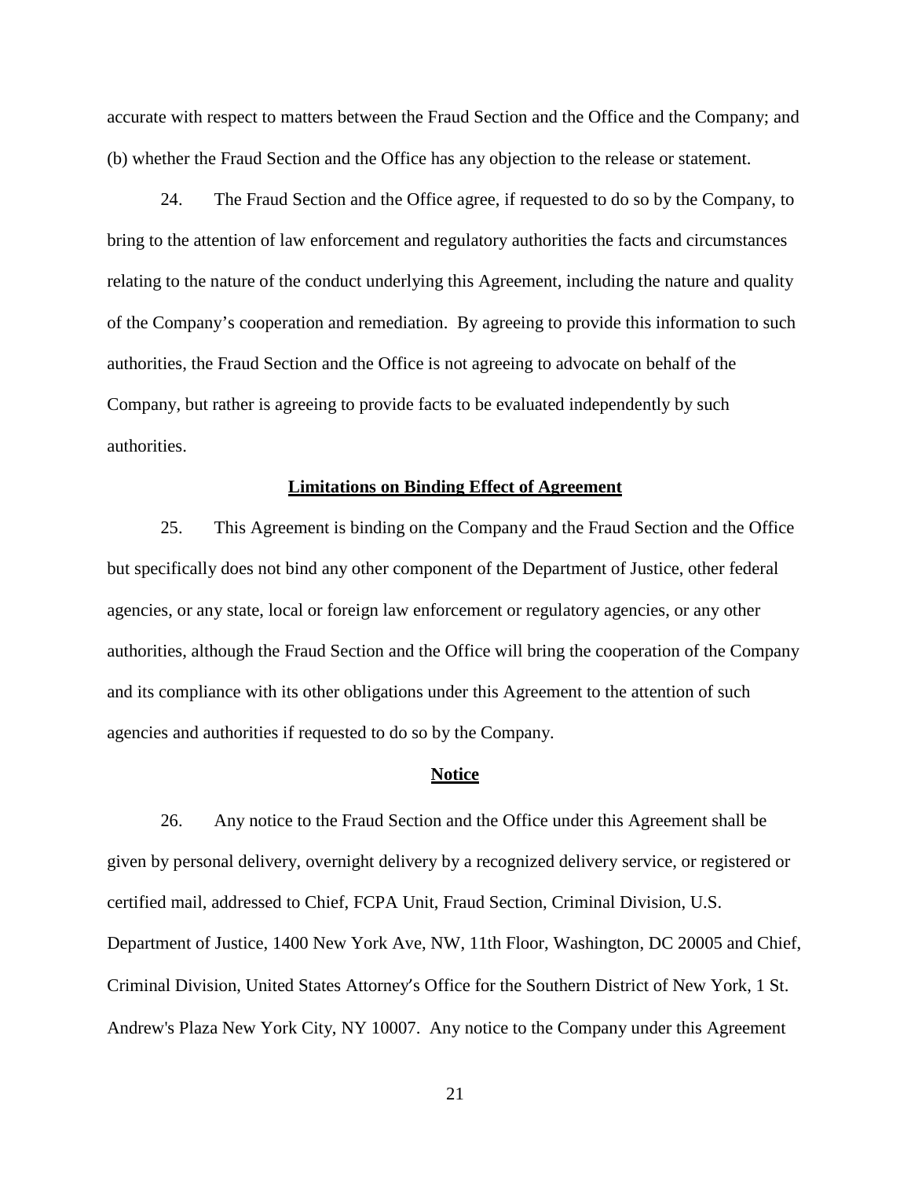accurate with respect to matters between the Fraud Section and the Office and the Company; and (b) whether the Fraud Section and the Office has any objection to the release or statement.

24. The Fraud Section and the Office agree, if requested to do so by the Company, to bring to the attention of law enforcement and regulatory authorities the facts and circumstances relating to the nature of the conduct underlying this Agreement, including the nature and quality of the Company's cooperation and remediation. By agreeing to provide this information to such authorities, the Fraud Section and the Office is not agreeing to advocate on behalf of the Company, but rather is agreeing to provide facts to be evaluated independently by such authorities.

## Limitations on Binding Effect of Agreement

25. This Agreement is binding on the Company and the Fraud Section and the Office but specifically does not bind any other component of the Department of Justice, other federal agencies, or any state, local or foreign law enforcement or regulatory agencies, or any other authorities, although the Fraud Section and the Office will bring the cooperation of the Company and its compliance with its other obligations under this Agreement to the attention of such agencies and authorities if requested to do so by the Company.

## Notice

26. Any notice to the Fraud Section and the Office under this Agreement shall be given by personal delivery, overnight delivery by a recognized delivery service, or registered or certified mail, addressed to Chief, FCPA Unit, Fraud Section, Criminal Division, U.S. Department of Justice, 1400 New York Ave, NW, 11th Floor, Washington, DC 20005 and Chief, Criminal Division, United States Attorney's Office for the Southern District of New York, 1 St. Andrew's Plaza New York City, NY 10007. Any notice to the Company under this Agreement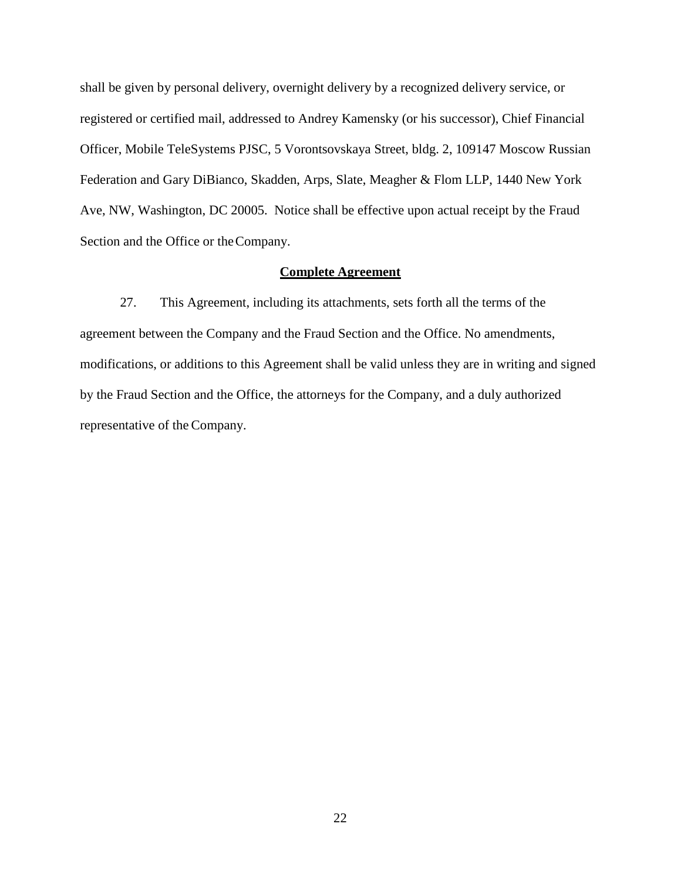shall be given by personal delivery, overnight delivery by a recognized delivery service, or registered or certified mail, addressed to Andrey Kamensky (or his successor), Chief Financial Officer, Mobile TeleSystems PJSC, 5 Vorontsovskaya Street, bldg. 2, 109147 Moscow Russian Federation and Gary DiBianco, Skadden, Arps, Slate, Meagher & Flom LLP, 1440 New York Ave, NW, Washington, DC 20005. Notice shall be effective upon actual receipt by the Fraud Section and the Office or the Company.

**Complete Agreement**

27. This Agreement, including its attachments, sets forth all the terms of the agreement between the Company and the Fraud Section and the Office. No amendments, modifications, or additions to this Agreement shall be valid unless they are in writing and signed by the Fraud Section and the Office, the attorneys for the Company, and a duly authorized representative of the Company.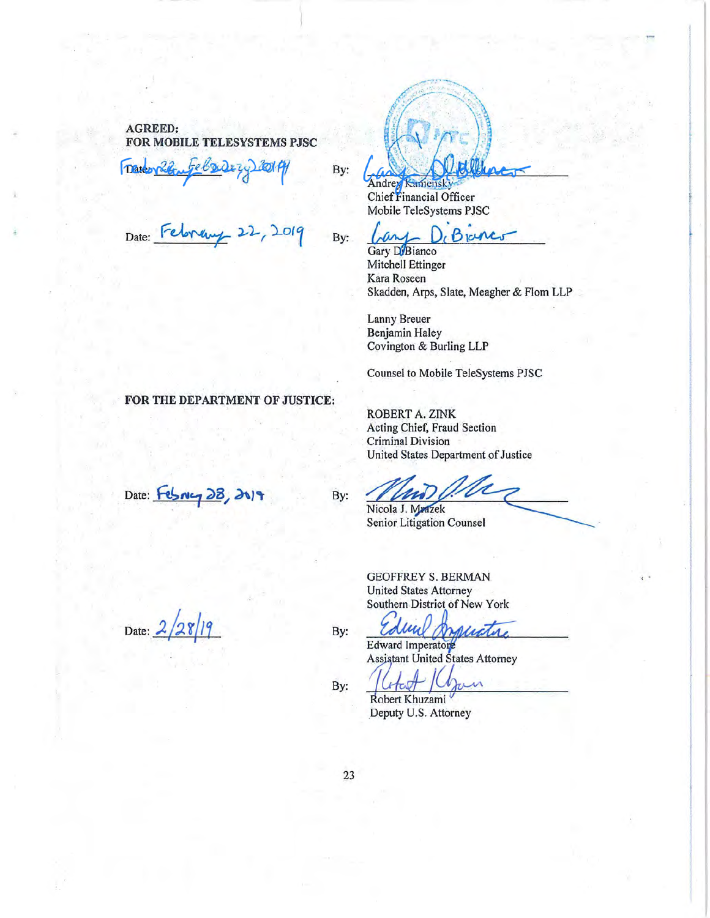**AGREED:**
**FOR MOBILE TELESYSTEMS PJSC**

Date: February 22, 2019 By: ______________________
Andrey Kamensky
Chief Financial Officer
Mobile TeleSystems PJSC

Date: February 22, 2019 By: ______________________
Gary DiBianco
Mitchell Ettinger
Kara Roseen
Skadden, Arps, Slate, Meagher & Flom LLP

Lanny Breuer
Benjamin Haley
Covington & Burling LLP

Counsel to Mobile TeleSystems PJSC

**FOR THE DEPARTMENT OF JUSTICE:**

ROBERT A. ZINK
Acting Chief, Fraud Section
Criminal Division
United States Department of Justice

Date: February 28, 2019 By: ______________________
Nicola J. Mrazek
Senior Litigation Counsel

GEOFFREY S. BERMAN
United States Attorney
Southern District of New York

Date: 2/28/19 By: ______________________
Edward Imperatore
Assistant United States Attorney

By: ______________________
Robert Khuzami
Deputy U.S. Attorney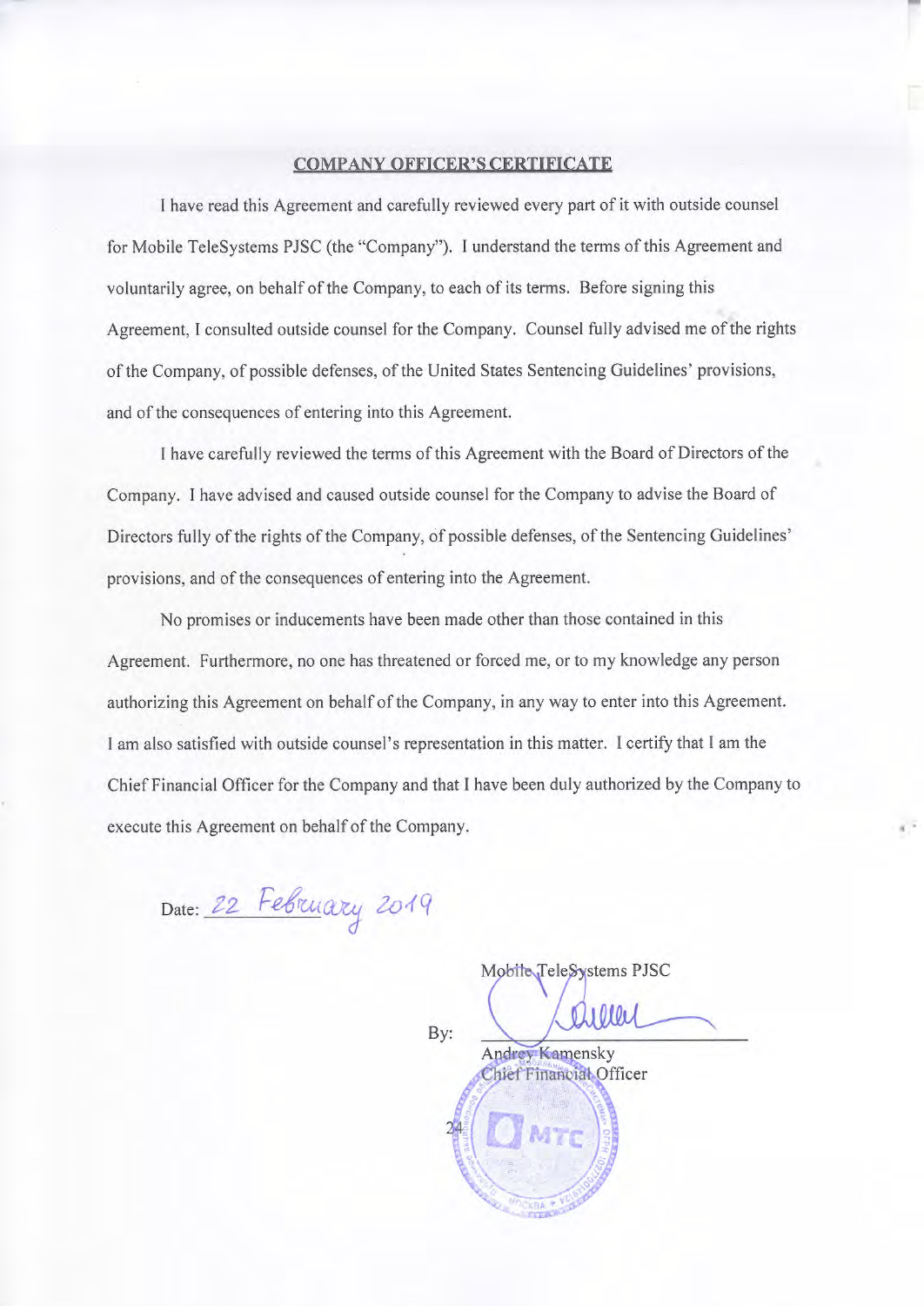## COMPANY OFFICER'S CERTIFICATE

I have read this Agreement and carefully reviewed every part of it with outside counsel for Mobile TeleSystems PJSC (the "Company"). I understand the terms of this Agreement and voluntarily agree, on behalf of the Company, to each of its terms. Before signing this Agreement, I consulted outside counsel for the Company. Counsel fully advised me of the rights of the Company, of possible defenses, of the United States Sentencing Guidelines' provisions, and of the consequences of entering into this Agreement.

I have carefully reviewed the terms of this Agreement with the Board of Directors of the Company. I have advised and caused outside counsel for the Company to advise the Board of Directors fully of the rights of the Company, of possible defenses, of the Sentencing Guidelines' provisions, and of the consequences of entering into the Agreement.

No promises or inducements have been made other than those contained in this Agreement. Furthermore, no one has threatened or forced me, or to my knowledge any person authorizing this Agreement on behalf of the Company, in any way to enter into this Agreement. I am also satisfied with outside counsel's representation in this matter. I certify that I am the Chief Financial Officer for the Company and that I have been duly authorized by the Company to execute this Agreement on behalf of the Company.

Date: 22 February 2019

Mobile TeleSystems PJSC

By: ______________________________

Andrey Kamensky
Chief Financial Officer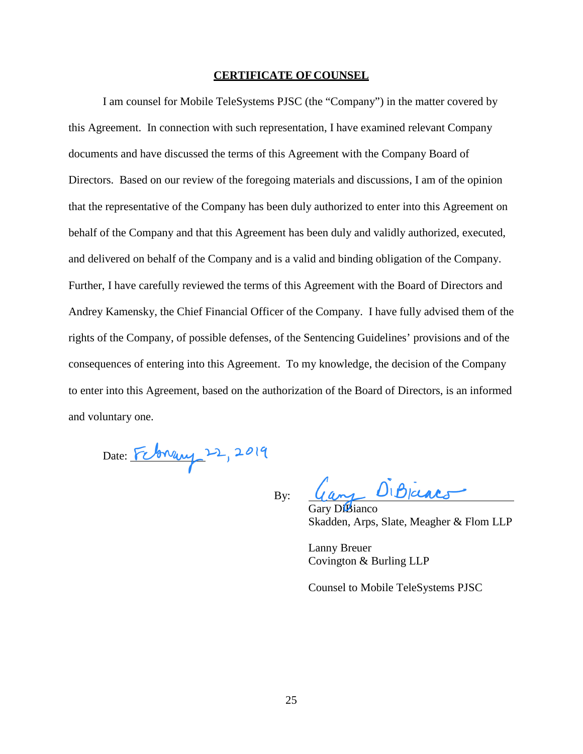**CERTIFICATE OF COUNSEL**

I am counsel for Mobile TeleSystems PJSC (the "Company") in the matter covered by this Agreement. In connection with such representation, I have examined relevant Company documents and have discussed the terms of this Agreement with the Company Board of Directors. Based on our review of the foregoing materials and discussions, I am of the opinion that the representative of the Company has been duly authorized to enter into this Agreement on behalf of the Company and that this Agreement has been duly and validly authorized, executed, and delivered on behalf of the Company and is a valid and binding obligation of the Company. Further, I have carefully reviewed the terms of this Agreement with the Board of Directors and Andrey Kamensky, the Chief Financial Officer of the Company. I have fully advised them of the rights of the Company, of possible defenses, of the Sentencing Guidelines' provisions and of the consequences of entering into this Agreement. To my knowledge, the decision of the Company to enter into this Agreement, based on the authorization of the Board of Directors, is an informed and voluntary one.

Date: February 22, 2019

By: Gary DiBianco

Gary DiBianco
Skadden, Arps, Slate, Meagher & Flom LLP

Lanny Breuer
Covington & Burling LLP

Counsel to Mobile TeleSystems PJSC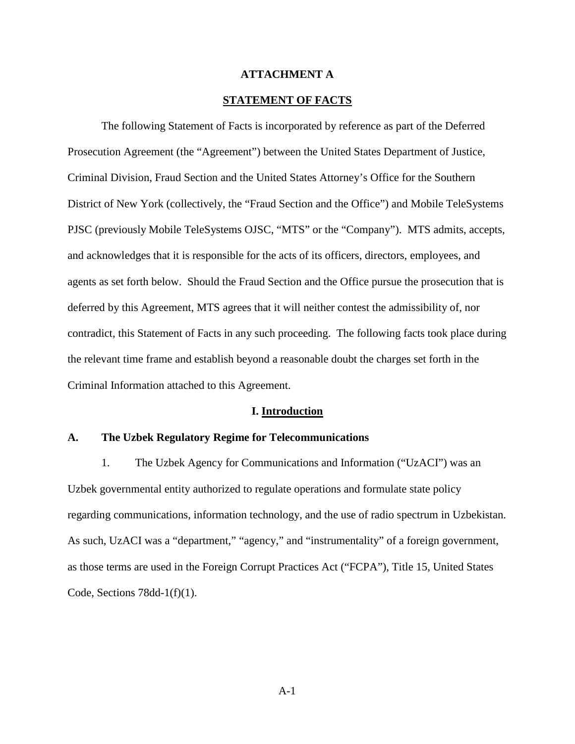# ATTACHMENT A

## STATEMENT OF FACTS

The following Statement of Facts is incorporated by reference as part of the Deferred Prosecution Agreement (the "Agreement") between the United States Department of Justice, Criminal Division, Fraud Section and the United States Attorney's Office for the Southern District of New York (collectively, the "Fraud Section and the Office") and Mobile TeleSystems PJSC (previously Mobile TeleSystems OJSC, "MTS" or the "Company"). MTS admits, accepts, and acknowledges that it is responsible for the acts of its officers, directors, employees, and agents as set forth below. Should the Fraud Section and the Office pursue the prosecution that is deferred by this Agreement, MTS agrees that it will neither contest the admissibility of, nor contradict, this Statement of Facts in any such proceeding. The following facts took place during the relevant time frame and establish beyond a reasonable doubt the charges set forth in the Criminal Information attached to this Agreement.

## I. Introduction

### A. The Uzbek Regulatory Regime for Telecommunications

1. The Uzbek Agency for Communications and Information ("UzACI") was an Uzbek governmental entity authorized to regulate operations and formulate state policy regarding communications, information technology, and the use of radio spectrum in Uzbekistan. As such, UzACI was a "department," "agency," and "instrumentality" of a foreign government, as those terms are used in the Foreign Corrupt Practices Act ("FCPA"), Title 15, United States Code, Sections 78dd-1(f)(1).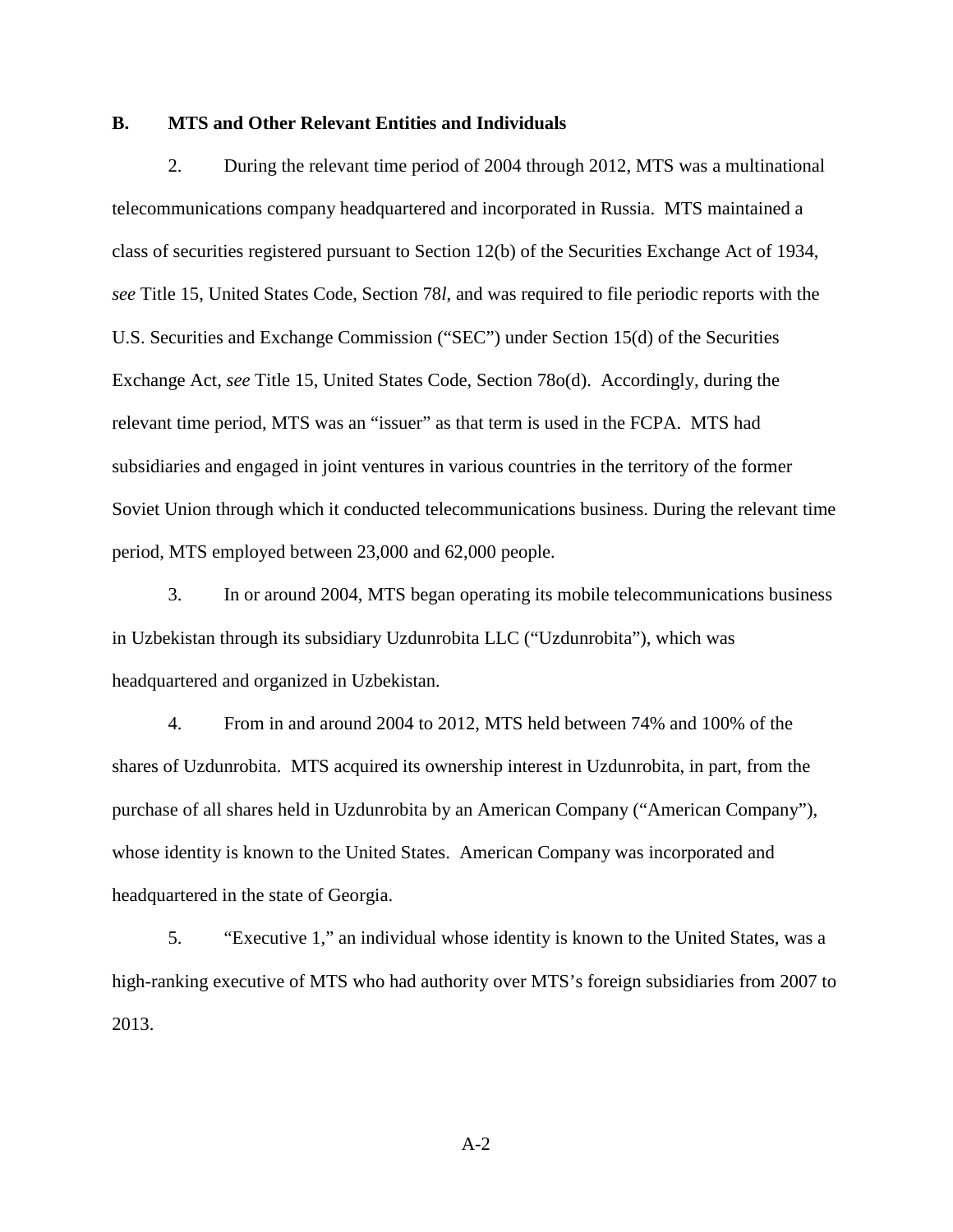### B. MTS and Other Relevant Entities and Individuals

2. During the relevant time period of 2004 through 2012, MTS was a multinational telecommunications company headquartered and incorporated in Russia. MTS maintained a class of securities registered pursuant to Section 12(b) of the Securities Exchange Act of 1934, *see* Title 15, United States Code, Section 78*l*, and was required to file periodic reports with the U.S. Securities and Exchange Commission ("SEC") under Section 15(d) of the Securities Exchange Act, *see* Title 15, United States Code, Section 78o(d). Accordingly, during the relevant time period, MTS was an "issuer" as that term is used in the FCPA. MTS had subsidiaries and engaged in joint ventures in various countries in the territory of the former Soviet Union through which it conducted telecommunications business. During the relevant time period, MTS employed between 23,000 and 62,000 people.

3. In or around 2004, MTS began operating its mobile telecommunications business in Uzbekistan through its subsidiary Uzdunrobita LLC ("Uzdunrobita"), which was headquartered and organized in Uzbekistan.

4. From in and around 2004 to 2012, MTS held between 74% and 100% of the shares of Uzdunrobita. MTS acquired its ownership interest in Uzdunrobita, in part, from the purchase of all shares held in Uzdunrobita by an American Company ("American Company"), whose identity is known to the United States. American Company was incorporated and headquartered in the state of Georgia.

5. "Executive 1," an individual whose identity is known to the United States, was a high-ranking executive of MTS who had authority over MTS's foreign subsidiaries from 2007 to 2013.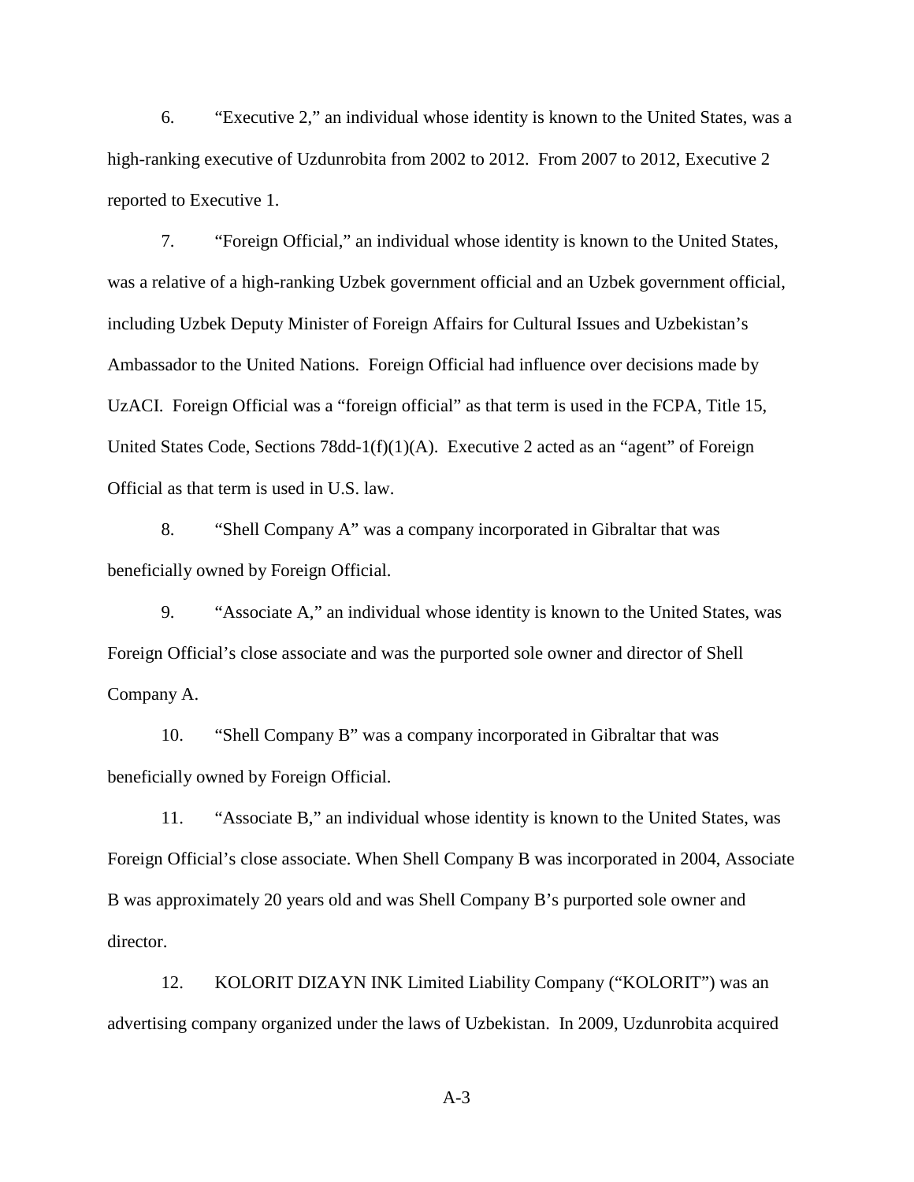6. “Executive 2,” an individual whose identity is known to the United States, was a high-ranking executive of Uzdunrobita from 2002 to 2012. From 2007 to 2012, Executive 2 reported to Executive 1.

7. “Foreign Official,” an individual whose identity is known to the United States, was a relative of a high-ranking Uzbek government official and an Uzbek government official, including Uzbek Deputy Minister of Foreign Affairs for Cultural Issues and Uzbekistan’s Ambassador to the United Nations. Foreign Official had influence over decisions made by UzACI. Foreign Official was a “foreign official” as that term is used in the FCPA, Title 15, United States Code, Sections 78dd-1(f)(1)(A). Executive 2 acted as an “agent” of Foreign Official as that term is used in U.S. law.

8. “Shell Company A” was a company incorporated in Gibraltar that was beneficially owned by Foreign Official.

9. “Associate A,” an individual whose identity is known to the United States, was Foreign Official’s close associate and was the purported sole owner and director of Shell Company A.

10. “Shell Company B” was a company incorporated in Gibraltar that was beneficially owned by Foreign Official.

11. “Associate B,” an individual whose identity is known to the United States, was Foreign Official’s close associate. When Shell Company B was incorporated in 2004, Associate B was approximately 20 years old and was Shell Company B’s purported sole owner and director.

12. KOLORIT DIZAYN INK Limited Liability Company (“KOLORIT”) was an advertising company organized under the laws of Uzbekistan. In 2009, Uzdunrobita acquired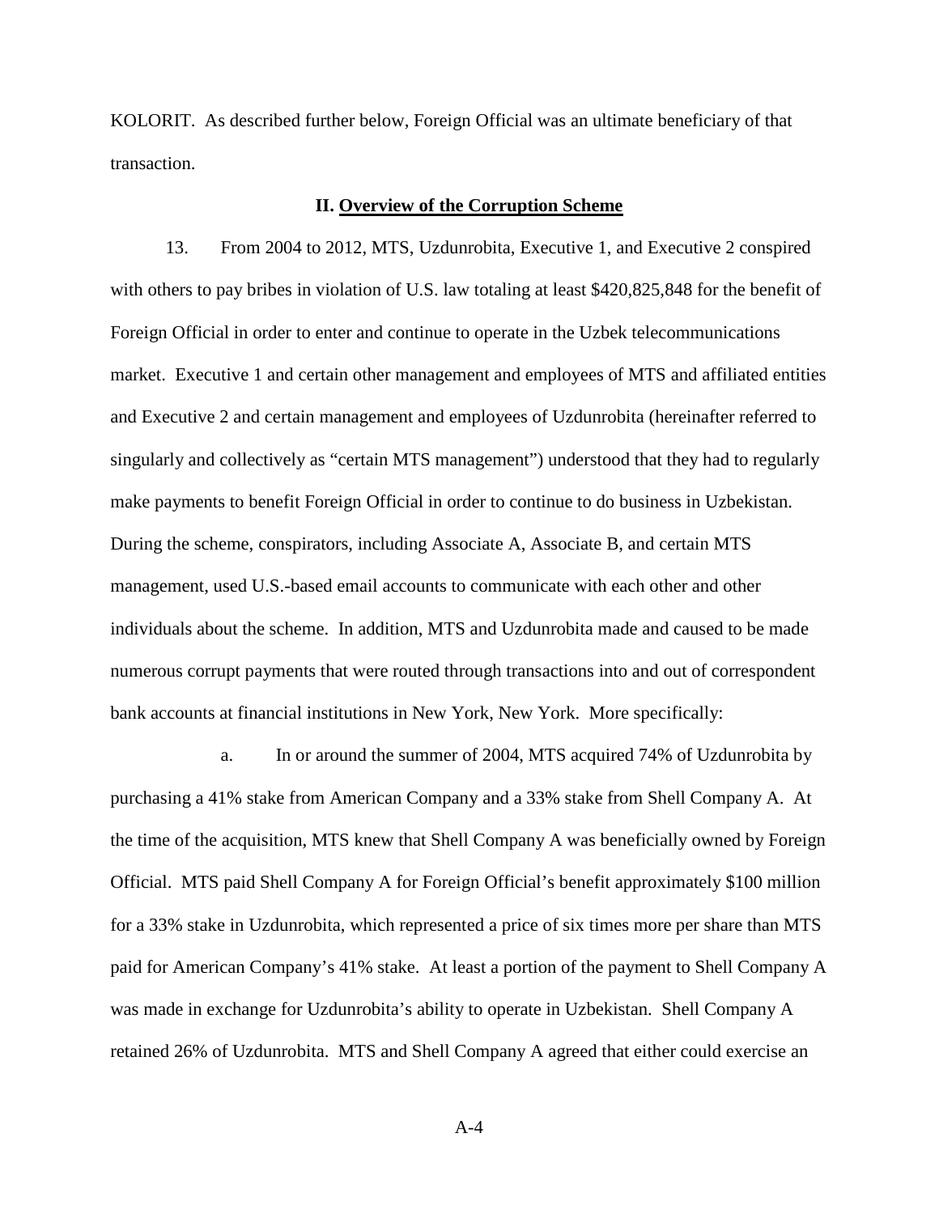KOLORIT. As described further below, Foreign Official was an ultimate beneficiary of that transaction.

## II. Overview of the Corruption Scheme

13. From 2004 to 2012, MTS, Uzdunrobita, Executive 1, and Executive 2 conspired with others to pay bribes in violation of U.S. law totaling at least $420,825,848 for the benefit of Foreign Official in order to enter and continue to operate in the Uzbek telecommunications market. Executive 1 and certain other management and employees of MTS and affiliated entities and Executive 2 and certain management and employees of Uzdunrobita (hereinafter referred to singularly and collectively as "certain MTS management") understood that they had to regularly make payments to benefit Foreign Official in order to continue to do business in Uzbekistan. During the scheme, conspirators, including Associate A, Associate B, and certain MTS management, used U.S.-based email accounts to communicate with each other and other individuals about the scheme. In addition, MTS and Uzdunrobita made and caused to be made numerous corrupt payments that were routed through transactions into and out of correspondent bank accounts at financial institutions in New York, New York. More specifically:

a. In or around the summer of 2004, MTS acquired 74% of Uzdunrobita by purchasing a 41% stake from American Company and a 33% stake from Shell Company A. At the time of the acquisition, MTS knew that Shell Company A was beneficially owned by Foreign Official. MTS paid Shell Company A for Foreign Official's benefit approximately $100 million for a 33% stake in Uzdunrobita, which represented a price of six times more per share than MTS paid for American Company's 41% stake. At least a portion of the payment to Shell Company A was made in exchange for Uzdunrobita's ability to operate in Uzbekistan. Shell Company A retained 26% of Uzdunrobita. MTS and Shell Company A agreed that either could exercise an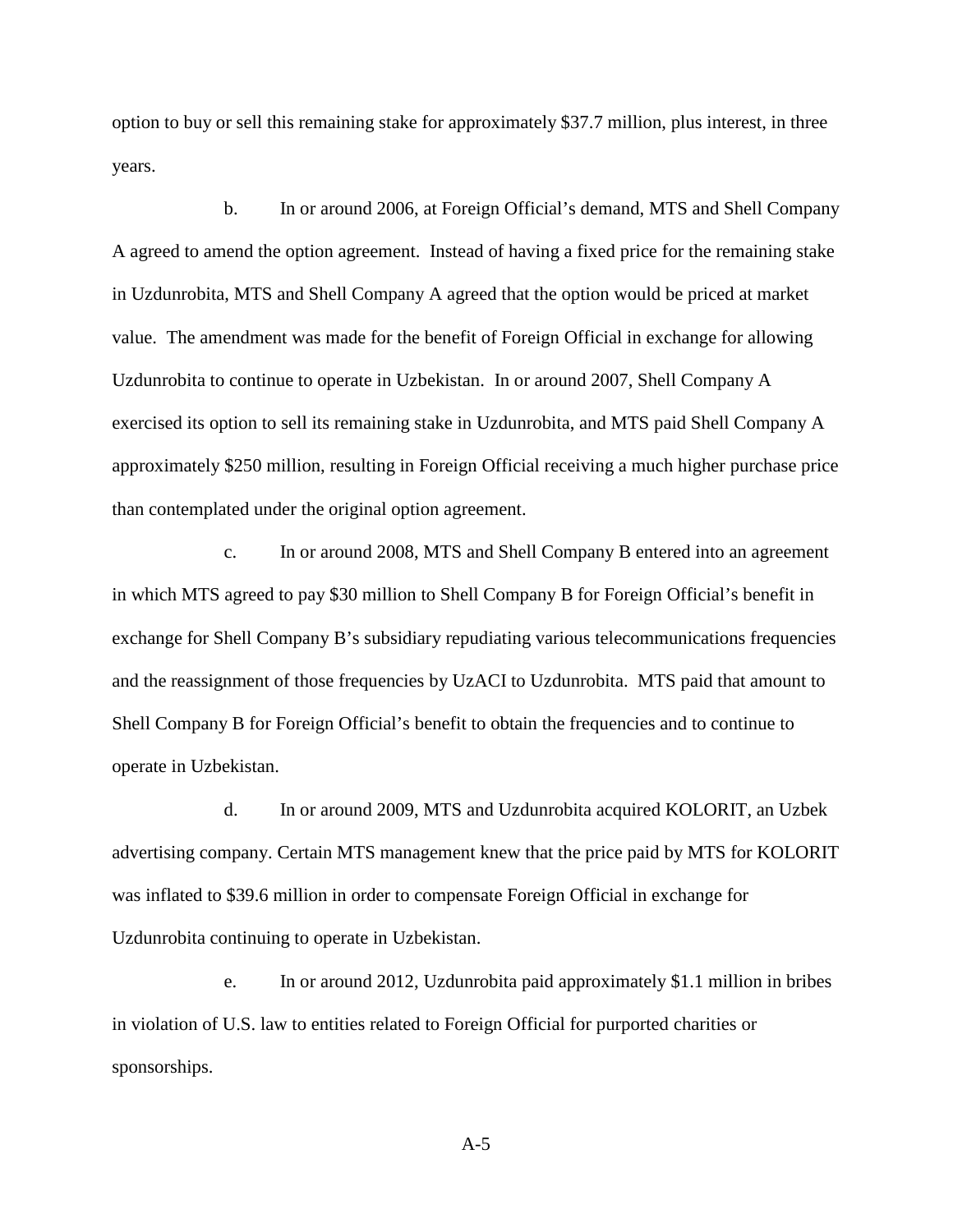option to buy or sell this remaining stake for approximately $37.7 million, plus interest, in three years.

b. In or around 2006, at Foreign Official's demand, MTS and Shell Company A agreed to amend the option agreement. Instead of having a fixed price for the remaining stake in Uzdunrobita, MTS and Shell Company A agreed that the option would be priced at market value. The amendment was made for the benefit of Foreign Official in exchange for allowing Uzdunrobita to continue to operate in Uzbekistan. In or around 2007, Shell Company A exercised its option to sell its remaining stake in Uzdunrobita, and MTS paid Shell Company A approximately $250 million, resulting in Foreign Official receiving a much higher purchase price than contemplated under the original option agreement.

c. In or around 2008, MTS and Shell Company B entered into an agreement in which MTS agreed to pay $30 million to Shell Company B for Foreign Official's benefit in exchange for Shell Company B's subsidiary repudiating various telecommunications frequencies and the reassignment of those frequencies by UzACI to Uzdunrobita. MTS paid that amount to Shell Company B for Foreign Official's benefit to obtain the frequencies and to continue to operate in Uzbekistan.

d. In or around 2009, MTS and Uzdunrobita acquired KOLORIT, an Uzbek advertising company. Certain MTS management knew that the price paid by MTS for KOLORIT was inflated to $39.6 million in order to compensate Foreign Official in exchange for Uzdunrobita continuing to operate in Uzbekistan.

e. In or around 2012, Uzdunrobita paid approximately $1.1 million in bribes in violation of U.S. law to entities related to Foreign Official for purported charities or sponsorships.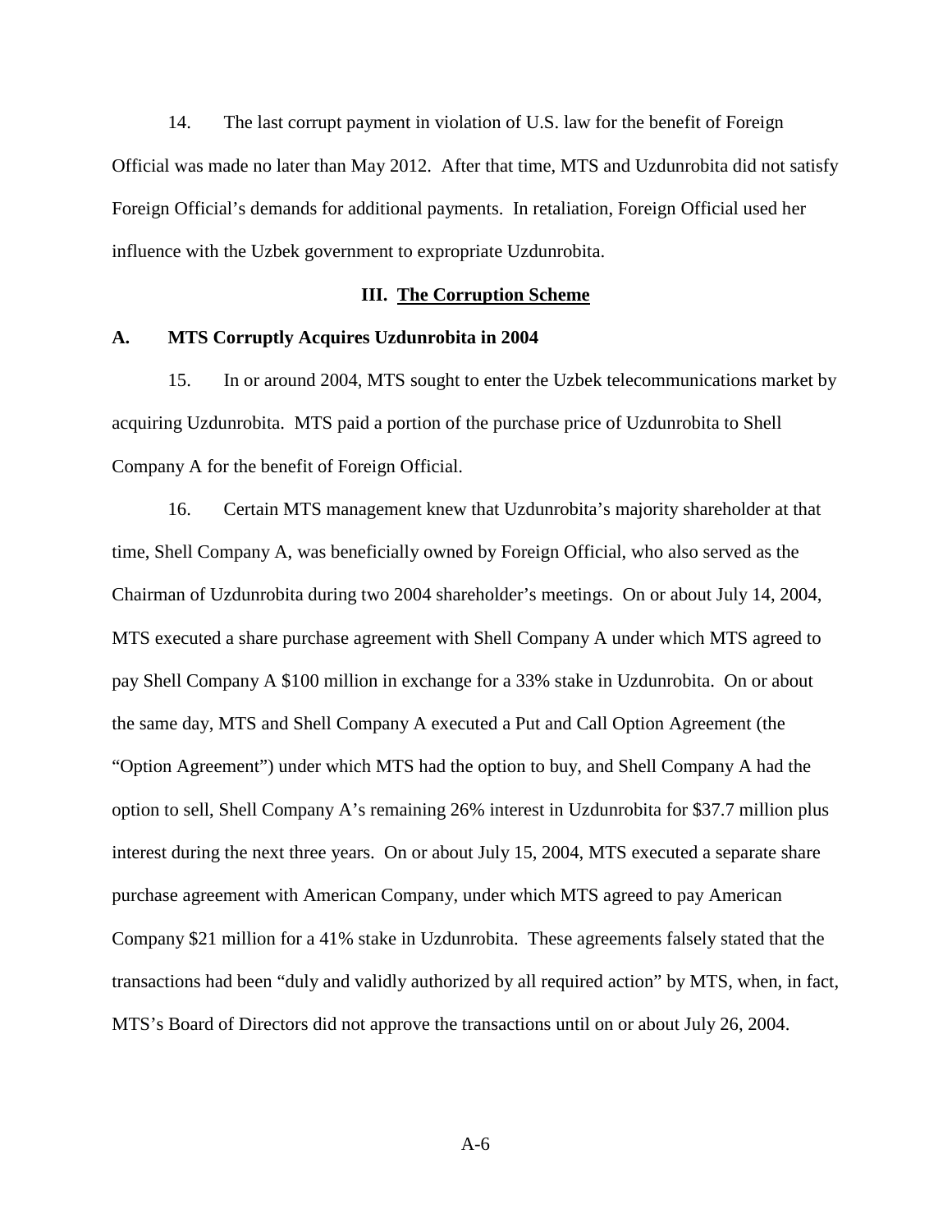14. The last corrupt payment in violation of U.S. law for the benefit of Foreign Official was made no later than May 2012. After that time, MTS and Uzdunrobita did not satisfy Foreign Official's demands for additional payments. In retaliation, Foreign Official used her influence with the Uzbek government to expropriate Uzdunrobita.

## III. The Corruption Scheme

### A. MTS Corruptly Acquires Uzdunrobita in 2004

15. In or around 2004, MTS sought to enter the Uzbek telecommunications market by acquiring Uzdunrobita. MTS paid a portion of the purchase price of Uzdunrobita to Shell Company A for the benefit of Foreign Official.

16. Certain MTS management knew that Uzdunrobita's majority shareholder at that time, Shell Company A, was beneficially owned by Foreign Official, who also served as the Chairman of Uzdunrobita during two 2004 shareholder's meetings. On or about July 14, 2004, MTS executed a share purchase agreement with Shell Company A under which MTS agreed to pay Shell Company A \$100 million in exchange for a 33% stake in Uzdunrobita. On or about the same day, MTS and Shell Company A executed a Put and Call Option Agreement (the "Option Agreement") under which MTS had the option to buy, and Shell Company A had the option to sell, Shell Company A's remaining 26% interest in Uzdunrobita for \$37.7 million plus interest during the next three years. On or about July 15, 2004, MTS executed a separate share purchase agreement with American Company, under which MTS agreed to pay American Company \$21 million for a 41% stake in Uzdunrobita. These agreements falsely stated that the transactions had been "duly and validly authorized by all required action" by MTS, when, in fact, MTS's Board of Directors did not approve the transactions until on or about July 26, 2004.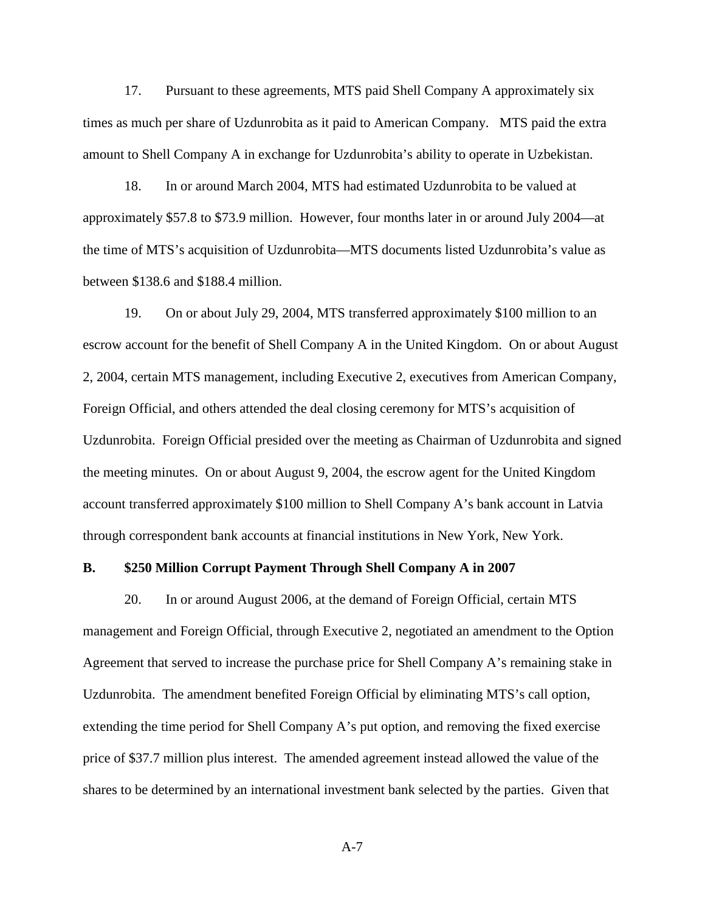17. Pursuant to these agreements, MTS paid Shell Company A approximately six times as much per share of Uzdunrobita as it paid to American Company. MTS paid the extra amount to Shell Company A in exchange for Uzdunrobita's ability to operate in Uzbekistan.

18. In or around March 2004, MTS had estimated Uzdunrobita to be valued at approximately $57.8 to $73.9 million. However, four months later in or around July 2004—at the time of MTS's acquisition of Uzdunrobita—MTS documents listed Uzdunrobita's value as between $138.6 and $188.4 million.

19. On or about July 29, 2004, MTS transferred approximately $100 million to an escrow account for the benefit of Shell Company A in the United Kingdom. On or about August 2, 2004, certain MTS management, including Executive 2, executives from American Company, Foreign Official, and others attended the deal closing ceremony for MTS's acquisition of Uzdunrobita. Foreign Official presided over the meeting as Chairman of Uzdunrobita and signed the meeting minutes. On or about August 9, 2004, the escrow agent for the United Kingdom account transferred approximately $100 million to Shell Company A's bank account in Latvia through correspondent bank accounts at financial institutions in New York, New York.

**B. $250 Million Corrupt Payment Through Shell Company A in 2007**

20. In or around August 2006, at the demand of Foreign Official, certain MTS management and Foreign Official, through Executive 2, negotiated an amendment to the Option Agreement that served to increase the purchase price for Shell Company A's remaining stake in Uzdunrobita. The amendment benefited Foreign Official by eliminating MTS's call option, extending the time period for Shell Company A's put option, and removing the fixed exercise price of $37.7 million plus interest. The amended agreement instead allowed the value of the shares to be determined by an international investment bank selected by the parties. Given that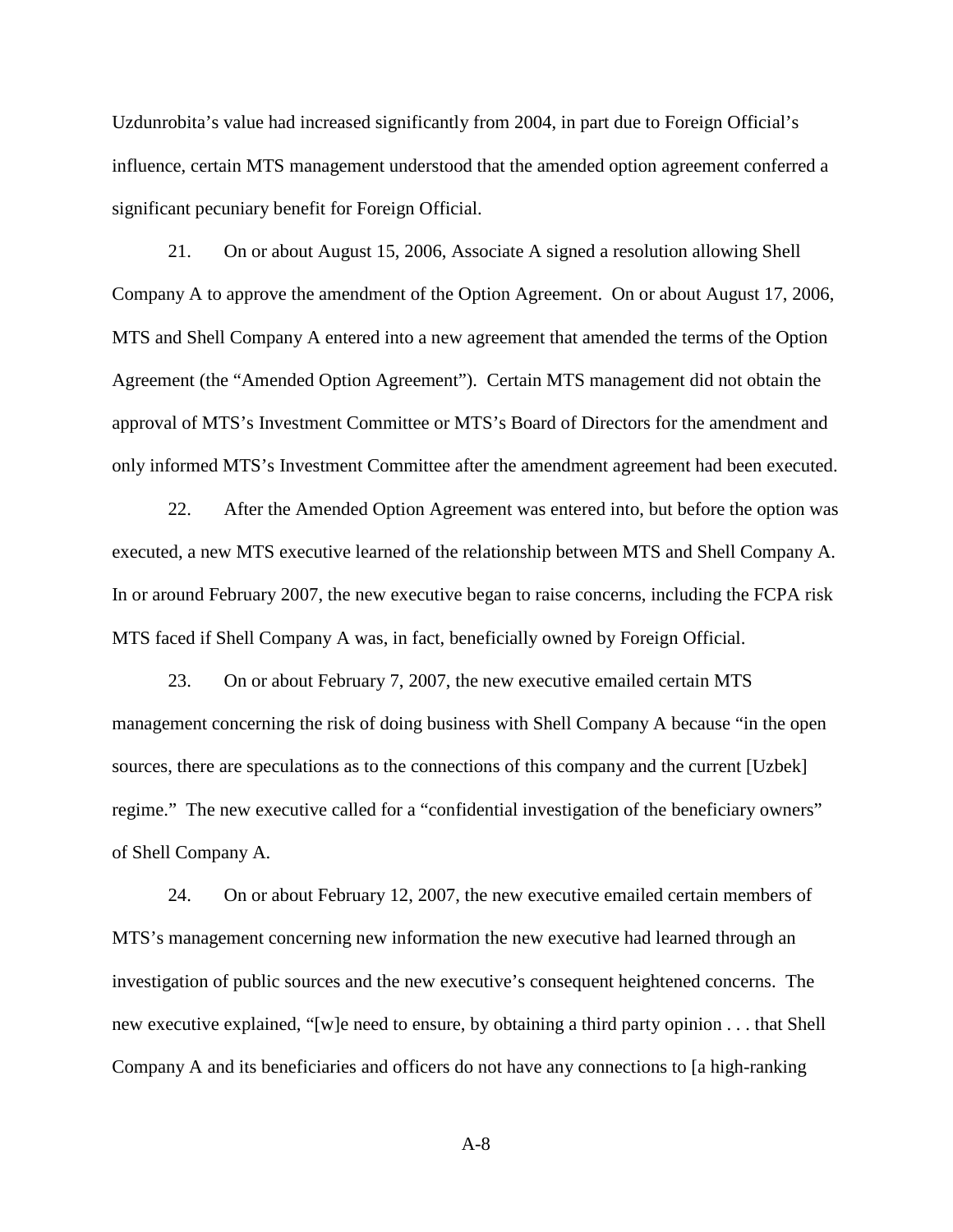Uzdunrobita's value had increased significantly from 2004, in part due to Foreign Official's influence, certain MTS management understood that the amended option agreement conferred a significant pecuniary benefit for Foreign Official.

21. On or about August 15, 2006, Associate A signed a resolution allowing Shell Company A to approve the amendment of the Option Agreement. On or about August 17, 2006, MTS and Shell Company A entered into a new agreement that amended the terms of the Option Agreement (the "Amended Option Agreement"). Certain MTS management did not obtain the approval of MTS's Investment Committee or MTS's Board of Directors for the amendment and only informed MTS's Investment Committee after the amendment agreement had been executed.

22. After the Amended Option Agreement was entered into, but before the option was executed, a new MTS executive learned of the relationship between MTS and Shell Company A. In or around February 2007, the new executive began to raise concerns, including the FCPA risk MTS faced if Shell Company A was, in fact, beneficially owned by Foreign Official.

23. On or about February 7, 2007, the new executive emailed certain MTS management concerning the risk of doing business with Shell Company A because "in the open sources, there are speculations as to the connections of this company and the current [Uzbek] regime." The new executive called for a "confidential investigation of the beneficiary owners" of Shell Company A.

24. On or about February 12, 2007, the new executive emailed certain members of MTS's management concerning new information the new executive had learned through an investigation of public sources and the new executive's consequent heightened concerns. The new executive explained, "[w]e need to ensure, by obtaining a third party opinion . . . that Shell Company A and its beneficiaries and officers do not have any connections to [a high-ranking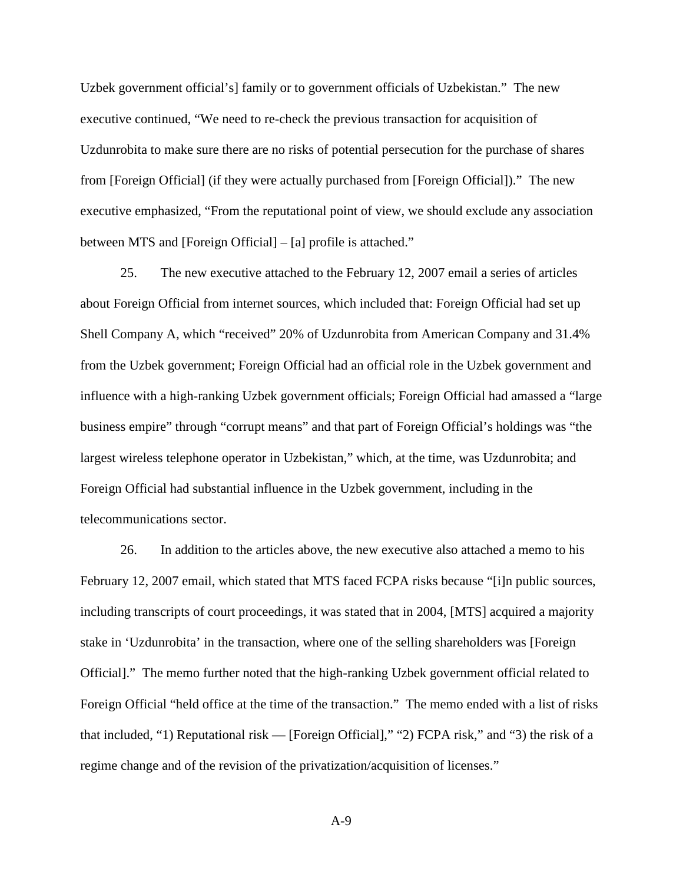Uzbek government official's] family or to government officials of Uzbekistan." The new executive continued, "We need to re-check the previous transaction for acquisition of Uzdunrobita to make sure there are no risks of potential persecution for the purchase of shares from [Foreign Official] (if they were actually purchased from [Foreign Official])." The new executive emphasized, "From the reputational point of view, we should exclude any association between MTS and [Foreign Official] – [a] profile is attached."

25. The new executive attached to the February 12, 2007 email a series of articles about Foreign Official from internet sources, which included that: Foreign Official had set up Shell Company A, which "received" 20% of Uzdunrobita from American Company and 31.4% from the Uzbek government; Foreign Official had an official role in the Uzbek government and influence with a high-ranking Uzbek government officials; Foreign Official had amassed a "large business empire" through "corrupt means" and that part of Foreign Official's holdings was "the largest wireless telephone operator in Uzbekistan," which, at the time, was Uzdunrobita; and Foreign Official had substantial influence in the Uzbek government, including in the telecommunications sector.

26. In addition to the articles above, the new executive also attached a memo to his February 12, 2007 email, which stated that MTS faced FCPA risks because "[i]n public sources, including transcripts of court proceedings, it was stated that in 2004, [MTS] acquired a majority stake in 'Uzdunrobita' in the transaction, where one of the selling shareholders was [Foreign Official]." The memo further noted that the high-ranking Uzbek government official related to Foreign Official "held office at the time of the transaction." The memo ended with a list of risks that included, "1) Reputational risk — [Foreign Official]," "2) FCPA risk," and "3) the risk of a regime change and of the revision of the privatization/acquisition of licenses."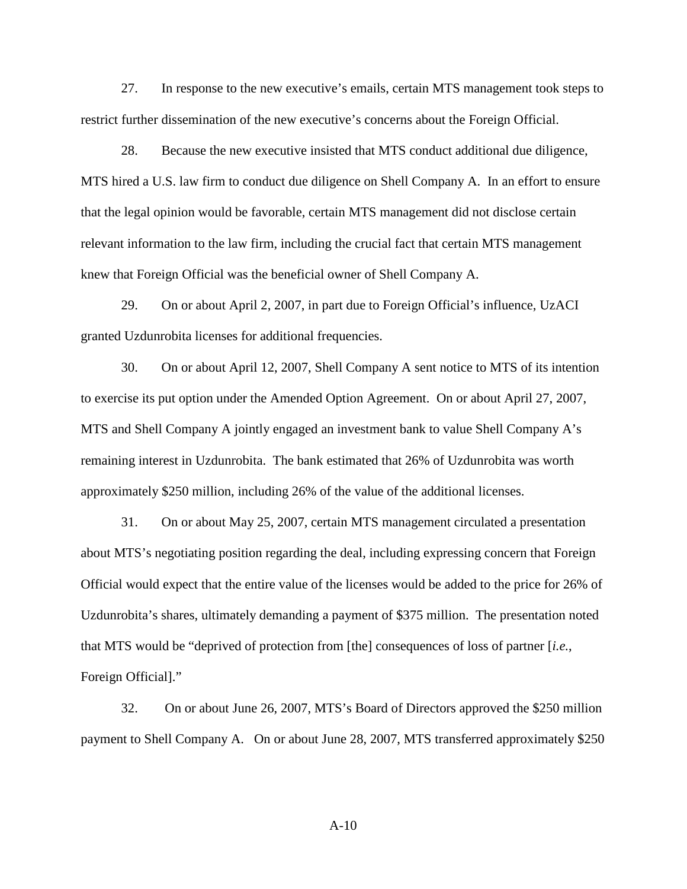27. In response to the new executive's emails, certain MTS management took steps to restrict further dissemination of the new executive's concerns about the Foreign Official.

28. Because the new executive insisted that MTS conduct additional due diligence, MTS hired a U.S. law firm to conduct due diligence on Shell Company A. In an effort to ensure that the legal opinion would be favorable, certain MTS management did not disclose certain relevant information to the law firm, including the crucial fact that certain MTS management knew that Foreign Official was the beneficial owner of Shell Company A.

29. On or about April 2, 2007, in part due to Foreign Official's influence, UzACI granted Uzdunrobita licenses for additional frequencies.

30. On or about April 12, 2007, Shell Company A sent notice to MTS of its intention to exercise its put option under the Amended Option Agreement. On or about April 27, 2007, MTS and Shell Company A jointly engaged an investment bank to value Shell Company A's remaining interest in Uzdunrobita. The bank estimated that 26% of Uzdunrobita was worth approximately $250 million, including 26% of the value of the additional licenses.

31. On or about May 25, 2007, certain MTS management circulated a presentation about MTS's negotiating position regarding the deal, including expressing concern that Foreign Official would expect that the entire value of the licenses would be added to the price for 26% of Uzdunrobita's shares, ultimately demanding a payment of $375 million. The presentation noted that MTS would be "deprived of protection from [the] consequences of loss of partner [*i.e.*, Foreign Official]."

32. On or about June 26, 2007, MTS's Board of Directors approved the $250 million payment to Shell Company A. On or about June 28, 2007, MTS transferred approximately $250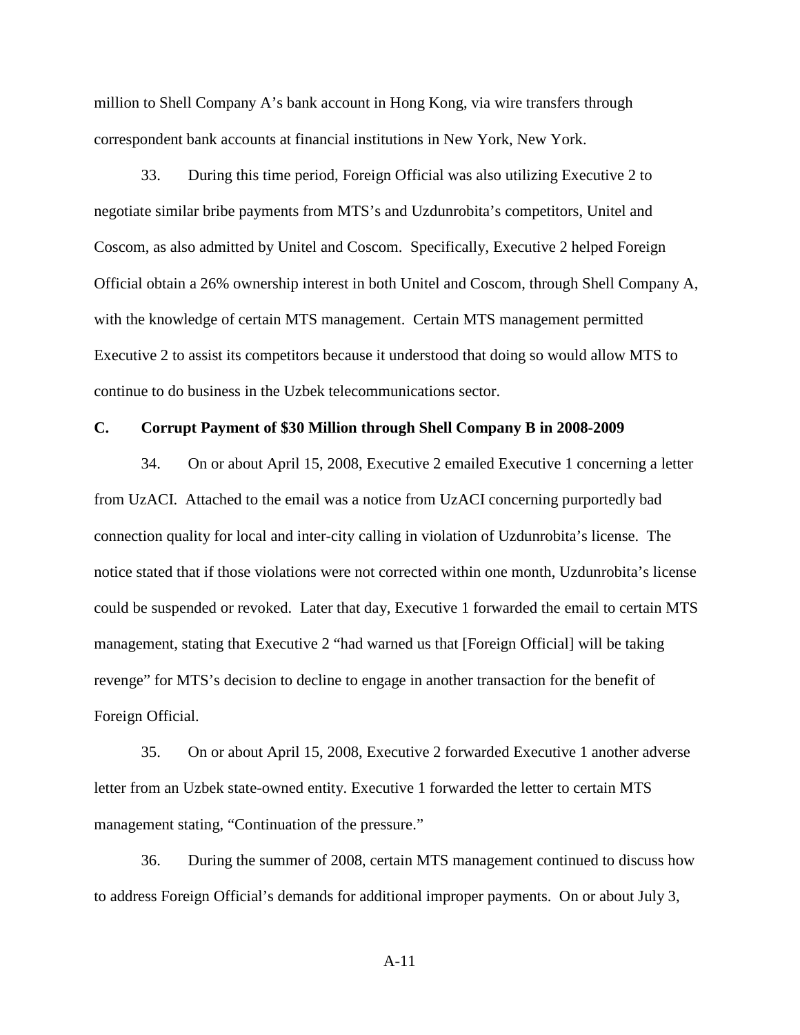million to Shell Company A's bank account in Hong Kong, via wire transfers through correspondent bank accounts at financial institutions in New York, New York.

33. During this time period, Foreign Official was also utilizing Executive 2 to negotiate similar bribe payments from MTS's and Uzdunrobita's competitors, Unitel and Coscom, as also admitted by Unitel and Coscom. Specifically, Executive 2 helped Foreign Official obtain a 26% ownership interest in both Unitel and Coscom, through Shell Company A, with the knowledge of certain MTS management. Certain MTS management permitted Executive 2 to assist its competitors because it understood that doing so would allow MTS to continue to do business in the Uzbek telecommunications sector.

### C. Corrupt Payment of $30 Million through Shell Company B in 2008-2009

34. On or about April 15, 2008, Executive 2 emailed Executive 1 concerning a letter from UzACI. Attached to the email was a notice from UzACI concerning purportedly bad connection quality for local and inter-city calling in violation of Uzdunrobita's license. The notice stated that if those violations were not corrected within one month, Uzdunrobita's license could be suspended or revoked. Later that day, Executive 1 forwarded the email to certain MTS management, stating that Executive 2 "had warned us that [Foreign Official] will be taking revenge" for MTS's decision to decline to engage in another transaction for the benefit of Foreign Official.

35. On or about April 15, 2008, Executive 2 forwarded Executive 1 another adverse letter from an Uzbek state-owned entity. Executive 1 forwarded the letter to certain MTS management stating, "Continuation of the pressure."

36. During the summer of 2008, certain MTS management continued to discuss how to address Foreign Official's demands for additional improper payments. On or about July 3,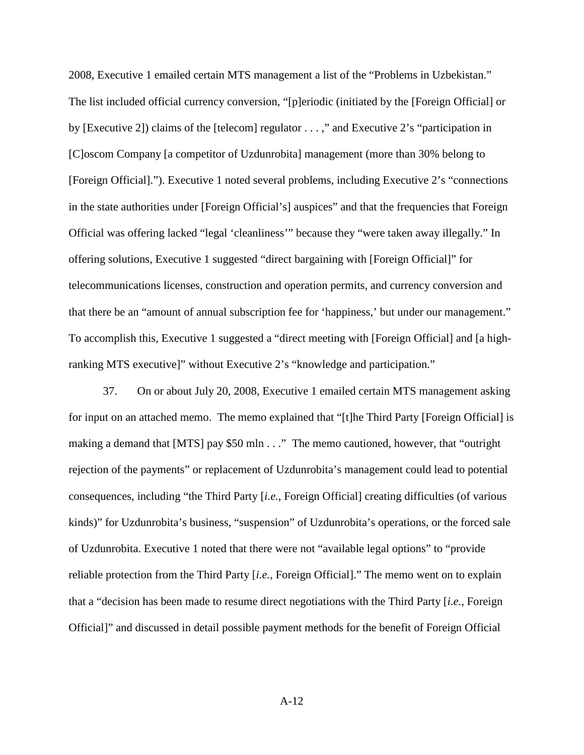2008, Executive 1 emailed certain MTS management a list of the "Problems in Uzbekistan." The list included official currency conversion, "[p]eriodic (initiated by the [Foreign Official] or by [Executive 2]) claims of the [telecom] regulator . . . ," and Executive 2's "participation in [C]oscom Company [a competitor of Uzdunrobita] management (more than 30% belong to [Foreign Official]."). Executive 1 noted several problems, including Executive 2's "connections in the state authorities under [Foreign Official's] auspices" and that the frequencies that Foreign Official was offering lacked "legal 'cleanliness'" because they "were taken away illegally." In offering solutions, Executive 1 suggested "direct bargaining with [Foreign Official]" for telecommunications licenses, construction and operation permits, and currency conversion and that there be an "amount of annual subscription fee for 'happiness,' but under our management." To accomplish this, Executive 1 suggested a "direct meeting with [Foreign Official] and [a high-ranking MTS executive]" without Executive 2's "knowledge and participation."

37. On or about July 20, 2008, Executive 1 emailed certain MTS management asking for input on an attached memo. The memo explained that "[t]he Third Party [Foreign Official] is making a demand that [MTS] pay $50 mln . . ." The memo cautioned, however, that "outright rejection of the payments" or replacement of Uzdunrobita's management could lead to potential consequences, including "the Third Party [*i.e.*, Foreign Official] creating difficulties (of various kinds)" for Uzdunrobita's business, "suspension" of Uzdunrobita's operations, or the forced sale of Uzdunrobita. Executive 1 noted that there were not "available legal options" to "provide reliable protection from the Third Party [*i.e.*, Foreign Official]." The memo went on to explain that a "decision has been made to resume direct negotiations with the Third Party [*i.e.*, Foreign Official]" and discussed in detail possible payment methods for the benefit of Foreign Official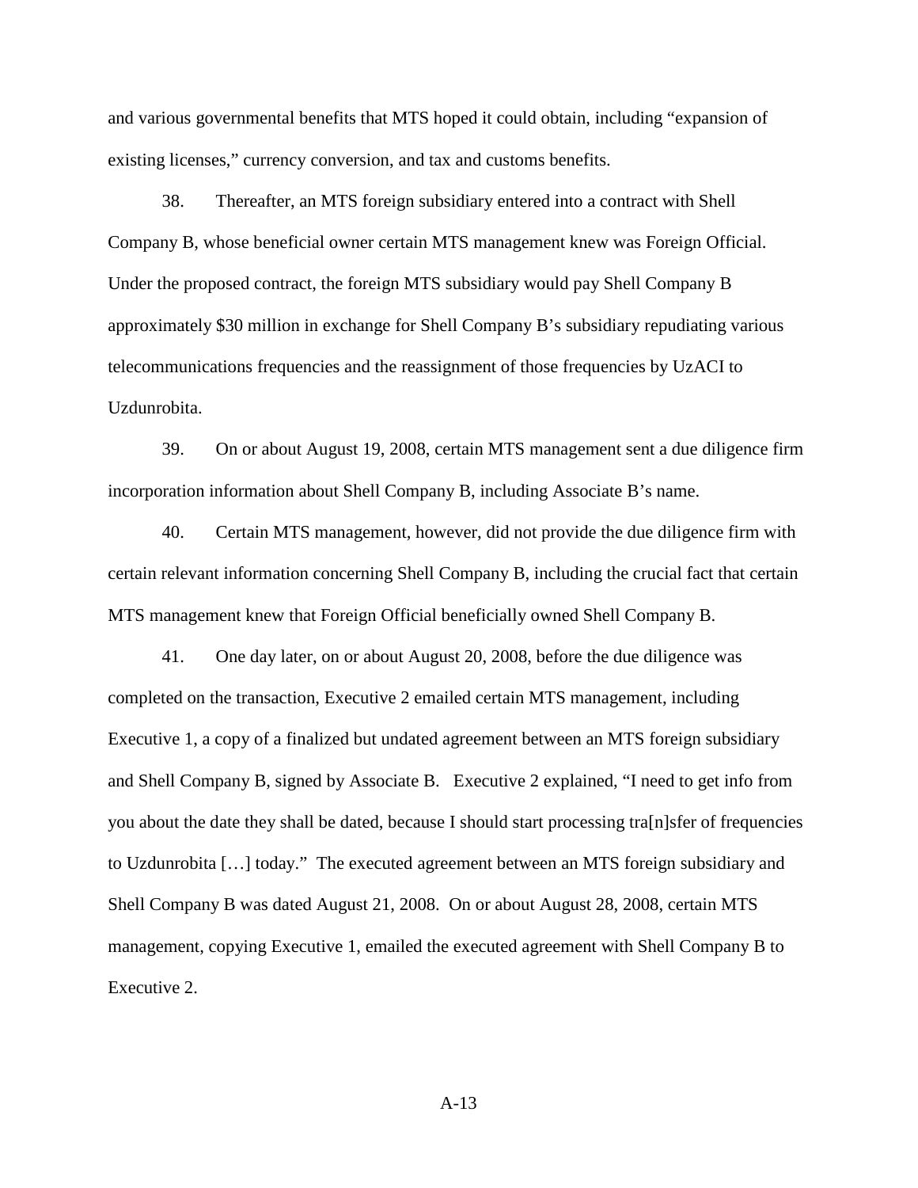and various governmental benefits that MTS hoped it could obtain, including "expansion of existing licenses," currency conversion, and tax and customs benefits.

38. Thereafter, an MTS foreign subsidiary entered into a contract with Shell Company B, whose beneficial owner certain MTS management knew was Foreign Official. Under the proposed contract, the foreign MTS subsidiary would pay Shell Company B approximately $30 million in exchange for Shell Company B's subsidiary repudiating various telecommunications frequencies and the reassignment of those frequencies by UzACI to Uzdunrobita.

39. On or about August 19, 2008, certain MTS management sent a due diligence firm incorporation information about Shell Company B, including Associate B's name.

40. Certain MTS management, however, did not provide the due diligence firm with certain relevant information concerning Shell Company B, including the crucial fact that certain MTS management knew that Foreign Official beneficially owned Shell Company B.

41. One day later, on or about August 20, 2008, before the due diligence was completed on the transaction, Executive 2 emailed certain MTS management, including Executive 1, a copy of a finalized but undated agreement between an MTS foreign subsidiary and Shell Company B, signed by Associate B. Executive 2 explained, "I need to get info from you about the date they shall be dated, because I should start processing tra[n]sfer of frequencies to Uzdunrobita […] today." The executed agreement between an MTS foreign subsidiary and Shell Company B was dated August 21, 2008. On or about August 28, 2008, certain MTS management, copying Executive 1, emailed the executed agreement with Shell Company B to Executive 2.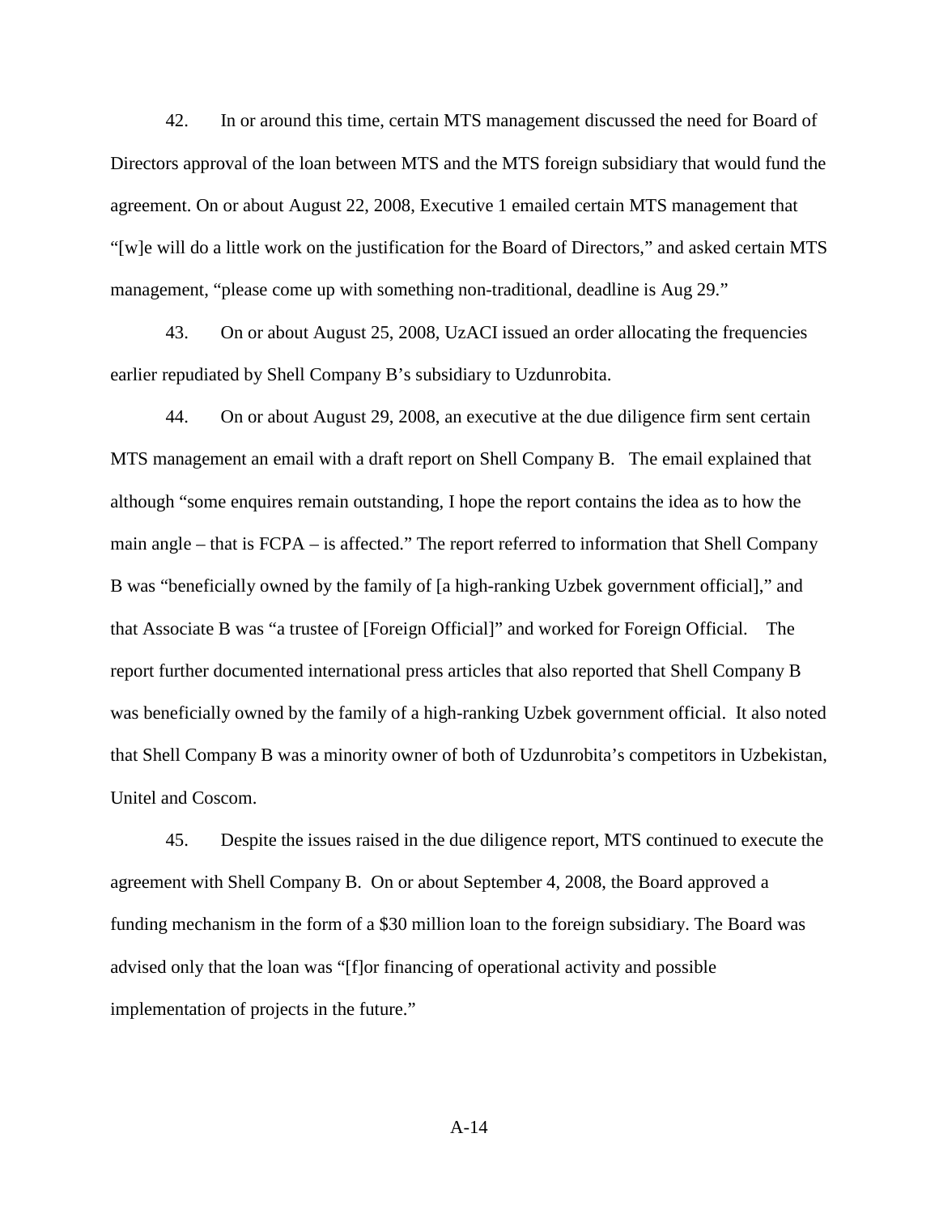42. In or around this time, certain MTS management discussed the need for Board of Directors approval of the loan between MTS and the MTS foreign subsidiary that would fund the agreement. On or about August 22, 2008, Executive 1 emailed certain MTS management that "[w]e will do a little work on the justification for the Board of Directors," and asked certain MTS management, "please come up with something non-traditional, deadline is Aug 29."

43. On or about August 25, 2008, UzACI issued an order allocating the frequencies earlier repudiated by Shell Company B's subsidiary to Uzdunrobita.

44. On or about August 29, 2008, an executive at the due diligence firm sent certain MTS management an email with a draft report on Shell Company B. The email explained that although "some enquires remain outstanding, I hope the report contains the idea as to how the main angle – that is FCPA – is affected." The report referred to information that Shell Company B was "beneficially owned by the family of [a high-ranking Uzbek government official]," and that Associate B was "a trustee of [Foreign Official]" and worked for Foreign Official. The report further documented international press articles that also reported that Shell Company B was beneficially owned by the family of a high-ranking Uzbek government official. It also noted that Shell Company B was a minority owner of both of Uzdunrobita's competitors in Uzbekistan, Unitel and Coscom.

45. Despite the issues raised in the due diligence report, MTS continued to execute the agreement with Shell Company B. On or about September 4, 2008, the Board approved a funding mechanism in the form of a $30 million loan to the foreign subsidiary. The Board was advised only that the loan was "[f]or financing of operational activity and possible implementation of projects in the future."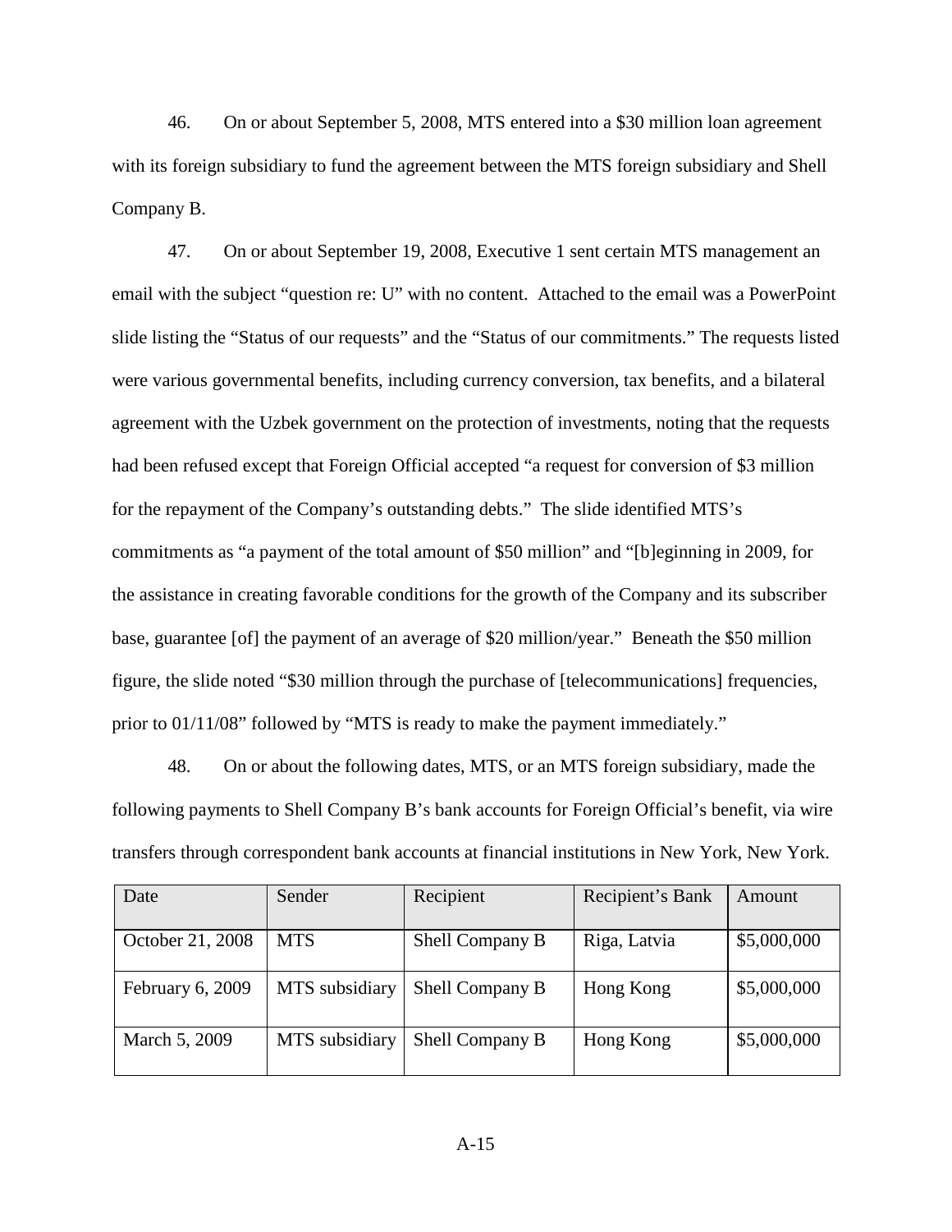46. On or about September 5, 2008, MTS entered into a $30 million loan agreement with its foreign subsidiary to fund the agreement between the MTS foreign subsidiary and Shell Company B.

47. On or about September 19, 2008, Executive 1 sent certain MTS management an email with the subject "question re: U" with no content. Attached to the email was a PowerPoint slide listing the "Status of our requests" and the "Status of our commitments." The requests listed were various governmental benefits, including currency conversion, tax benefits, and a bilateral agreement with the Uzbek government on the protection of investments, noting that the requests had been refused except that Foreign Official accepted "a request for conversion of $3 million for the repayment of the Company's outstanding debts." The slide identified MTS's commitments as "a payment of the total amount of $50 million" and "[b]eginning in 2009, for the assistance in creating favorable conditions for the growth of the Company and its subscriber base, guarantee [of] the payment of an average of $20 million/year." Beneath the $50 million figure, the slide noted "$30 million through the purchase of [telecommunications] frequencies, prior to 01/11/08" followed by "MTS is ready to make the payment immediately."

48. On or about the following dates, MTS, or an MTS foreign subsidiary, made the following payments to Shell Company B's bank accounts for Foreign Official's benefit, via wire transfers through correspondent bank accounts at financial institutions in New York, New York.

| Date | Sender | Recipient | Recipient's Bank | Amount |
|---|---|---|---|---|
| October 21, 2008 | MTS | Shell Company B | Riga, Latvia | $5,000,000 |
| February 6, 2009 | MTS subsidiary | Shell Company B | Hong Kong | $5,000,000 |
| March 5, 2009 | MTS subsidiary | Shell Company B | Hong Kong | $5,000,000 |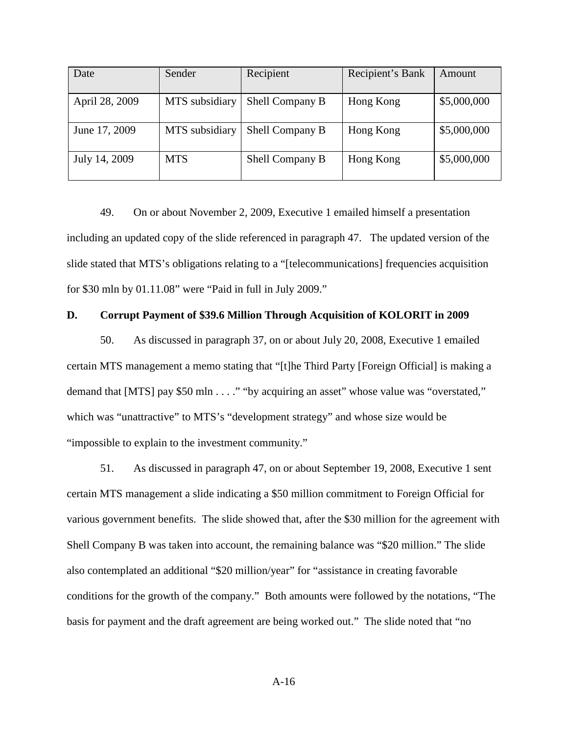| Date | Sender | Recipient | Recipient's Bank | Amount |
| --- | --- | --- | --- | --- |
| April 28, 2009 | MTS subsidiary | Shell Company B | Hong Kong | $5,000,000 |
| June 17, 2009 | MTS subsidiary | Shell Company B | Hong Kong | $5,000,000 |
| July 14, 2009 | MTS | Shell Company B | Hong Kong | $5,000,000 |

49. On or about November 2, 2009, Executive 1 emailed himself a presentation including an updated copy of the slide referenced in paragraph 47. The updated version of the slide stated that MTS's obligations relating to a "[telecommunications] frequencies acquisition for $30 mln by 01.11.08" were "Paid in full in July 2009."

**D. Corrupt Payment of $39.6 Million Through Acquisition of KOLORIT in 2009**

50. As discussed in paragraph 37, on or about July 20, 2008, Executive 1 emailed certain MTS management a memo stating that "[t]he Third Party [Foreign Official] is making a demand that [MTS] pay $50 mln . . . ." "by acquiring an asset" whose value was "overstated," which was "unattractive" to MTS's "development strategy" and whose size would be "impossible to explain to the investment community."

51. As discussed in paragraph 47, on or about September 19, 2008, Executive 1 sent certain MTS management a slide indicating a $50 million commitment to Foreign Official for various government benefits. The slide showed that, after the $30 million for the agreement with Shell Company B was taken into account, the remaining balance was "$20 million." The slide also contemplated an additional "$20 million/year" for "assistance in creating favorable conditions for the growth of the company." Both amounts were followed by the notations, "The basis for payment and the draft agreement are being worked out." The slide noted that "no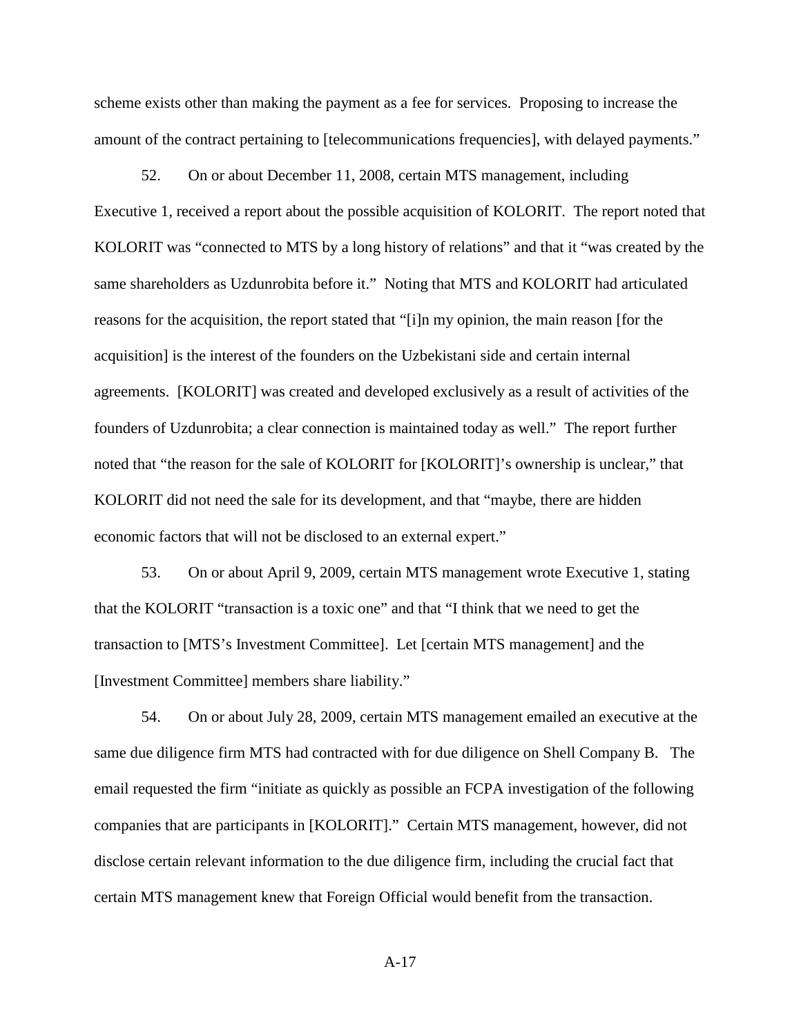scheme exists other than making the payment as a fee for services. Proposing to increase the amount of the contract pertaining to [telecommunications frequencies], with delayed payments."

52. On or about December 11, 2008, certain MTS management, including Executive 1, received a report about the possible acquisition of KOLORIT. The report noted that KOLORIT was "connected to MTS by a long history of relations" and that it "was created by the same shareholders as Uzdunrobita before it." Noting that MTS and KOLORIT had articulated reasons for the acquisition, the report stated that "[i]n my opinion, the main reason [for the acquisition] is the interest of the founders on the Uzbekistani side and certain internal agreements. [KOLORIT] was created and developed exclusively as a result of activities of the founders of Uzdunrobita; a clear connection is maintained today as well." The report further noted that "the reason for the sale of KOLORIT for [KOLORIT]'s ownership is unclear," that KOLORIT did not need the sale for its development, and that "maybe, there are hidden economic factors that will not be disclosed to an external expert."

53. On or about April 9, 2009, certain MTS management wrote Executive 1, stating that the KOLORIT "transaction is a toxic one" and that "I think that we need to get the transaction to [MTS's Investment Committee]. Let [certain MTS management] and the [Investment Committee] members share liability."

54. On or about July 28, 2009, certain MTS management emailed an executive at the same due diligence firm MTS had contracted with for due diligence on Shell Company B. The email requested the firm "initiate as quickly as possible an FCPA investigation of the following companies that are participants in [KOLORIT]." Certain MTS management, however, did not disclose certain relevant information to the due diligence firm, including the crucial fact that certain MTS management knew that Foreign Official would benefit from the transaction.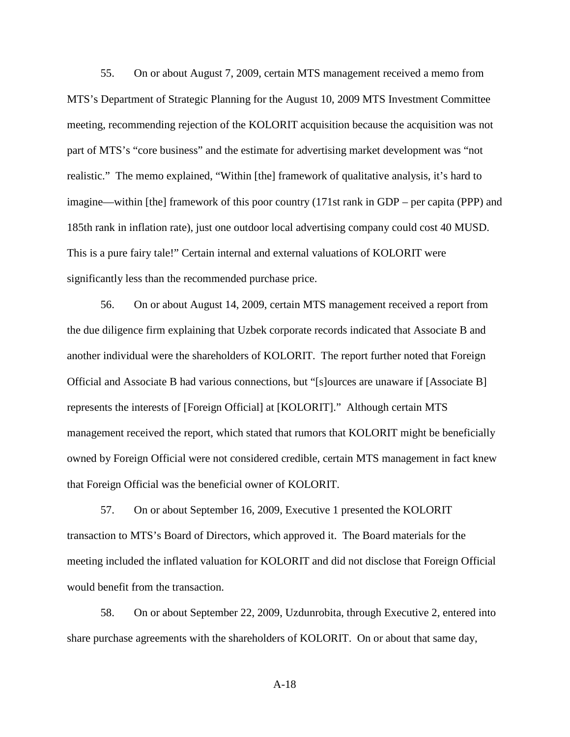55. On or about August 7, 2009, certain MTS management received a memo from MTS's Department of Strategic Planning for the August 10, 2009 MTS Investment Committee meeting, recommending rejection of the KOLORIT acquisition because the acquisition was not part of MTS's "core business" and the estimate for advertising market development was "not realistic." The memo explained, "Within [the] framework of qualitative analysis, it's hard to imagine—within [the] framework of this poor country (171st rank in GDP – per capita (PPP) and 185th rank in inflation rate), just one outdoor local advertising company could cost 40 MUSD. This is a pure fairy tale!" Certain internal and external valuations of KOLORIT were significantly less than the recommended purchase price.

56. On or about August 14, 2009, certain MTS management received a report from the due diligence firm explaining that Uzbek corporate records indicated that Associate B and another individual were the shareholders of KOLORIT. The report further noted that Foreign Official and Associate B had various connections, but "[s]ources are unaware if [Associate B] represents the interests of [Foreign Official] at [KOLORIT]." Although certain MTS management received the report, which stated that rumors that KOLORIT might be beneficially owned by Foreign Official were not considered credible, certain MTS management in fact knew that Foreign Official was the beneficial owner of KOLORIT.

57. On or about September 16, 2009, Executive 1 presented the KOLORIT transaction to MTS's Board of Directors, which approved it. The Board materials for the meeting included the inflated valuation for KOLORIT and did not disclose that Foreign Official would benefit from the transaction.

58. On or about September 22, 2009, Uzdunrobita, through Executive 2, entered into share purchase agreements with the shareholders of KOLORIT. On or about that same day,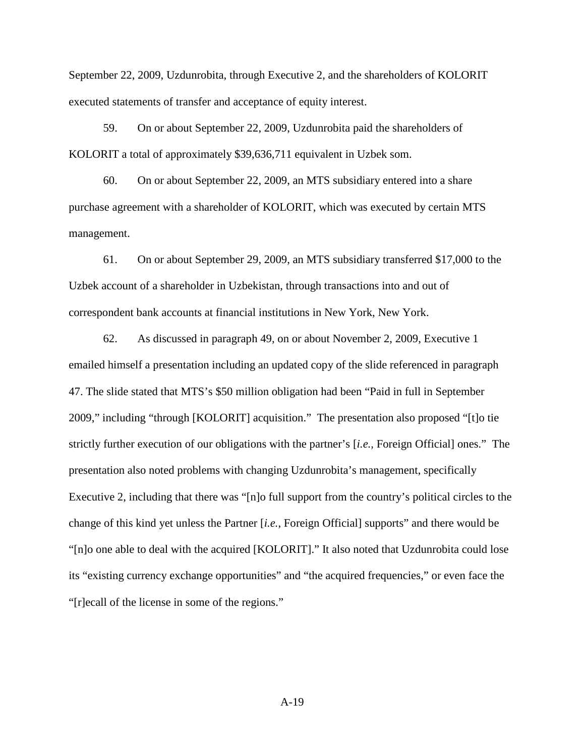September 22, 2009, Uzdunrobita, through Executive 2, and the shareholders of KOLORIT executed statements of transfer and acceptance of equity interest.

59. On or about September 22, 2009, Uzdunrobita paid the shareholders of KOLORIT a total of approximately $39,636,711 equivalent in Uzbek som.

60. On or about September 22, 2009, an MTS subsidiary entered into a share purchase agreement with a shareholder of KOLORIT, which was executed by certain MTS management.

61. On or about September 29, 2009, an MTS subsidiary transferred $17,000 to the Uzbek account of a shareholder in Uzbekistan, through transactions into and out of correspondent bank accounts at financial institutions in New York, New York.

62. As discussed in paragraph 49, on or about November 2, 2009, Executive 1 emailed himself a presentation including an updated copy of the slide referenced in paragraph 47. The slide stated that MTS's $50 million obligation had been "Paid in full in September 2009," including "through [KOLORIT] acquisition." The presentation also proposed "[t]o tie strictly further execution of our obligations with the partner's [*i.e.*, Foreign Official] ones." The presentation also noted problems with changing Uzdunrobita's management, specifically Executive 2, including that there was "[n]o full support from the country's political circles to the change of this kind yet unless the Partner [*i.e.*, Foreign Official] supports" and there would be "[n]o one able to deal with the acquired [KOLORIT]." It also noted that Uzdunrobita could lose its "existing currency exchange opportunities" and "the acquired frequencies," or even face the "[r]ecall of the license in some of the regions."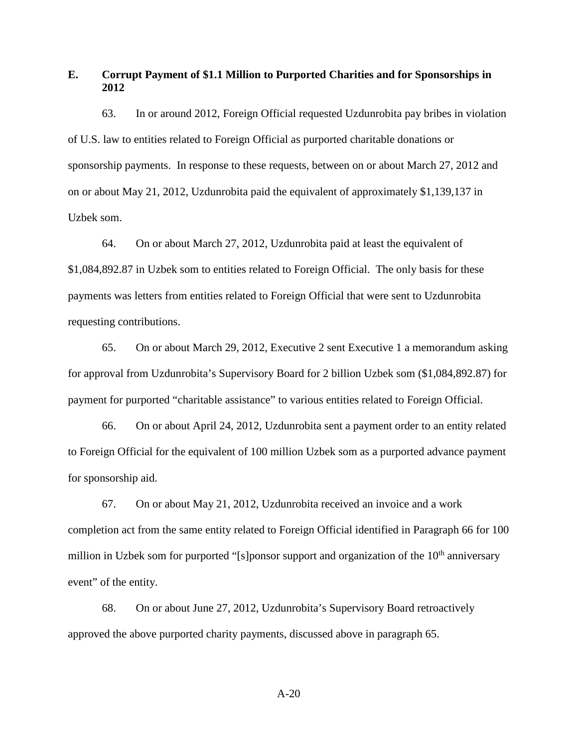### E. Corrupt Payment of $1.1 Million to Purported Charities and for Sponsorships in 2012

63. In or around 2012, Foreign Official requested Uzdunrobita pay bribes in violation of U.S. law to entities related to Foreign Official as purported charitable donations or sponsorship payments. In response to these requests, between on or about March 27, 2012 and on or about May 21, 2012, Uzdunrobita paid the equivalent of approximately $1,139,137 in Uzbek som.

64. On or about March 27, 2012, Uzdunrobita paid at least the equivalent of $1,084,892.87 in Uzbek som to entities related to Foreign Official. The only basis for these payments was letters from entities related to Foreign Official that were sent to Uzdunrobita requesting contributions.

65. On or about March 29, 2012, Executive 2 sent Executive 1 a memorandum asking for approval from Uzdunrobita's Supervisory Board for 2 billion Uzbek som ($1,084,892.87) for payment for purported "charitable assistance" to various entities related to Foreign Official.

66. On or about April 24, 2012, Uzdunrobita sent a payment order to an entity related to Foreign Official for the equivalent of 100 million Uzbek som as a purported advance payment for sponsorship aid.

67. On or about May 21, 2012, Uzdunrobita received an invoice and a work completion act from the same entity related to Foreign Official identified in Paragraph 66 for 100 million in Uzbek som for purported "[s]ponsor support and organization of the 10th anniversary event" of the entity.

68. On or about June 27, 2012, Uzdunrobita's Supervisory Board retroactively approved the above purported charity payments, discussed above in paragraph 65.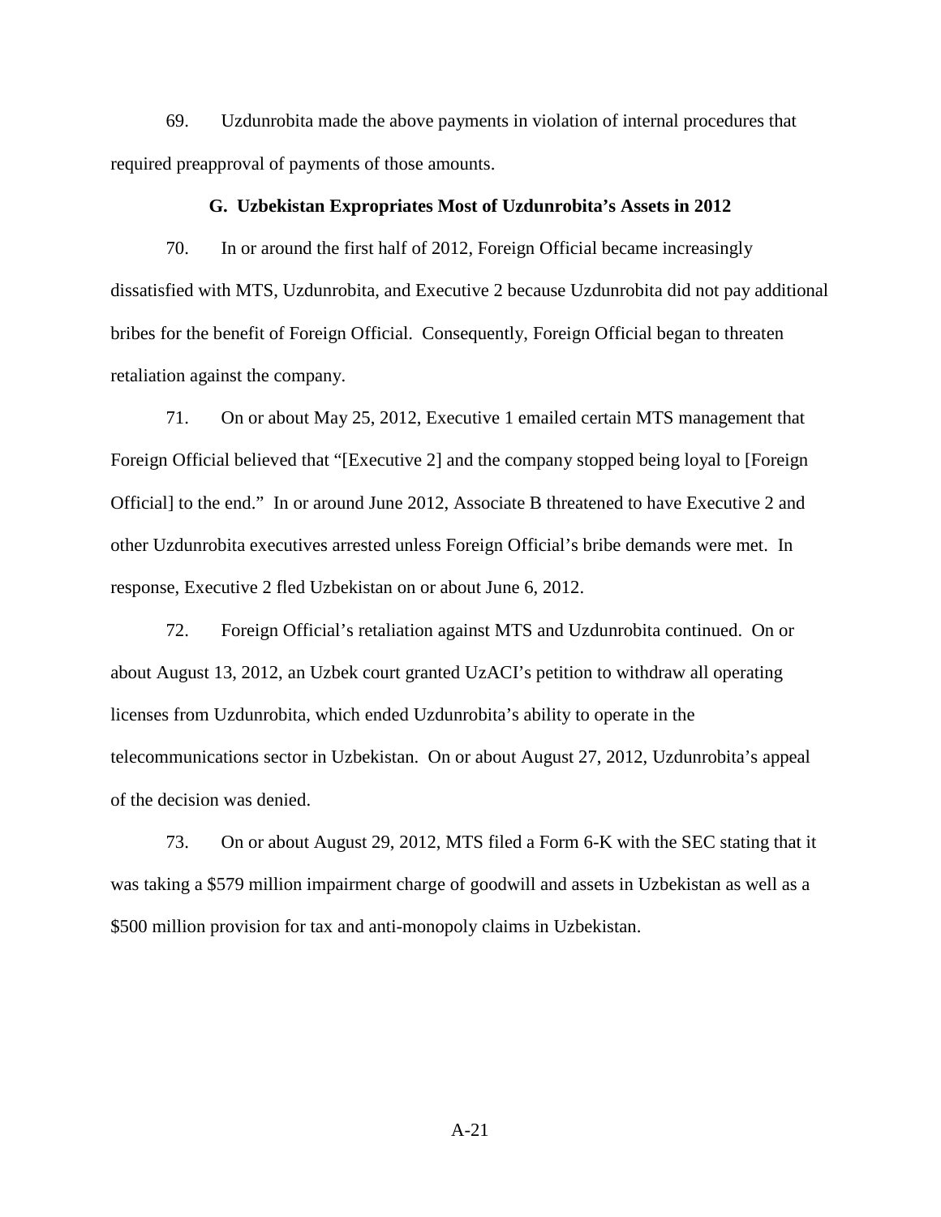69. Uzdunrobita made the above payments in violation of internal procedures that required preapproval of payments of those amounts.

### G. Uzbekistan Expropriates Most of Uzdunrobita's Assets in 2012

70. In or around the first half of 2012, Foreign Official became increasingly dissatisfied with MTS, Uzdunrobita, and Executive 2 because Uzdunrobita did not pay additional bribes for the benefit of Foreign Official. Consequently, Foreign Official began to threaten retaliation against the company.

71. On or about May 25, 2012, Executive 1 emailed certain MTS management that Foreign Official believed that "[Executive 2] and the company stopped being loyal to [Foreign Official] to the end." In or around June 2012, Associate B threatened to have Executive 2 and other Uzdunrobita executives arrested unless Foreign Official's bribe demands were met. In response, Executive 2 fled Uzbekistan on or about June 6, 2012.

72. Foreign Official's retaliation against MTS and Uzdunrobita continued. On or about August 13, 2012, an Uzbek court granted UzACI's petition to withdraw all operating licenses from Uzdunrobita, which ended Uzdunrobita's ability to operate in the telecommunications sector in Uzbekistan. On or about August 27, 2012, Uzdunrobita's appeal of the decision was denied.

73. On or about August 29, 2012, MTS filed a Form 6-K with the SEC stating that it was taking a $579 million impairment charge of goodwill and assets in Uzbekistan as well as a $500 million provision for tax and anti-monopoly claims in Uzbekistan.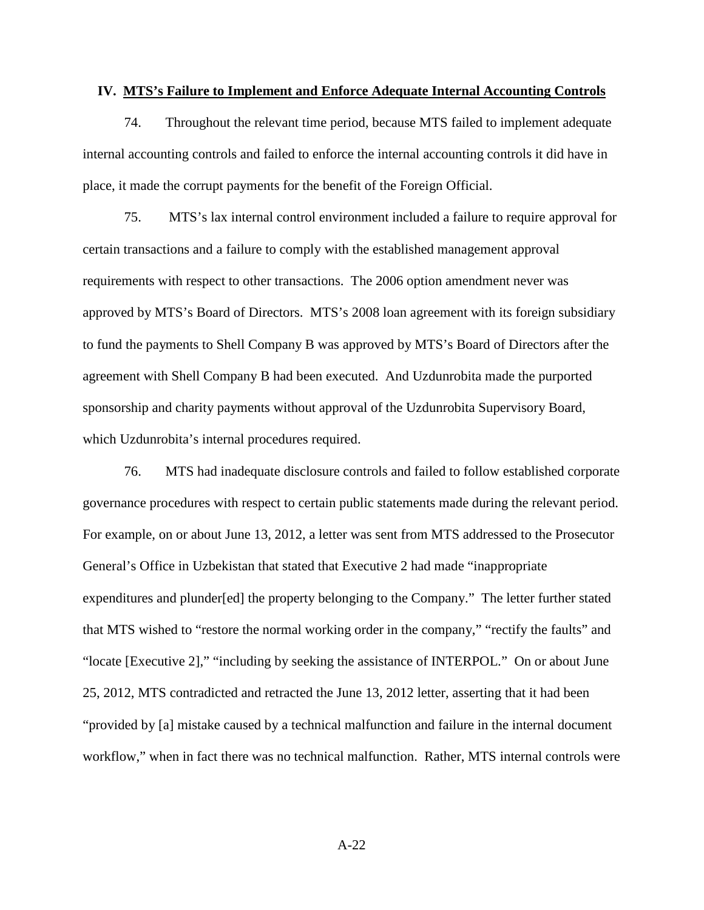## IV. MTS's Failure to Implement and Enforce Adequate Internal Accounting Controls

74. Throughout the relevant time period, because MTS failed to implement adequate internal accounting controls and failed to enforce the internal accounting controls it did have in place, it made the corrupt payments for the benefit of the Foreign Official.

75. MTS's lax internal control environment included a failure to require approval for certain transactions and a failure to comply with the established management approval requirements with respect to other transactions. The 2006 option amendment never was approved by MTS's Board of Directors. MTS's 2008 loan agreement with its foreign subsidiary to fund the payments to Shell Company B was approved by MTS's Board of Directors after the agreement with Shell Company B had been executed. And Uzdunrobita made the purported sponsorship and charity payments without approval of the Uzdunrobita Supervisory Board, which Uzdunrobita's internal procedures required.

76. MTS had inadequate disclosure controls and failed to follow established corporate governance procedures with respect to certain public statements made during the relevant period. For example, on or about June 13, 2012, a letter was sent from MTS addressed to the Prosecutor General's Office in Uzbekistan that stated that Executive 2 had made "inappropriate expenditures and plunder[ed] the property belonging to the Company." The letter further stated that MTS wished to "restore the normal working order in the company," "rectify the faults" and "locate [Executive 2]," "including by seeking the assistance of INTERPOL." On or about June 25, 2012, MTS contradicted and retracted the June 13, 2012 letter, asserting that it had been "provided by [a] mistake caused by a technical malfunction and failure in the internal document workflow," when in fact there was no technical malfunction. Rather, MTS internal controls were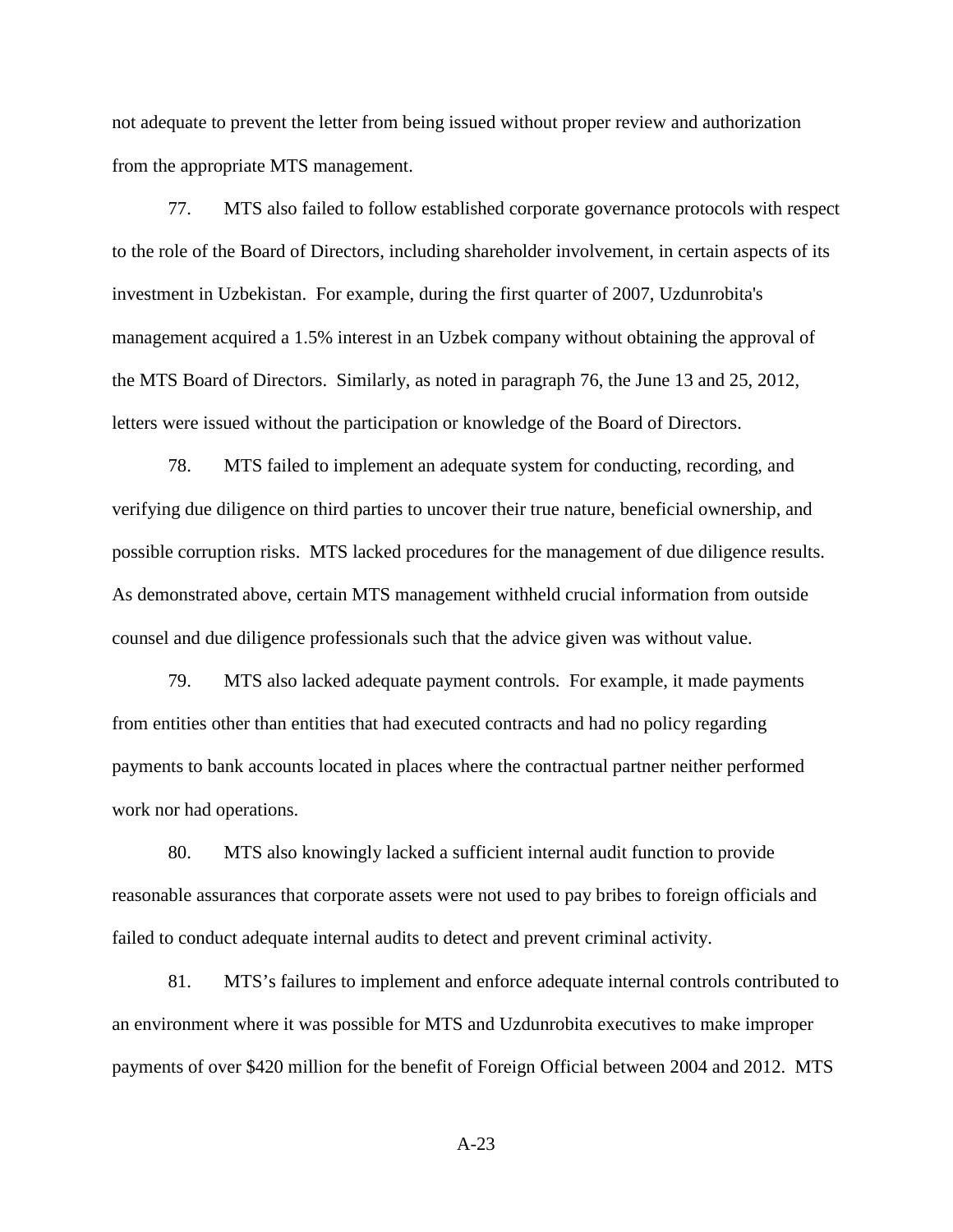not adequate to prevent the letter from being issued without proper review and authorization from the appropriate MTS management.

77. MTS also failed to follow established corporate governance protocols with respect to the role of the Board of Directors, including shareholder involvement, in certain aspects of its investment in Uzbekistan. For example, during the first quarter of 2007, Uzdunrobita's management acquired a 1.5% interest in an Uzbek company without obtaining the approval of the MTS Board of Directors. Similarly, as noted in paragraph 76, the June 13 and 25, 2012, letters were issued without the participation or knowledge of the Board of Directors.

78. MTS failed to implement an adequate system for conducting, recording, and verifying due diligence on third parties to uncover their true nature, beneficial ownership, and possible corruption risks. MTS lacked procedures for the management of due diligence results. As demonstrated above, certain MTS management withheld crucial information from outside counsel and due diligence professionals such that the advice given was without value.

79. MTS also lacked adequate payment controls. For example, it made payments from entities other than entities that had executed contracts and had no policy regarding payments to bank accounts located in places where the contractual partner neither performed work nor had operations.

80. MTS also knowingly lacked a sufficient internal audit function to provide reasonable assurances that corporate assets were not used to pay bribes to foreign officials and failed to conduct adequate internal audits to detect and prevent criminal activity.

81. MTS's failures to implement and enforce adequate internal controls contributed to an environment where it was possible for MTS and Uzdunrobita executives to make improper payments of over $420 million for the benefit of Foreign Official between 2004 and 2012. MTS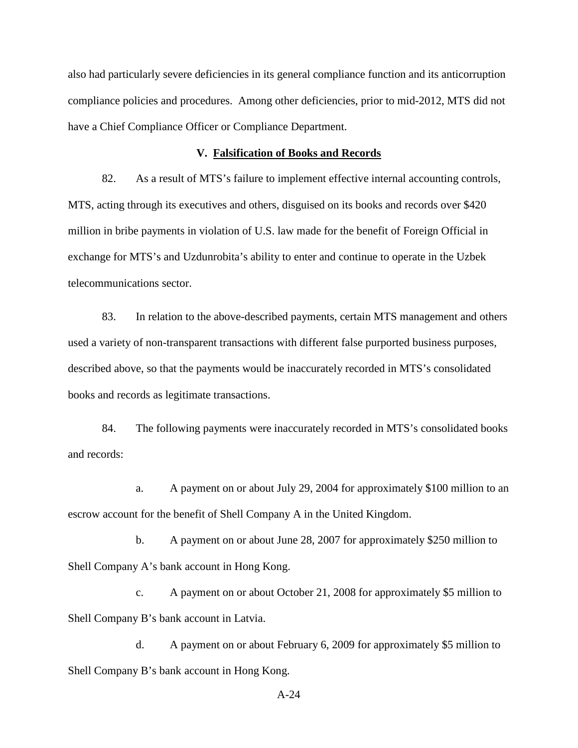also had particularly severe deficiencies in its general compliance function and its anticorruption compliance policies and procedures. Among other deficiencies, prior to mid-2012, MTS did not have a Chief Compliance Officer or Compliance Department.

## V. Falsification of Books and Records

82. As a result of MTS's failure to implement effective internal accounting controls, MTS, acting through its executives and others, disguised on its books and records over $420 million in bribe payments in violation of U.S. law made for the benefit of Foreign Official in exchange for MTS's and Uzdunrobita's ability to enter and continue to operate in the Uzbek telecommunications sector.

83. In relation to the above-described payments, certain MTS management and others used a variety of non-transparent transactions with different false purported business purposes, described above, so that the payments would be inaccurately recorded in MTS's consolidated books and records as legitimate transactions.

84. The following payments were inaccurately recorded in MTS's consolidated books and records:

a. A payment on or about July 29, 2004 for approximately $100 million to an escrow account for the benefit of Shell Company A in the United Kingdom.

b. A payment on or about June 28, 2007 for approximately $250 million to Shell Company A's bank account in Hong Kong.

c. A payment on or about October 21, 2008 for approximately $5 million to Shell Company B's bank account in Latvia.

d. A payment on or about February 6, 2009 for approximately $5 million to Shell Company B's bank account in Hong Kong.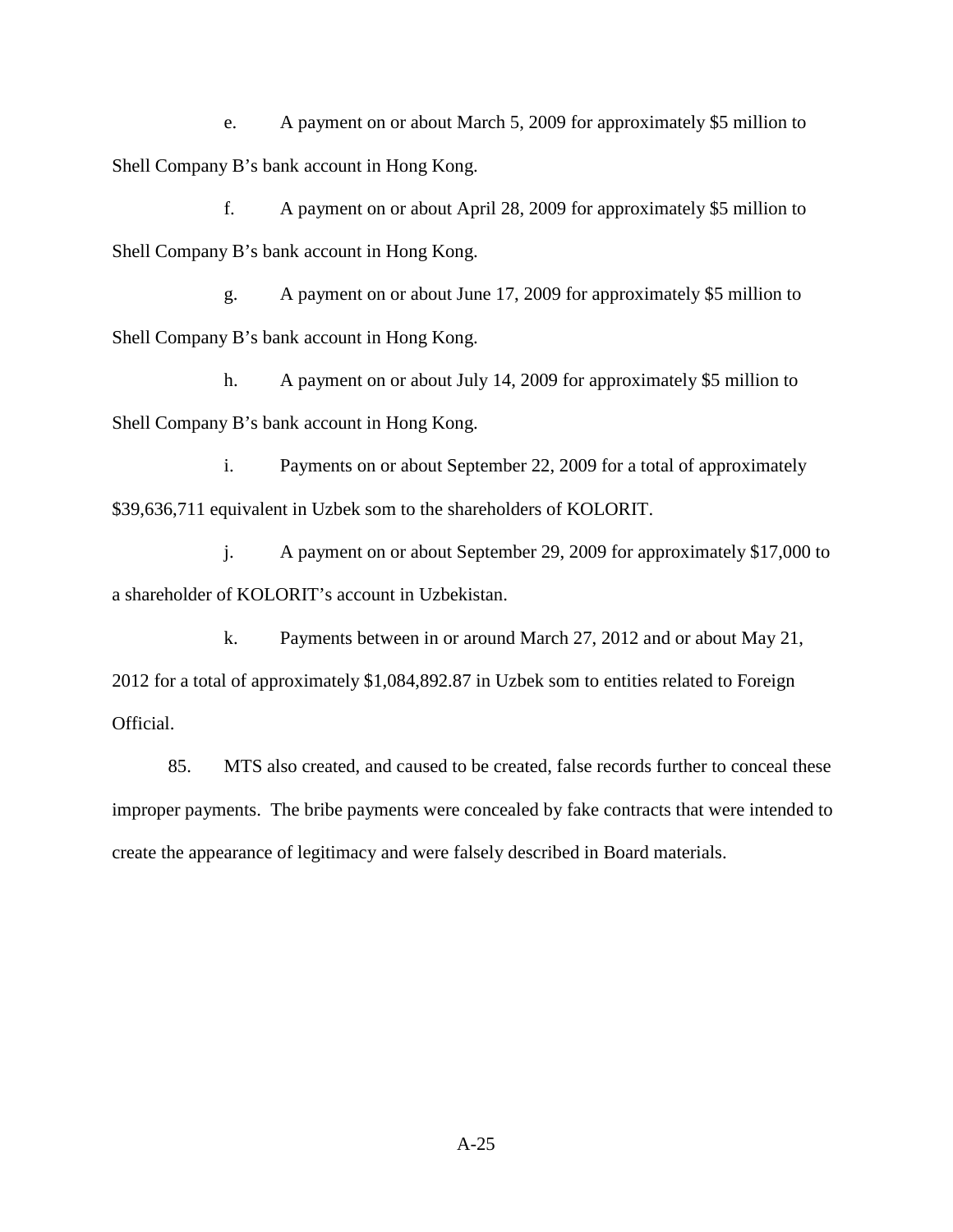e. A payment on or about March 5, 2009 for approximately $5 million to Shell Company B's bank account in Hong Kong.

f. A payment on or about April 28, 2009 for approximately $5 million to Shell Company B's bank account in Hong Kong.

g. A payment on or about June 17, 2009 for approximately $5 million to Shell Company B's bank account in Hong Kong.

h. A payment on or about July 14, 2009 for approximately $5 million to Shell Company B's bank account in Hong Kong.

i. Payments on or about September 22, 2009 for a total of approximately $39,636,711 equivalent in Uzbek som to the shareholders of KOLORIT.

j. A payment on or about September 29, 2009 for approximately $17,000 to a shareholder of KOLORIT's account in Uzbekistan.

k. Payments between in or around March 27, 2012 and or about May 21, 2012 for a total of approximately $1,084,892.87 in Uzbek som to entities related to Foreign Official.

85. MTS also created, and caused to be created, false records further to conceal these improper payments. The bribe payments were concealed by fake contracts that were intended to create the appearance of legitimacy and were falsely described in Board materials.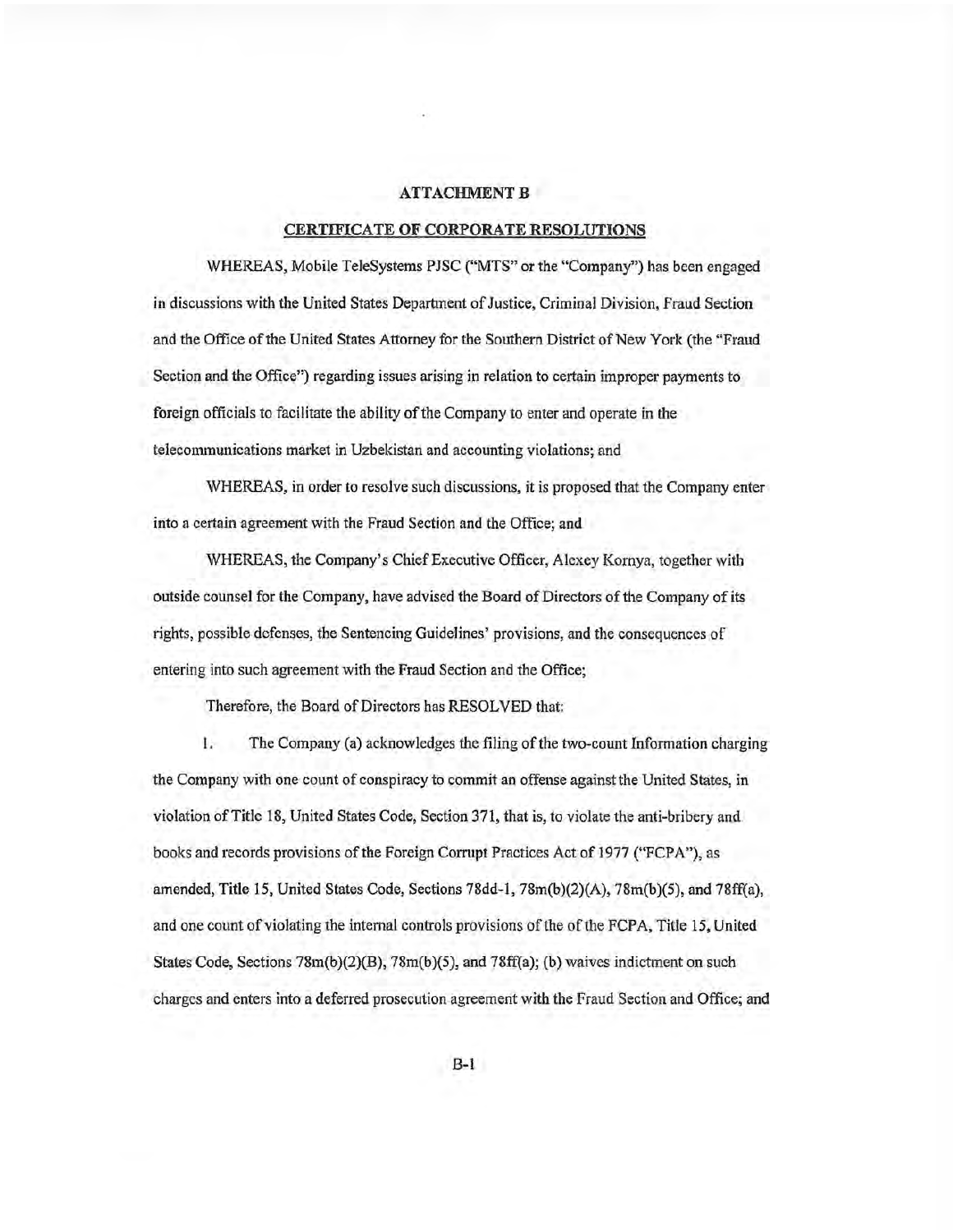**ATTACHMENT B**

**CERTIFICATE OF CORPORATE RESOLUTIONS**

WHEREAS, Mobile TeleSystems PJSC ("MTS" or the "Company") has been engaged in discussions with the United States Department of Justice, Criminal Division, Fraud Section and the Office of the United States Attorney for the Southern District of New York (the "Fraud Section and the Office") regarding issues arising in relation to certain improper payments to foreign officials to facilitate the ability of the Company to enter and operate in the telecommunications market in Uzbekistan and accounting violations; and

WHEREAS, in order to resolve such discussions, it is proposed that the Company enter into a certain agreement with the Fraud Section and the Office; and

WHEREAS, the Company's Chief Executive Officer, Alexey Kornya, together with outside counsel for the Company, have advised the Board of Directors of the Company of its rights, possible defenses, the Sentencing Guidelines' provisions, and the consequences of entering into such agreement with the Fraud Section and the Office;

Therefore, the Board of Directors has RESOLVED that:

1. The Company (a) acknowledges the filing of the two-count Information charging the Company with one count of conspiracy to commit an offense against the United States, in violation of Title 18, United States Code, Section 371, that is, to violate the anti-bribery and books and records provisions of the Foreign Corrupt Practices Act of 1977 ("FCPA"), as amended, Title 15, United States Code, Sections 78dd-1, 78m(b)(2)(A), 78m(b)(5), and 78ff(a), and one count of violating the internal controls provisions of the of the FCPA, Title 15, United States Code, Sections 78m(b)(2)(B), 78m(b)(5), and 78ff(a); (b) waives indictment on such charges and enters into a deferred prosecution agreement with the Fraud Section and Office; and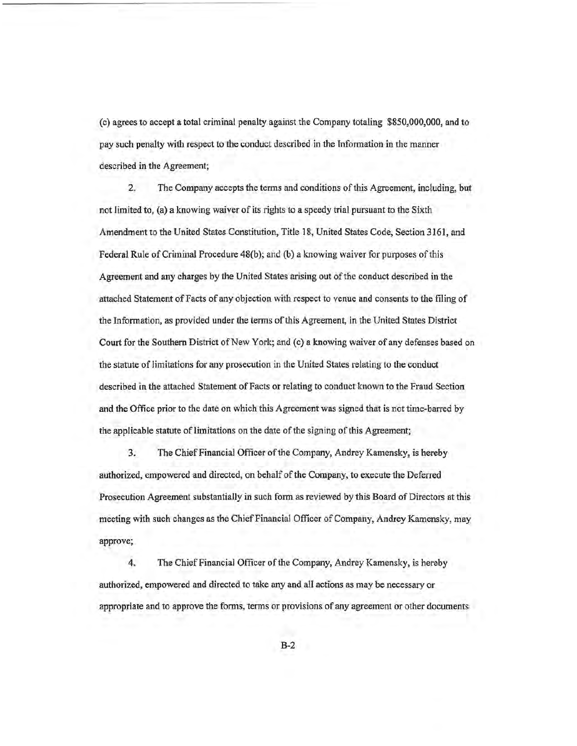(c) agrees to accept a total criminal penalty against the Company totaling $850,000,000, and to pay such penalty with respect to the conduct described in the Information in the manner described in the Agreement;

2. The Company accepts the terms and conditions of this Agreement, including, but not limited to, (a) a knowing waiver of its rights to a speedy trial pursuant to the Sixth Amendment to the United States Constitution, Title 18, United States Code, Section 3161, and Federal Rule of Criminal Procedure 48(b); and (b) a knowing waiver for purposes of this Agreement and any charges by the United States arising out of the conduct described in the attached Statement of Facts of any objection with respect to venue and consents to the filing of the Information, as provided under the terms of this Agreement, in the United States District Court for the Southern District of New York; and (c) a knowing waiver of any defenses based on the statute of limitations for any prosecution in the United States relating to the conduct described in the attached Statement of Facts or relating to conduct known to the Fraud Section and the Office prior to the date on which this Agreement was signed that is not time-barred by the applicable statute of limitations on the date of the signing of this Agreement;

3. The Chief Financial Officer of the Company, Andrey Kamensky, is hereby authorized, empowered and directed, on behalf of the Company, to execute the Deferred Prosecution Agreement substantially in such form as reviewed by this Board of Directors at this meeting with such changes as the Chief Financial Officer of Company, Andrey Kamensky, may approve;

4. The Chief Financial Officer of the Company, Andrey Kamensky, is hereby authorized, empowered and directed to take any and all actions as may be necessary or appropriate and to approve the forms, terms or provisions of any agreement or other documents

B-2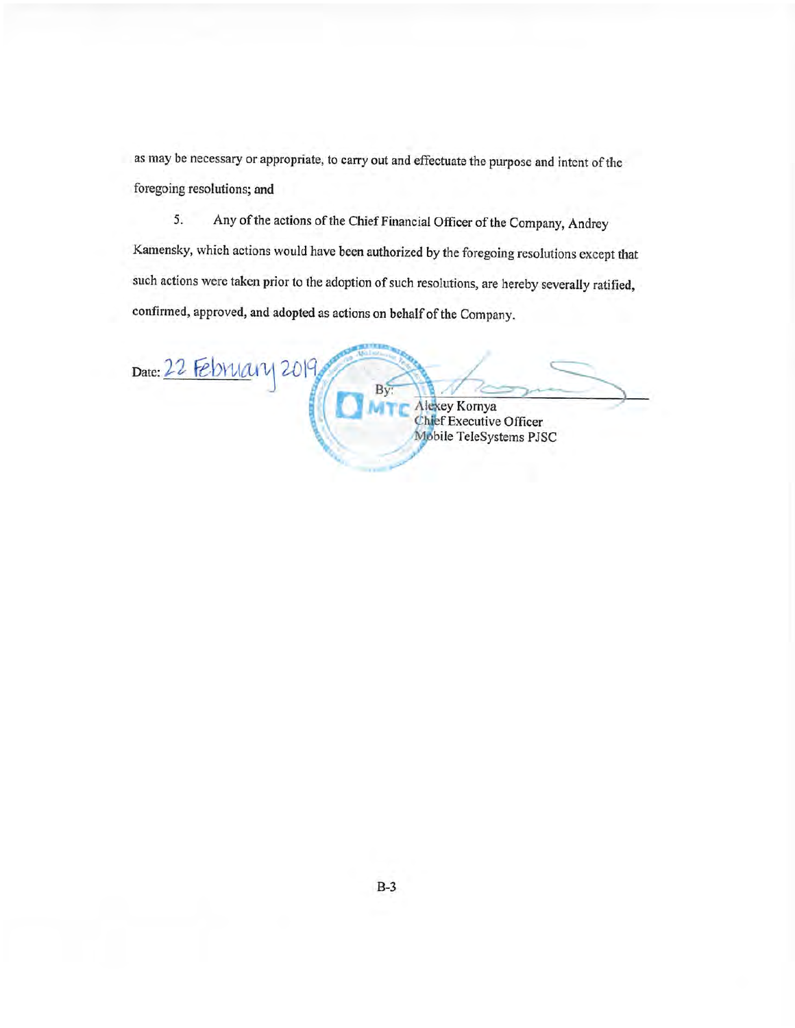as may be necessary or appropriate, to carry out and effectuate the purpose and intent of the foregoing resolutions; and

5. Any of the actions of the Chief Financial Officer of the Company, Andrey Kamensky, which actions would have been authorized by the foregoing resolutions except that such actions were taken prior to the adoption of such resolutions, are hereby severally ratified, confirmed, approved, and adopted as actions on behalf of the Company.

Date: 22 February 2019

By: ______________________

Alexey Kornya
Chief Executive Officer
Mobile TeleSystems PJSC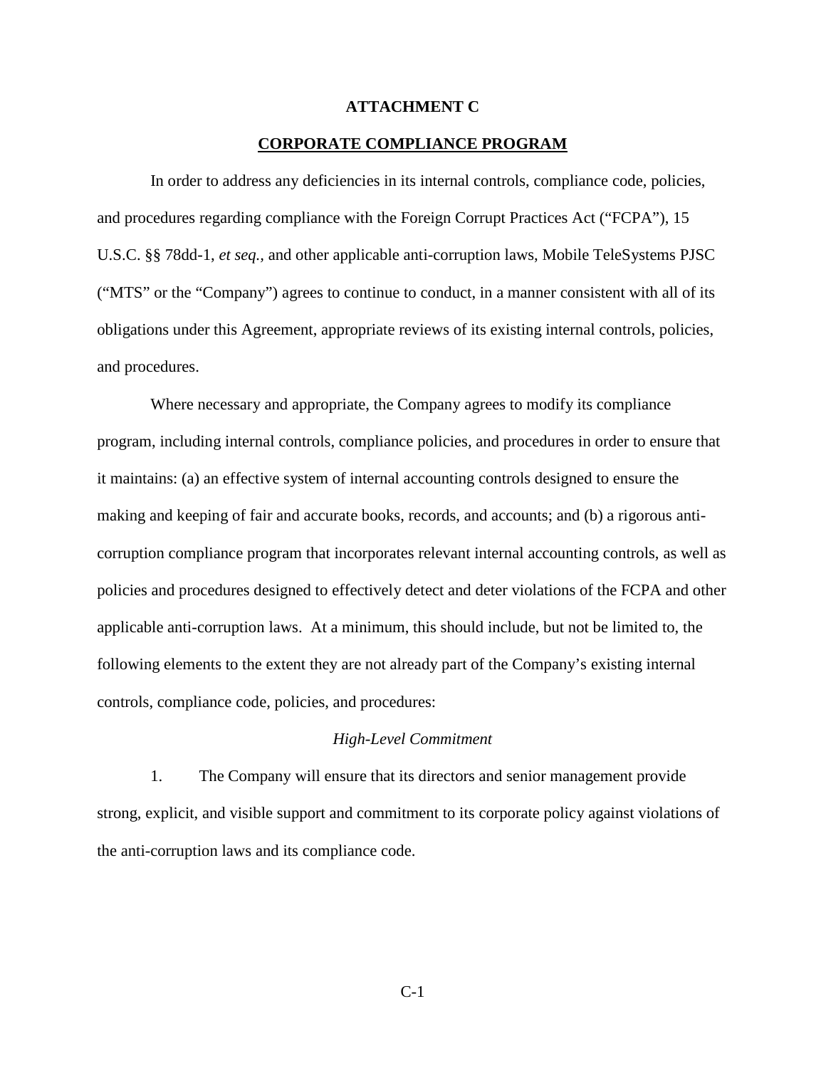**ATTACHMENT C**

**CORPORATE COMPLIANCE PROGRAM**

In order to address any deficiencies in its internal controls, compliance code, policies, and procedures regarding compliance with the Foreign Corrupt Practices Act ("FCPA"), 15 U.S.C. §§ 78dd-1, *et seq.,* and other applicable anti-corruption laws, Mobile TeleSystems PJSC ("MTS" or the "Company") agrees to continue to conduct, in a manner consistent with all of its obligations under this Agreement, appropriate reviews of its existing internal controls, policies, and procedures.

Where necessary and appropriate, the Company agrees to modify its compliance program, including internal controls, compliance policies, and procedures in order to ensure that it maintains: (a) an effective system of internal accounting controls designed to ensure the making and keeping of fair and accurate books, records, and accounts; and (b) a rigorous anti-corruption compliance program that incorporates relevant internal accounting controls, as well as policies and procedures designed to effectively detect and deter violations of the FCPA and other applicable anti-corruption laws. At a minimum, this should include, but not be limited to, the following elements to the extent they are not already part of the Company's existing internal controls, compliance code, policies, and procedures:

*High-Level Commitment*

1. The Company will ensure that its directors and senior management provide strong, explicit, and visible support and commitment to its corporate policy against violations of the anti-corruption laws and its compliance code.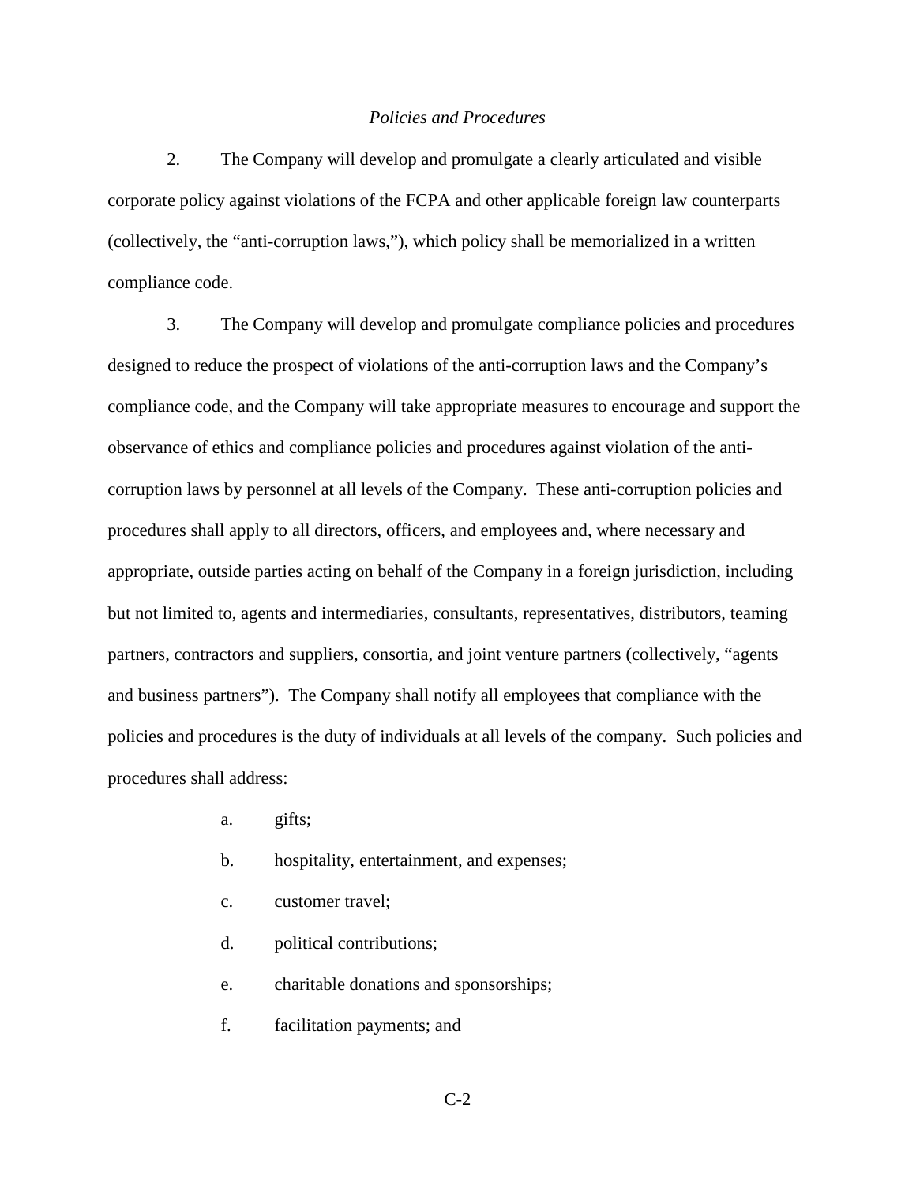*Policies and Procedures*

2. The Company will develop and promulgate a clearly articulated and visible corporate policy against violations of the FCPA and other applicable foreign law counterparts (collectively, the "anti-corruption laws,"), which policy shall be memorialized in a written compliance code.

3. The Company will develop and promulgate compliance policies and procedures designed to reduce the prospect of violations of the anti-corruption laws and the Company's compliance code, and the Company will take appropriate measures to encourage and support the observance of ethics and compliance policies and procedures against violation of the anti-corruption laws by personnel at all levels of the Company. These anti-corruption policies and procedures shall apply to all directors, officers, and employees and, where necessary and appropriate, outside parties acting on behalf of the Company in a foreign jurisdiction, including but not limited to, agents and intermediaries, consultants, representatives, distributors, teaming partners, contractors and suppliers, consortia, and joint venture partners (collectively, "agents and business partners"). The Company shall notify all employees that compliance with the policies and procedures is the duty of individuals at all levels of the company. Such policies and procedures shall address:

a. gifts;

b. hospitality, entertainment, and expenses;

c. customer travel;

d. political contributions;

e. charitable donations and sponsorships;

f. facilitation payments; and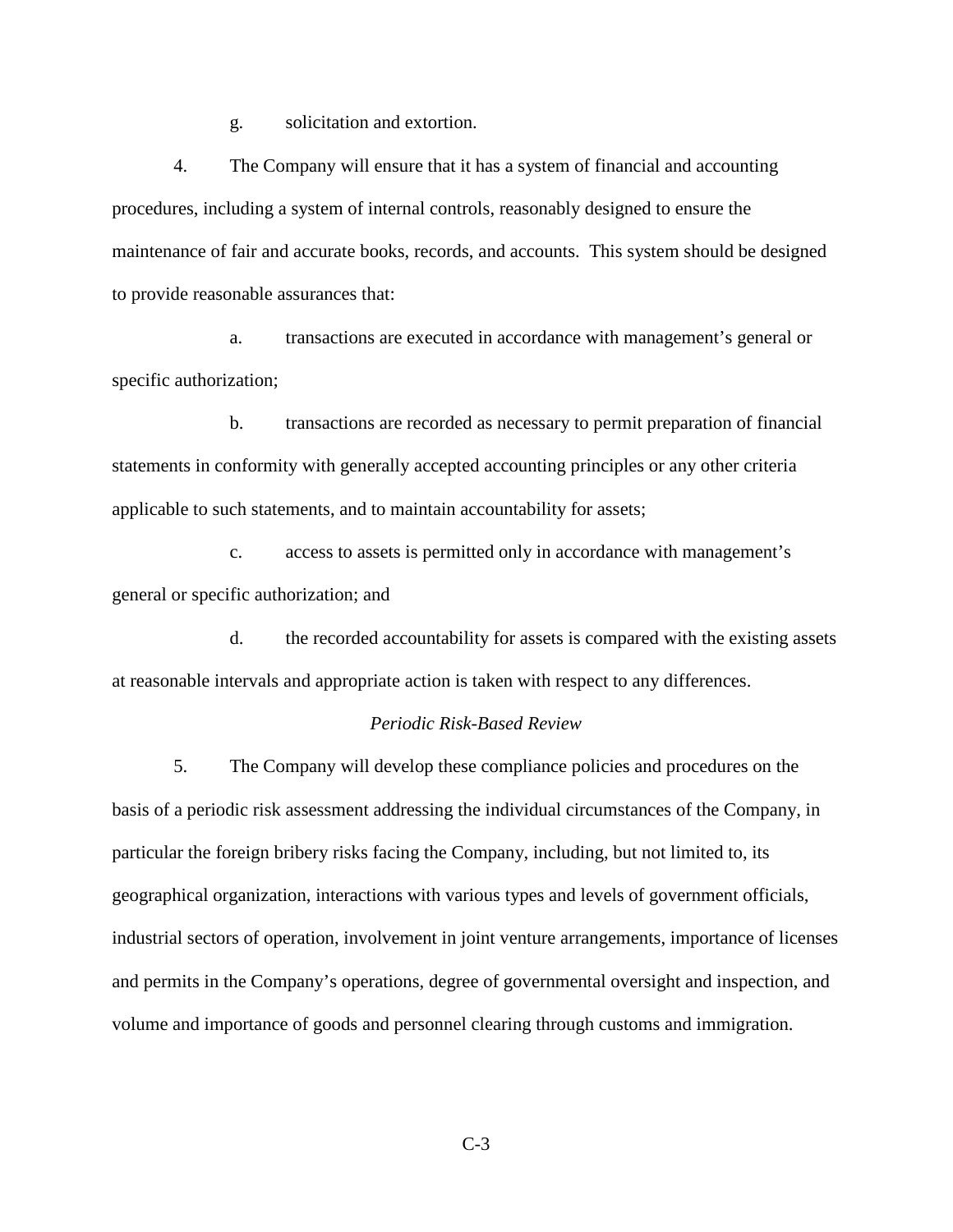g. solicitation and extortion.

4. The Company will ensure that it has a system of financial and accounting procedures, including a system of internal controls, reasonably designed to ensure the maintenance of fair and accurate books, records, and accounts. This system should be designed to provide reasonable assurances that:

a. transactions are executed in accordance with management's general or specific authorization;

b. transactions are recorded as necessary to permit preparation of financial statements in conformity with generally accepted accounting principles or any other criteria applicable to such statements, and to maintain accountability for assets;

c. access to assets is permitted only in accordance with management's general or specific authorization; and

d. the recorded accountability for assets is compared with the existing assets at reasonable intervals and appropriate action is taken with respect to any differences.

*Periodic Risk-Based Review*

5. The Company will develop these compliance policies and procedures on the basis of a periodic risk assessment addressing the individual circumstances of the Company, in particular the foreign bribery risks facing the Company, including, but not limited to, its geographical organization, interactions with various types and levels of government officials, industrial sectors of operation, involvement in joint venture arrangements, importance of licenses and permits in the Company's operations, degree of governmental oversight and inspection, and volume and importance of goods and personnel clearing through customs and immigration.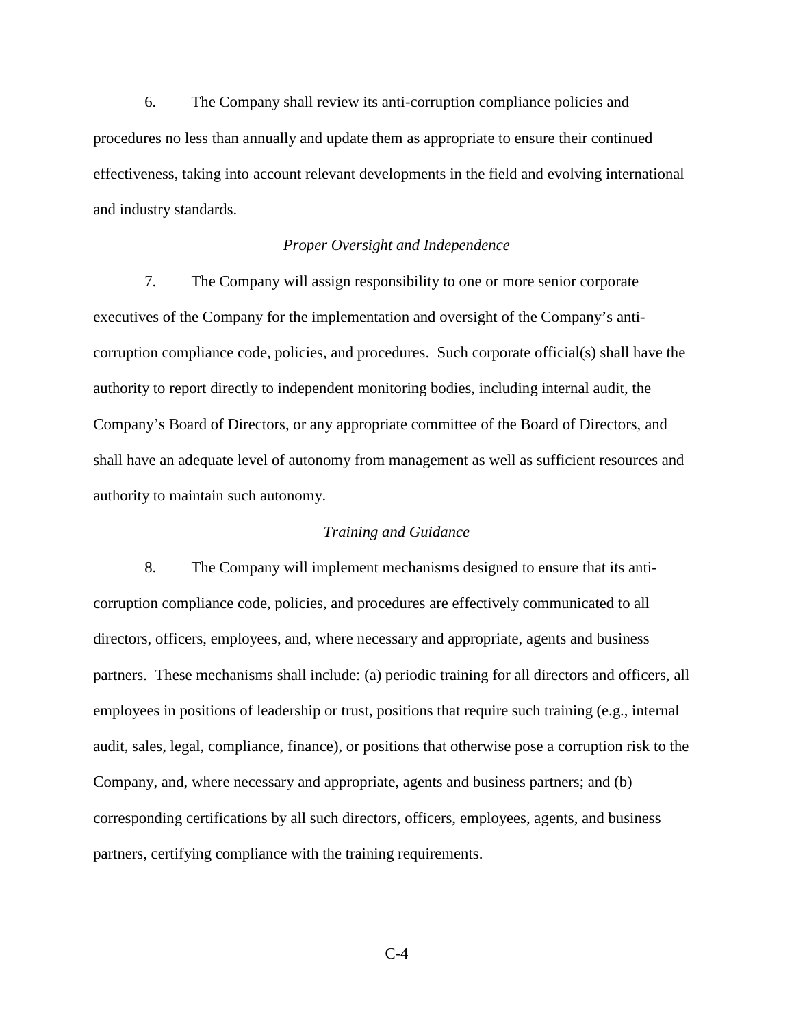6. The Company shall review its anti-corruption compliance policies and procedures no less than annually and update them as appropriate to ensure their continued effectiveness, taking into account relevant developments in the field and evolving international and industry standards.

*Proper Oversight and Independence*

7. The Company will assign responsibility to one or more senior corporate executives of the Company for the implementation and oversight of the Company's anti-corruption compliance code, policies, and procedures. Such corporate official(s) shall have the authority to report directly to independent monitoring bodies, including internal audit, the Company's Board of Directors, or any appropriate committee of the Board of Directors, and shall have an adequate level of autonomy from management as well as sufficient resources and authority to maintain such autonomy.

*Training and Guidance*

8. The Company will implement mechanisms designed to ensure that its anti-corruption compliance code, policies, and procedures are effectively communicated to all directors, officers, employees, and, where necessary and appropriate, agents and business partners. These mechanisms shall include: (a) periodic training for all directors and officers, all employees in positions of leadership or trust, positions that require such training (e.g., internal audit, sales, legal, compliance, finance), or positions that otherwise pose a corruption risk to the Company, and, where necessary and appropriate, agents and business partners; and (b) corresponding certifications by all such directors, officers, employees, agents, and business partners, certifying compliance with the training requirements.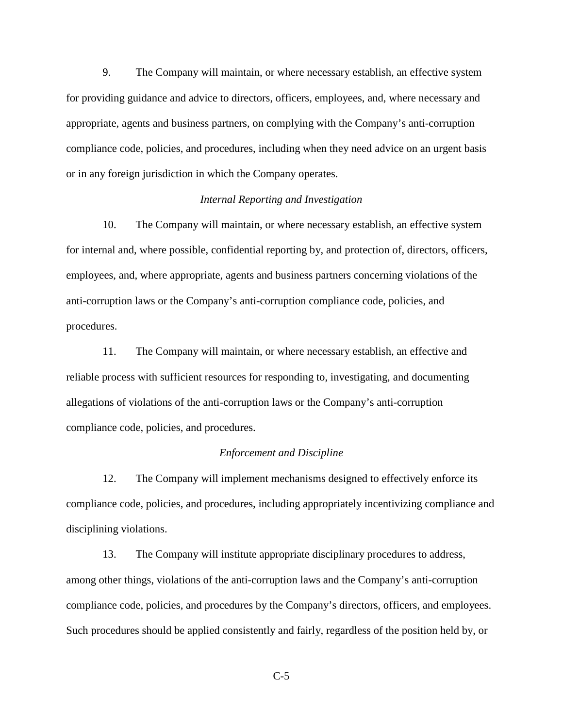9. The Company will maintain, or where necessary establish, an effective system for providing guidance and advice to directors, officers, employees, and, where necessary and appropriate, agents and business partners, on complying with the Company's anti-corruption compliance code, policies, and procedures, including when they need advice on an urgent basis or in any foreign jurisdiction in which the Company operates.

*Internal Reporting and Investigation*

10. The Company will maintain, or where necessary establish, an effective system for internal and, where possible, confidential reporting by, and protection of, directors, officers, employees, and, where appropriate, agents and business partners concerning violations of the anti-corruption laws or the Company's anti-corruption compliance code, policies, and procedures.

11. The Company will maintain, or where necessary establish, an effective and reliable process with sufficient resources for responding to, investigating, and documenting allegations of violations of the anti-corruption laws or the Company's anti-corruption compliance code, policies, and procedures.

*Enforcement and Discipline*

12. The Company will implement mechanisms designed to effectively enforce its compliance code, policies, and procedures, including appropriately incentivizing compliance and disciplining violations.

13. The Company will institute appropriate disciplinary procedures to address, among other things, violations of the anti-corruption laws and the Company's anti-corruption compliance code, policies, and procedures by the Company's directors, officers, and employees. Such procedures should be applied consistently and fairly, regardless of the position held by, or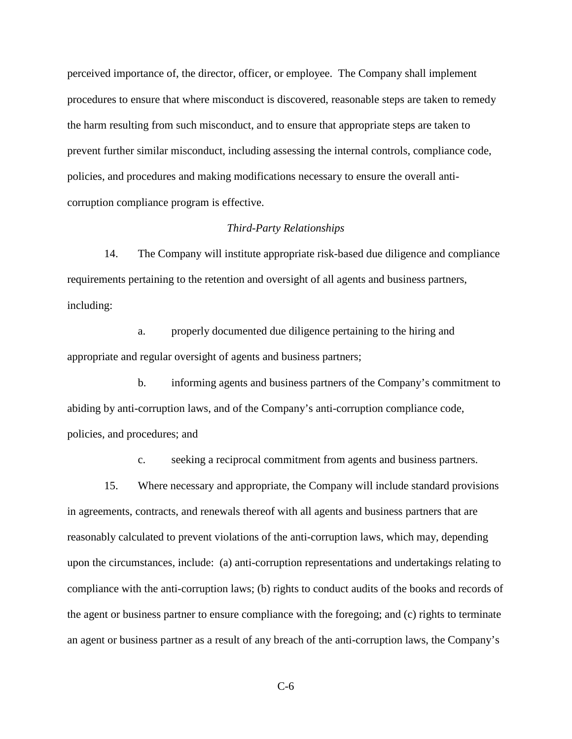perceived importance of, the director, officer, or employee. The Company shall implement procedures to ensure that where misconduct is discovered, reasonable steps are taken to remedy the harm resulting from such misconduct, and to ensure that appropriate steps are taken to prevent further similar misconduct, including assessing the internal controls, compliance code, policies, and procedures and making modifications necessary to ensure the overall anti-corruption compliance program is effective.

*Third-Party Relationships*

14. The Company will institute appropriate risk-based due diligence and compliance requirements pertaining to the retention and oversight of all agents and business partners, including:

a. properly documented due diligence pertaining to the hiring and appropriate and regular oversight of agents and business partners;

b. informing agents and business partners of the Company's commitment to abiding by anti-corruption laws, and of the Company's anti-corruption compliance code, policies, and procedures; and

c. seeking a reciprocal commitment from agents and business partners.

15. Where necessary and appropriate, the Company will include standard provisions in agreements, contracts, and renewals thereof with all agents and business partners that are reasonably calculated to prevent violations of the anti-corruption laws, which may, depending upon the circumstances, include: (a) anti-corruption representations and undertakings relating to compliance with the anti-corruption laws; (b) rights to conduct audits of the books and records of the agent or business partner to ensure compliance with the foregoing; and (c) rights to terminate an agent or business partner as a result of any breach of the anti-corruption laws, the Company's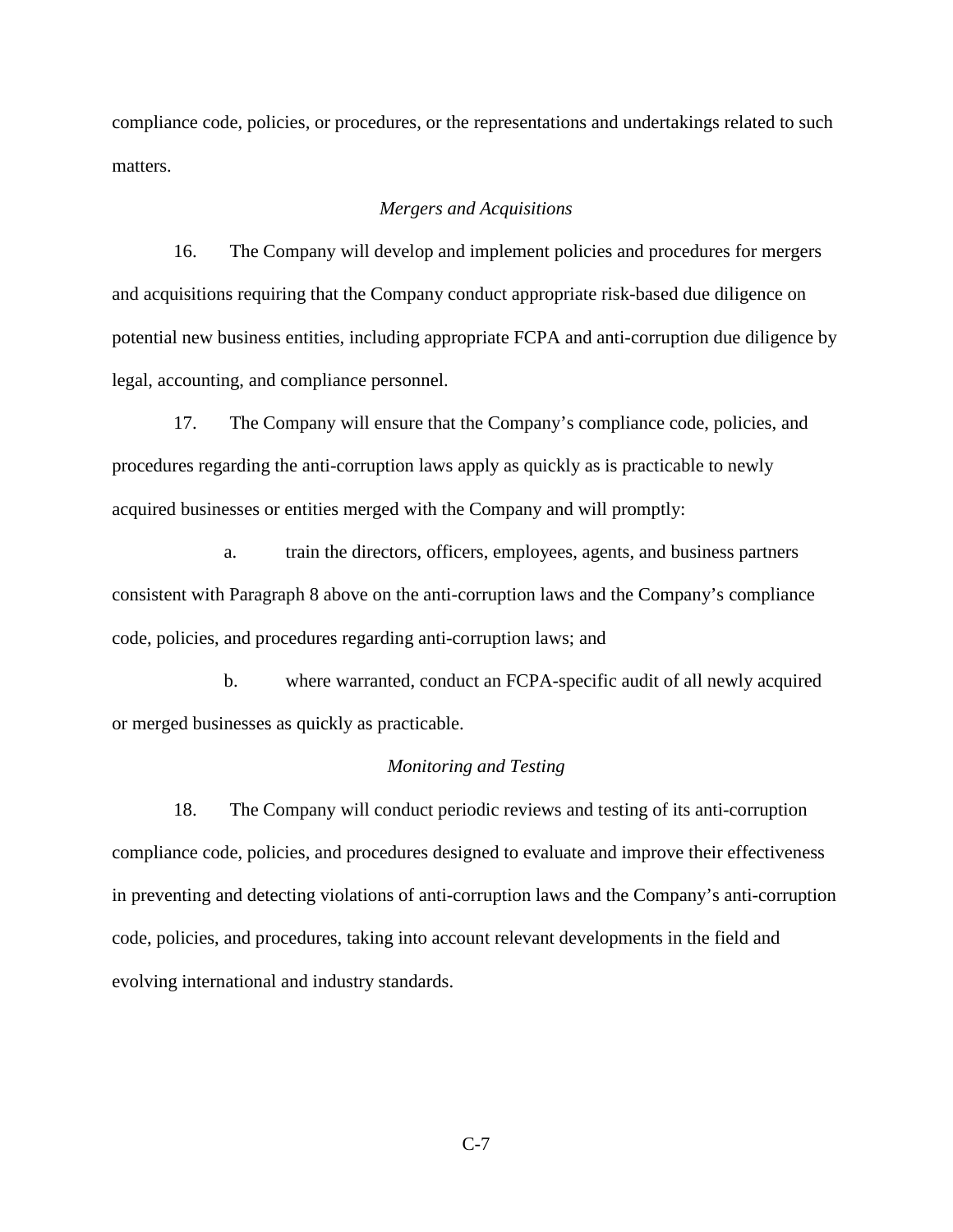compliance code, policies, or procedures, or the representations and undertakings related to such matters.

*Mergers and Acquisitions*

16. The Company will develop and implement policies and procedures for mergers and acquisitions requiring that the Company conduct appropriate risk-based due diligence on potential new business entities, including appropriate FCPA and anti-corruption due diligence by legal, accounting, and compliance personnel.

17. The Company will ensure that the Company's compliance code, policies, and procedures regarding the anti-corruption laws apply as quickly as is practicable to newly acquired businesses or entities merged with the Company and will promptly:

a. train the directors, officers, employees, agents, and business partners consistent with Paragraph 8 above on the anti-corruption laws and the Company's compliance code, policies, and procedures regarding anti-corruption laws; and

b. where warranted, conduct an FCPA-specific audit of all newly acquired or merged businesses as quickly as practicable.

*Monitoring and Testing*

18. The Company will conduct periodic reviews and testing of its anti-corruption compliance code, policies, and procedures designed to evaluate and improve their effectiveness in preventing and detecting violations of anti-corruption laws and the Company's anti-corruption code, policies, and procedures, taking into account relevant developments in the field and evolving international and industry standards.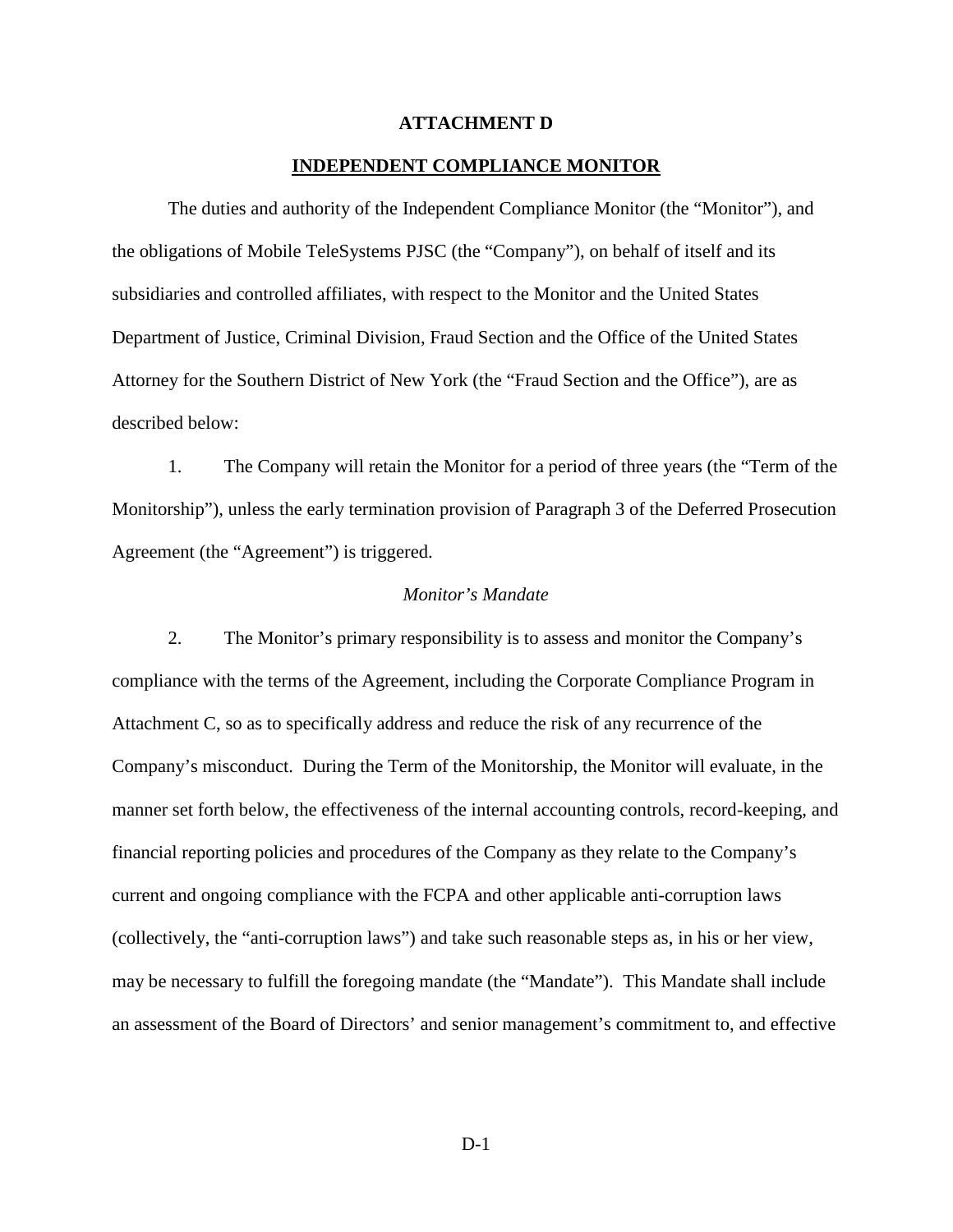**ATTACHMENT D**

**INDEPENDENT COMPLIANCE MONITOR**

The duties and authority of the Independent Compliance Monitor (the "Monitor"), and the obligations of Mobile TeleSystems PJSC (the "Company"), on behalf of itself and its subsidiaries and controlled affiliates, with respect to the Monitor and the United States Department of Justice, Criminal Division, Fraud Section and the Office of the United States Attorney for the Southern District of New York (the "Fraud Section and the Office"), are as described below:

1. The Company will retain the Monitor for a period of three years (the "Term of the Monitorship"), unless the early termination provision of Paragraph 3 of the Deferred Prosecution Agreement (the "Agreement") is triggered.

*Monitor's Mandate*

2. The Monitor's primary responsibility is to assess and monitor the Company's compliance with the terms of the Agreement, including the Corporate Compliance Program in Attachment C, so as to specifically address and reduce the risk of any recurrence of the Company's misconduct. During the Term of the Monitorship, the Monitor will evaluate, in the manner set forth below, the effectiveness of the internal accounting controls, record-keeping, and financial reporting policies and procedures of the Company as they relate to the Company's current and ongoing compliance with the FCPA and other applicable anti-corruption laws (collectively, the "anti-corruption laws") and take such reasonable steps as, in his or her view, may be necessary to fulfill the foregoing mandate (the "Mandate"). This Mandate shall include an assessment of the Board of Directors' and senior management's commitment to, and effective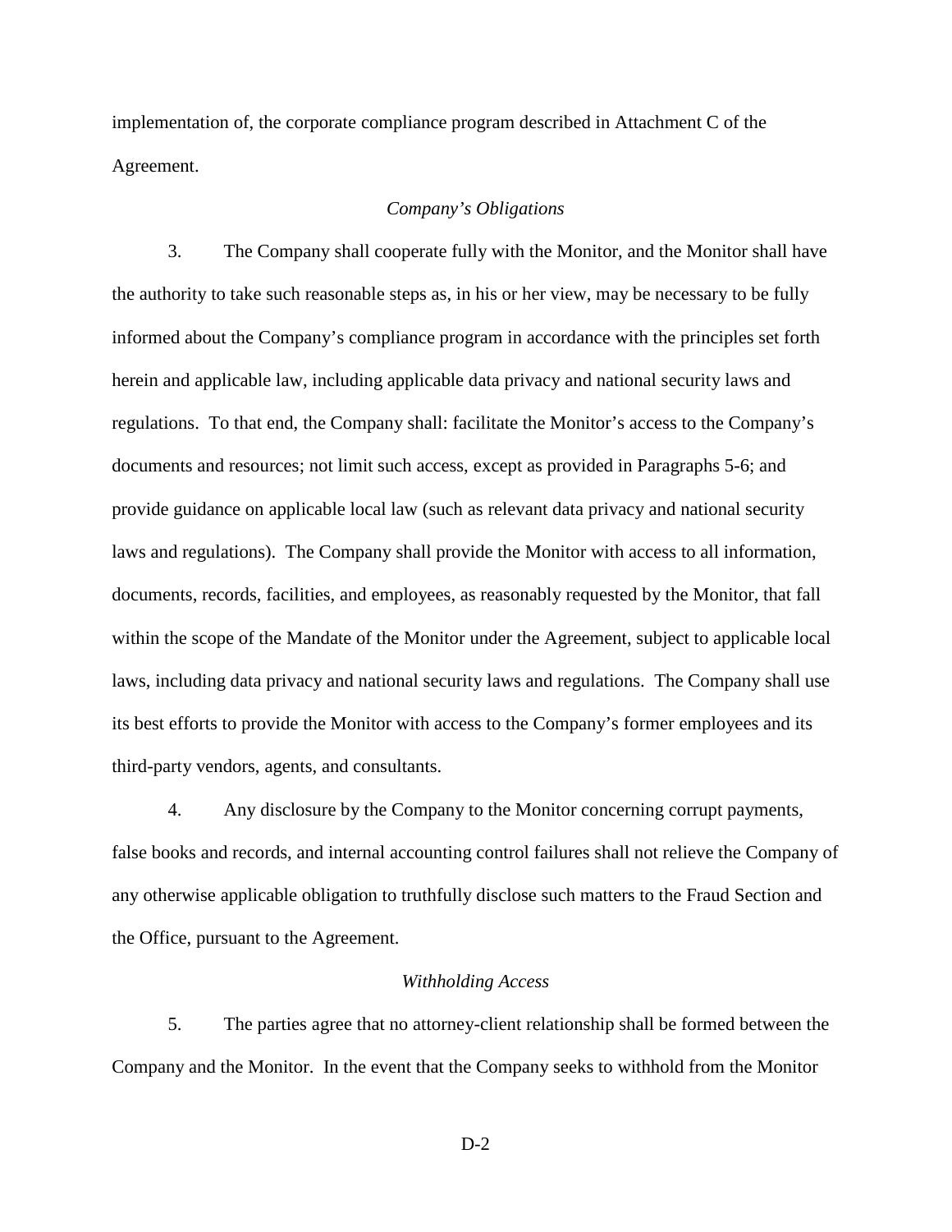implementation of, the corporate compliance program described in Attachment C of the Agreement.

*Company's Obligations*

3. The Company shall cooperate fully with the Monitor, and the Monitor shall have the authority to take such reasonable steps as, in his or her view, may be necessary to be fully informed about the Company's compliance program in accordance with the principles set forth herein and applicable law, including applicable data privacy and national security laws and regulations. To that end, the Company shall: facilitate the Monitor's access to the Company's documents and resources; not limit such access, except as provided in Paragraphs 5-6; and provide guidance on applicable local law (such as relevant data privacy and national security laws and regulations). The Company shall provide the Monitor with access to all information, documents, records, facilities, and employees, as reasonably requested by the Monitor, that fall within the scope of the Mandate of the Monitor under the Agreement, subject to applicable local laws, including data privacy and national security laws and regulations. The Company shall use its best efforts to provide the Monitor with access to the Company's former employees and its third-party vendors, agents, and consultants.

4. Any disclosure by the Company to the Monitor concerning corrupt payments, false books and records, and internal accounting control failures shall not relieve the Company of any otherwise applicable obligation to truthfully disclose such matters to the Fraud Section and the Office, pursuant to the Agreement.

*Withholding Access*

5. The parties agree that no attorney-client relationship shall be formed between the Company and the Monitor. In the event that the Company seeks to withhold from the Monitor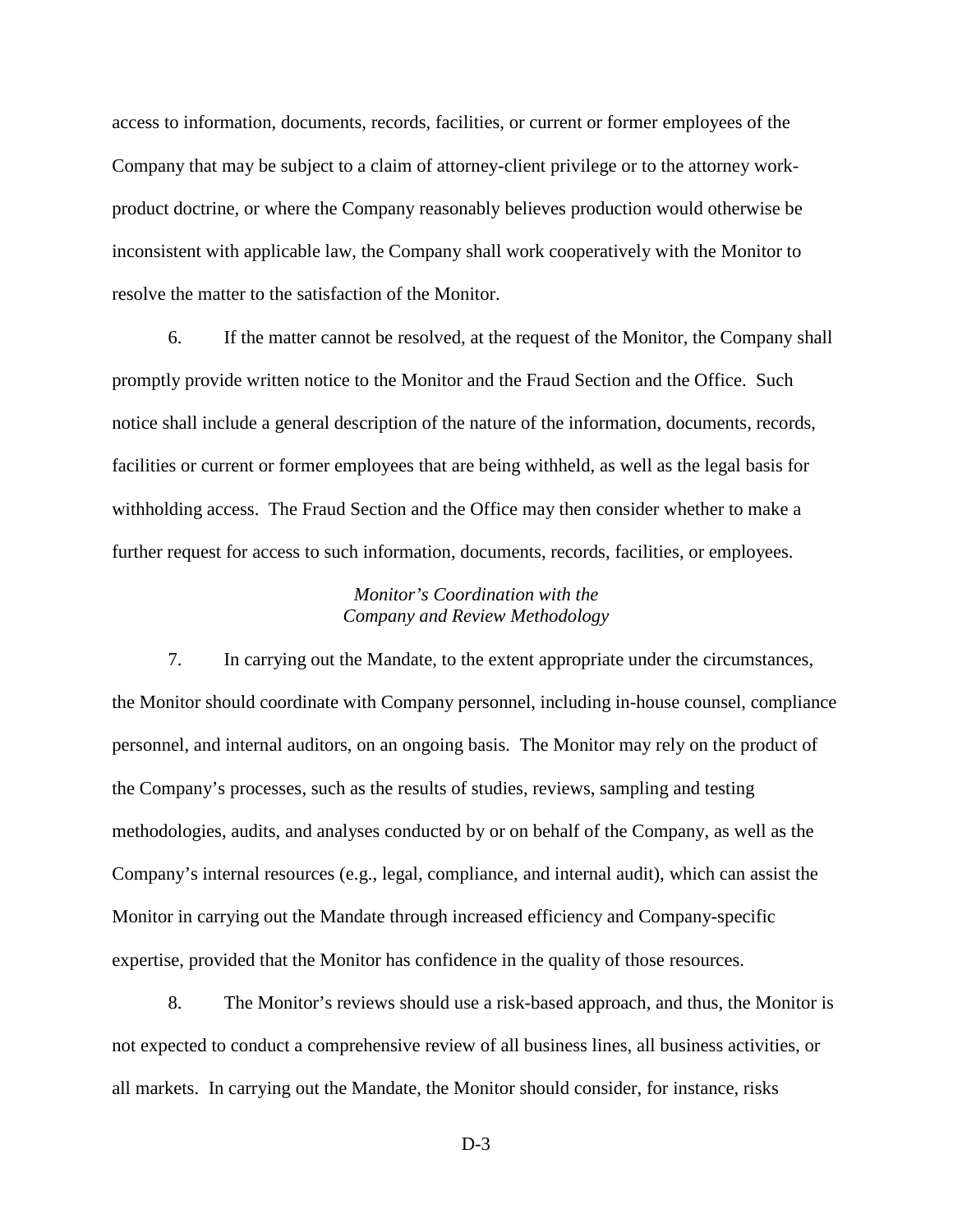access to information, documents, records, facilities, or current or former employees of the Company that may be subject to a claim of attorney-client privilege or to the attorney work-product doctrine, or where the Company reasonably believes production would otherwise be inconsistent with applicable law, the Company shall work cooperatively with the Monitor to resolve the matter to the satisfaction of the Monitor.

6. If the matter cannot be resolved, at the request of the Monitor, the Company shall promptly provide written notice to the Monitor and the Fraud Section and the Office. Such notice shall include a general description of the nature of the information, documents, records, facilities or current or former employees that are being withheld, as well as the legal basis for withholding access. The Fraud Section and the Office may then consider whether to make a further request for access to such information, documents, records, facilities, or employees.

*Monitor's Coordination with the Company and Review Methodology*

7. In carrying out the Mandate, to the extent appropriate under the circumstances, the Monitor should coordinate with Company personnel, including in-house counsel, compliance personnel, and internal auditors, on an ongoing basis. The Monitor may rely on the product of the Company's processes, such as the results of studies, reviews, sampling and testing methodologies, audits, and analyses conducted by or on behalf of the Company, as well as the Company's internal resources (e.g., legal, compliance, and internal audit), which can assist the Monitor in carrying out the Mandate through increased efficiency and Company-specific expertise, provided that the Monitor has confidence in the quality of those resources.

8. The Monitor's reviews should use a risk-based approach, and thus, the Monitor is not expected to conduct a comprehensive review of all business lines, all business activities, or all markets. In carrying out the Mandate, the Monitor should consider, for instance, risks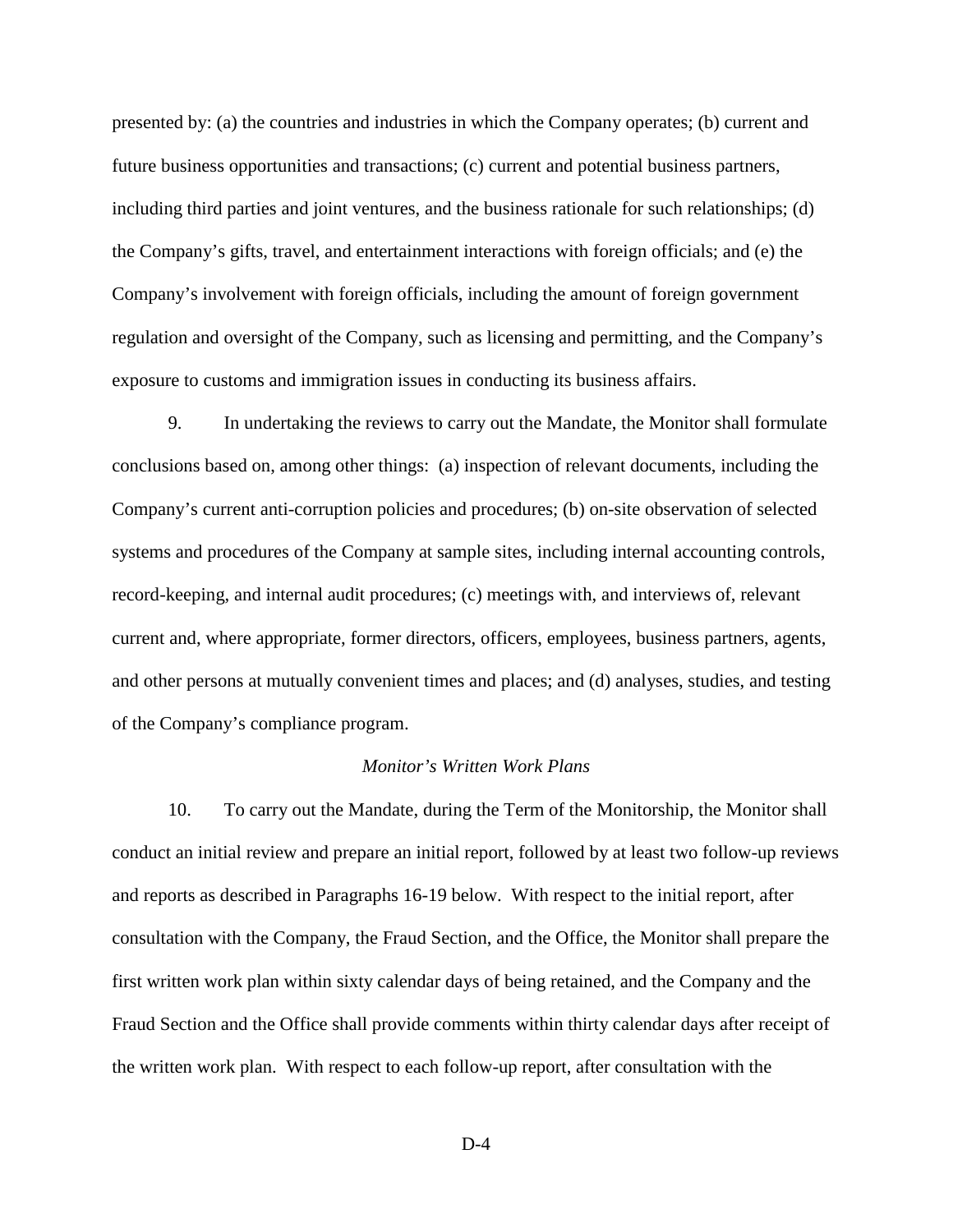presented by: (a) the countries and industries in which the Company operates; (b) current and future business opportunities and transactions; (c) current and potential business partners, including third parties and joint ventures, and the business rationale for such relationships; (d) the Company's gifts, travel, and entertainment interactions with foreign officials; and (e) the Company's involvement with foreign officials, including the amount of foreign government regulation and oversight of the Company, such as licensing and permitting, and the Company's exposure to customs and immigration issues in conducting its business affairs.

9. In undertaking the reviews to carry out the Mandate, the Monitor shall formulate conclusions based on, among other things: (a) inspection of relevant documents, including the Company's current anti-corruption policies and procedures; (b) on-site observation of selected systems and procedures of the Company at sample sites, including internal accounting controls, record-keeping, and internal audit procedures; (c) meetings with, and interviews of, relevant current and, where appropriate, former directors, officers, employees, business partners, agents, and other persons at mutually convenient times and places; and (d) analyses, studies, and testing of the Company's compliance program.

*Monitor's Written Work Plans*

10. To carry out the Mandate, during the Term of the Monitorship, the Monitor shall conduct an initial review and prepare an initial report, followed by at least two follow-up reviews and reports as described in Paragraphs 16-19 below. With respect to the initial report, after consultation with the Company, the Fraud Section, and the Office, the Monitor shall prepare the first written work plan within sixty calendar days of being retained, and the Company and the Fraud Section and the Office shall provide comments within thirty calendar days after receipt of the written work plan. With respect to each follow-up report, after consultation with the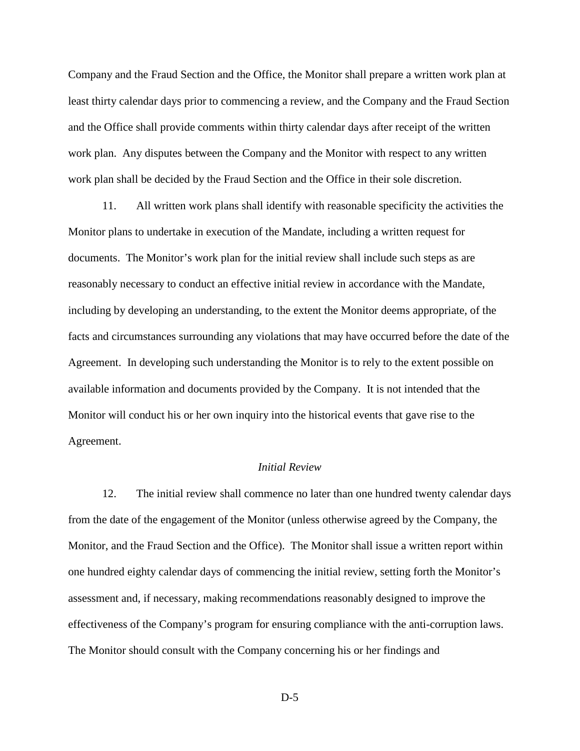Company and the Fraud Section and the Office, the Monitor shall prepare a written work plan at least thirty calendar days prior to commencing a review, and the Company and the Fraud Section and the Office shall provide comments within thirty calendar days after receipt of the written work plan. Any disputes between the Company and the Monitor with respect to any written work plan shall be decided by the Fraud Section and the Office in their sole discretion.

11. All written work plans shall identify with reasonable specificity the activities the Monitor plans to undertake in execution of the Mandate, including a written request for documents. The Monitor's work plan for the initial review shall include such steps as are reasonably necessary to conduct an effective initial review in accordance with the Mandate, including by developing an understanding, to the extent the Monitor deems appropriate, of the facts and circumstances surrounding any violations that may have occurred before the date of the Agreement. In developing such understanding the Monitor is to rely to the extent possible on available information and documents provided by the Company. It is not intended that the Monitor will conduct his or her own inquiry into the historical events that gave rise to the Agreement.

*Initial Review*

12. The initial review shall commence no later than one hundred twenty calendar days from the date of the engagement of the Monitor (unless otherwise agreed by the Company, the Monitor, and the Fraud Section and the Office). The Monitor shall issue a written report within one hundred eighty calendar days of commencing the initial review, setting forth the Monitor's assessment and, if necessary, making recommendations reasonably designed to improve the effectiveness of the Company's program for ensuring compliance with the anti-corruption laws. The Monitor should consult with the Company concerning his or her findings and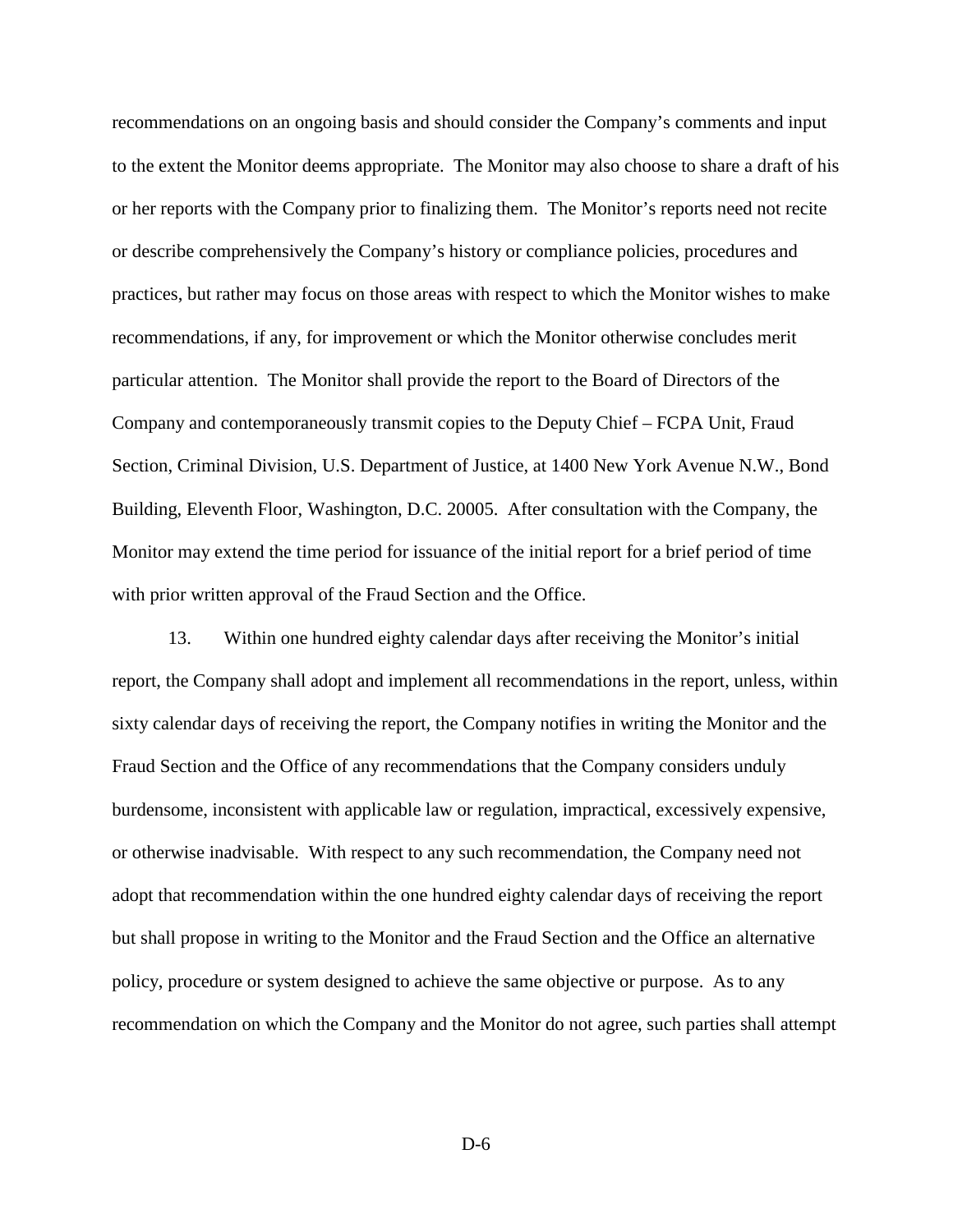recommendations on an ongoing basis and should consider the Company's comments and input to the extent the Monitor deems appropriate. The Monitor may also choose to share a draft of his or her reports with the Company prior to finalizing them. The Monitor's reports need not recite or describe comprehensively the Company's history or compliance policies, procedures and practices, but rather may focus on those areas with respect to which the Monitor wishes to make recommendations, if any, for improvement or which the Monitor otherwise concludes merit particular attention. The Monitor shall provide the report to the Board of Directors of the Company and contemporaneously transmit copies to the Deputy Chief – FCPA Unit, Fraud Section, Criminal Division, U.S. Department of Justice, at 1400 New York Avenue N.W., Bond Building, Eleventh Floor, Washington, D.C. 20005. After consultation with the Company, the Monitor may extend the time period for issuance of the initial report for a brief period of time with prior written approval of the Fraud Section and the Office.

13. Within one hundred eighty calendar days after receiving the Monitor's initial report, the Company shall adopt and implement all recommendations in the report, unless, within sixty calendar days of receiving the report, the Company notifies in writing the Monitor and the Fraud Section and the Office of any recommendations that the Company considers unduly burdensome, inconsistent with applicable law or regulation, impractical, excessively expensive, or otherwise inadvisable. With respect to any such recommendation, the Company need not adopt that recommendation within the one hundred eighty calendar days of receiving the report but shall propose in writing to the Monitor and the Fraud Section and the Office an alternative policy, procedure or system designed to achieve the same objective or purpose. As to any recommendation on which the Company and the Monitor do not agree, such parties shall attempt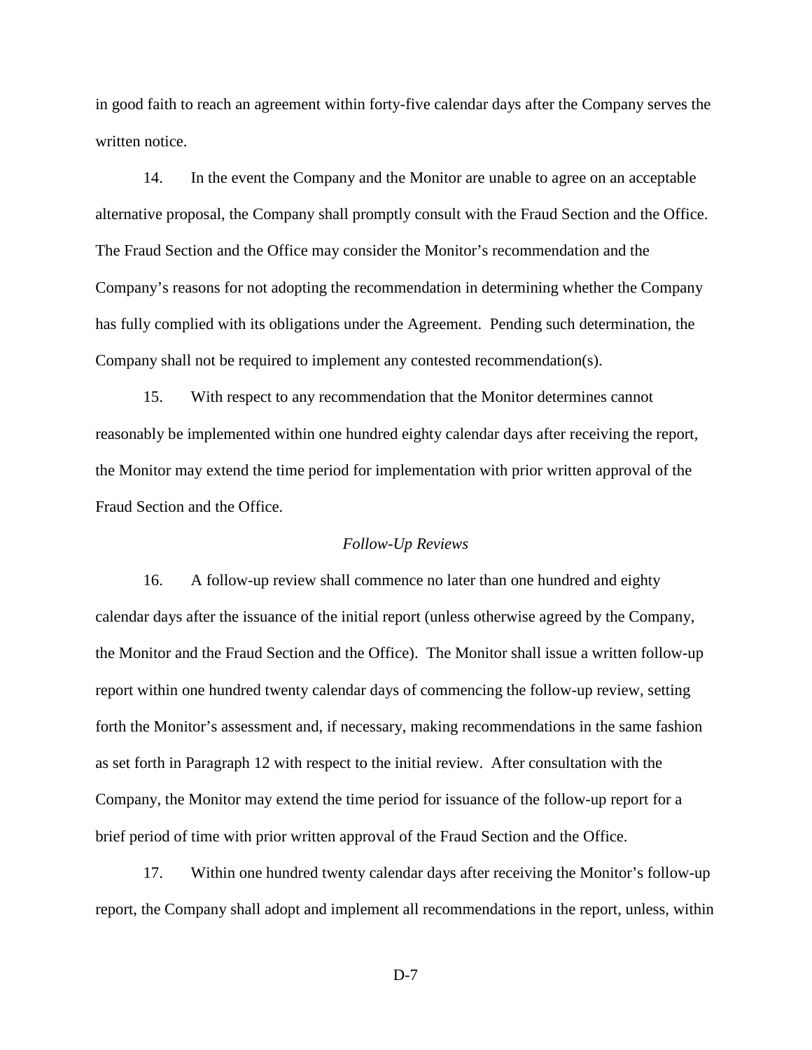in good faith to reach an agreement within forty-five calendar days after the Company serves the written notice.

14. In the event the Company and the Monitor are unable to agree on an acceptable alternative proposal, the Company shall promptly consult with the Fraud Section and the Office. The Fraud Section and the Office may consider the Monitor's recommendation and the Company's reasons for not adopting the recommendation in determining whether the Company has fully complied with its obligations under the Agreement. Pending such determination, the Company shall not be required to implement any contested recommendation(s).

15. With respect to any recommendation that the Monitor determines cannot reasonably be implemented within one hundred eighty calendar days after receiving the report, the Monitor may extend the time period for implementation with prior written approval of the Fraud Section and the Office.

*Follow-Up Reviews*

16. A follow-up review shall commence no later than one hundred and eighty calendar days after the issuance of the initial report (unless otherwise agreed by the Company, the Monitor and the Fraud Section and the Office). The Monitor shall issue a written follow-up report within one hundred twenty calendar days of commencing the follow-up review, setting forth the Monitor's assessment and, if necessary, making recommendations in the same fashion as set forth in Paragraph 12 with respect to the initial review. After consultation with the Company, the Monitor may extend the time period for issuance of the follow-up report for a brief period of time with prior written approval of the Fraud Section and the Office.

17. Within one hundred twenty calendar days after receiving the Monitor's follow-up report, the Company shall adopt and implement all recommendations in the report, unless, within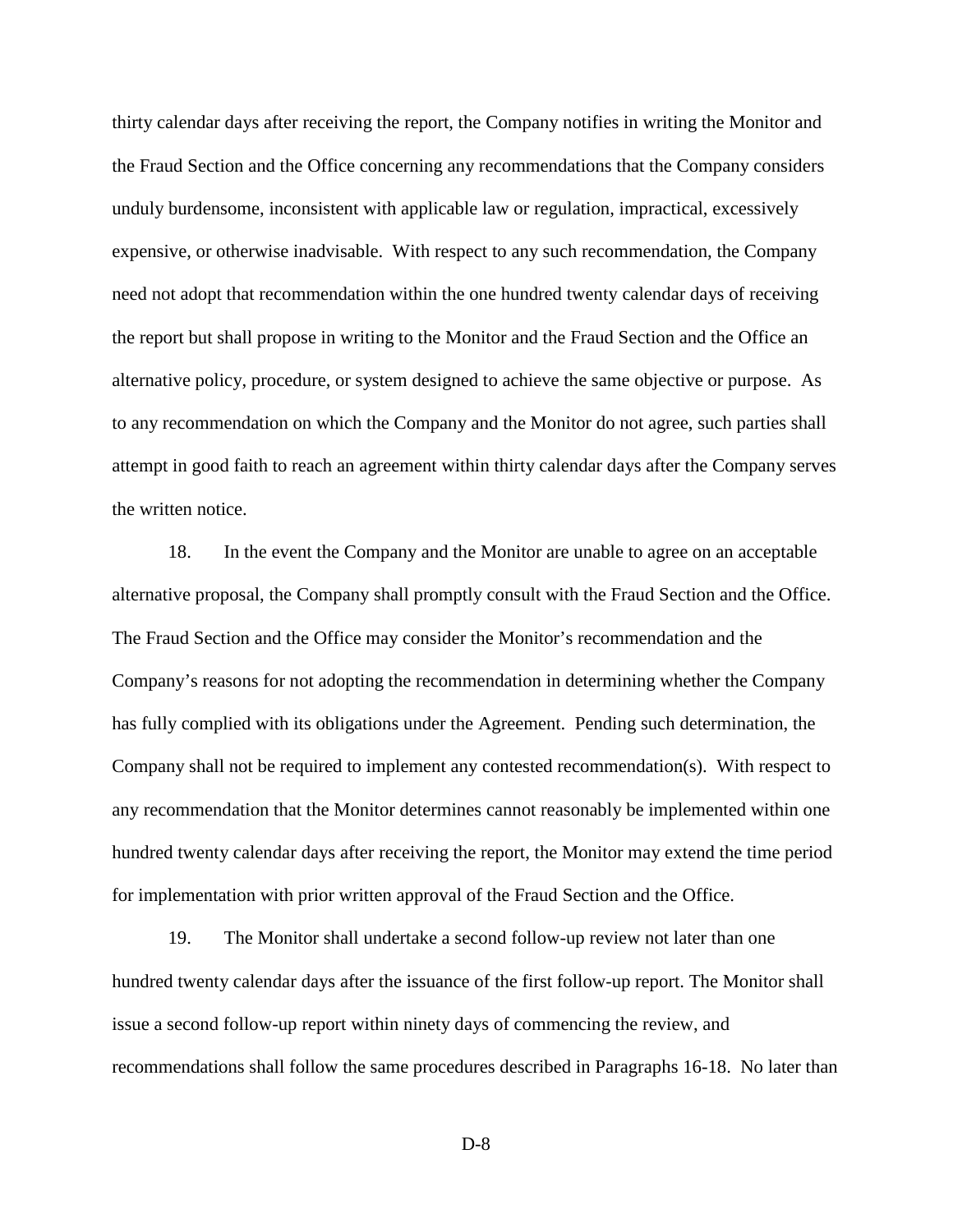thirty calendar days after receiving the report, the Company notifies in writing the Monitor and the Fraud Section and the Office concerning any recommendations that the Company considers unduly burdensome, inconsistent with applicable law or regulation, impractical, excessively expensive, or otherwise inadvisable. With respect to any such recommendation, the Company need not adopt that recommendation within the one hundred twenty calendar days of receiving the report but shall propose in writing to the Monitor and the Fraud Section and the Office an alternative policy, procedure, or system designed to achieve the same objective or purpose. As to any recommendation on which the Company and the Monitor do not agree, such parties shall attempt in good faith to reach an agreement within thirty calendar days after the Company serves the written notice.

18. In the event the Company and the Monitor are unable to agree on an acceptable alternative proposal, the Company shall promptly consult with the Fraud Section and the Office. The Fraud Section and the Office may consider the Monitor's recommendation and the Company's reasons for not adopting the recommendation in determining whether the Company has fully complied with its obligations under the Agreement. Pending such determination, the Company shall not be required to implement any contested recommendation(s). With respect to any recommendation that the Monitor determines cannot reasonably be implemented within one hundred twenty calendar days after receiving the report, the Monitor may extend the time period for implementation with prior written approval of the Fraud Section and the Office.

19. The Monitor shall undertake a second follow-up review not later than one hundred twenty calendar days after the issuance of the first follow-up report. The Monitor shall issue a second follow-up report within ninety days of commencing the review, and recommendations shall follow the same procedures described in Paragraphs 16-18. No later than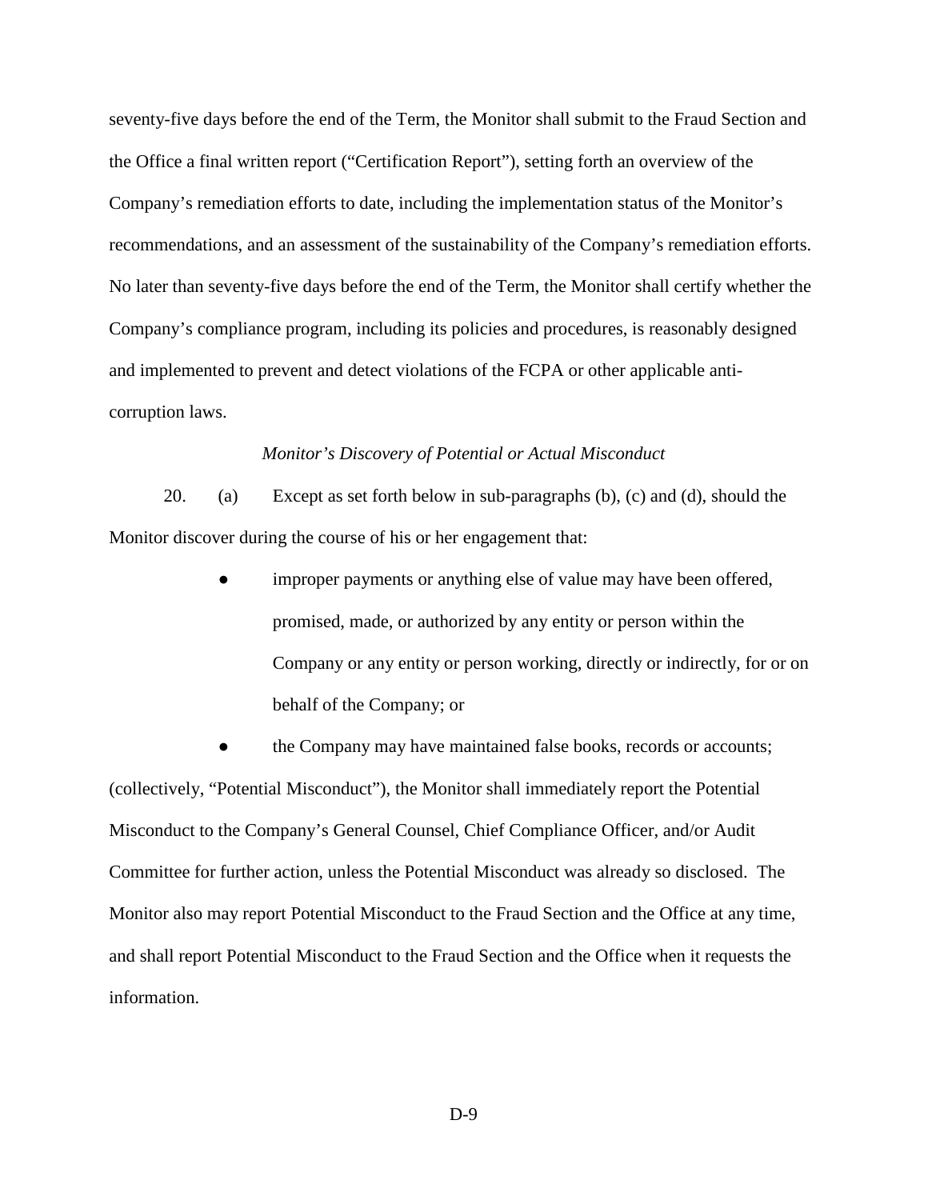seventy-five days before the end of the Term, the Monitor shall submit to the Fraud Section and the Office a final written report ("Certification Report"), setting forth an overview of the Company's remediation efforts to date, including the implementation status of the Monitor's recommendations, and an assessment of the sustainability of the Company's remediation efforts. No later than seventy-five days before the end of the Term, the Monitor shall certify whether the Company's compliance program, including its policies and procedures, is reasonably designed and implemented to prevent and detect violations of the FCPA or other applicable anti-corruption laws.

*Monitor's Discovery of Potential or Actual Misconduct*

20. (a) Except as set forth below in sub-paragraphs (b), (c) and (d), should the Monitor discover during the course of his or her engagement that:

- improper payments or anything else of value may have been offered, promised, made, or authorized by any entity or person within the Company or any entity or person working, directly or indirectly, for or on behalf of the Company; or
- the Company may have maintained false books, records or accounts;

(collectively, "Potential Misconduct"), the Monitor shall immediately report the Potential Misconduct to the Company's General Counsel, Chief Compliance Officer, and/or Audit Committee for further action, unless the Potential Misconduct was already so disclosed. The Monitor also may report Potential Misconduct to the Fraud Section and the Office at any time, and shall report Potential Misconduct to the Fraud Section and the Office when it requests the information.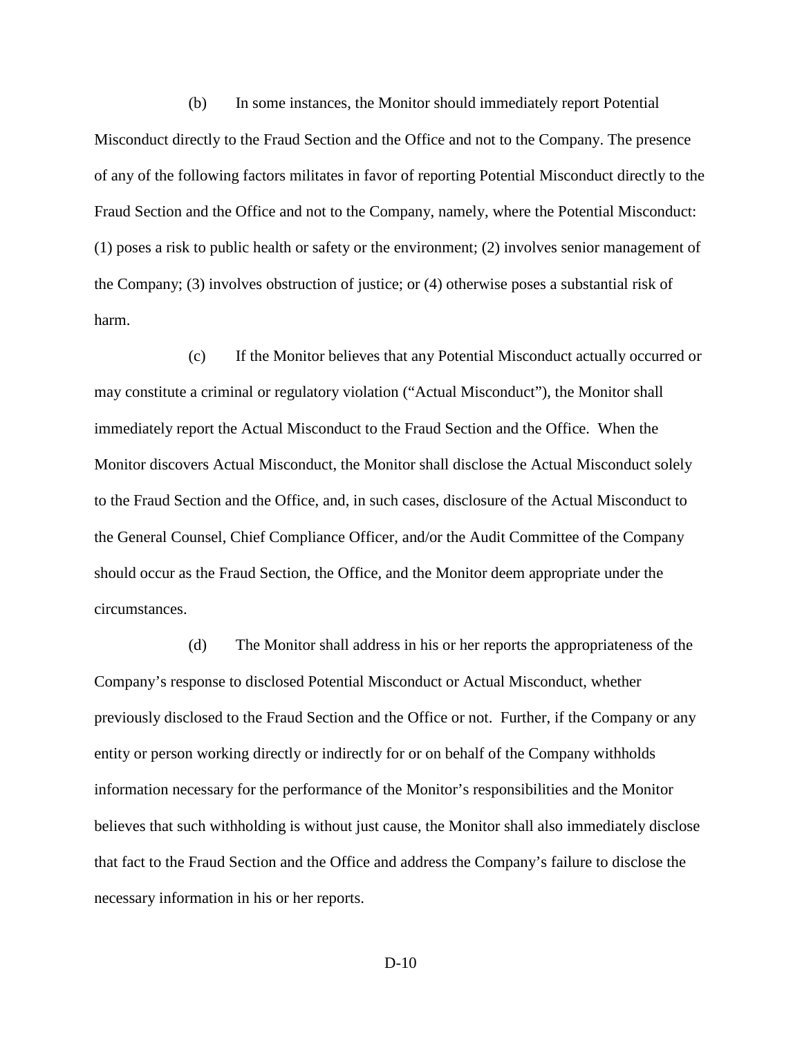(b) In some instances, the Monitor should immediately report Potential Misconduct directly to the Fraud Section and the Office and not to the Company. The presence of any of the following factors militates in favor of reporting Potential Misconduct directly to the Fraud Section and the Office and not to the Company, namely, where the Potential Misconduct: (1) poses a risk to public health or safety or the environment; (2) involves senior management of the Company; (3) involves obstruction of justice; or (4) otherwise poses a substantial risk of harm.

(c) If the Monitor believes that any Potential Misconduct actually occurred or may constitute a criminal or regulatory violation ("Actual Misconduct"), the Monitor shall immediately report the Actual Misconduct to the Fraud Section and the Office. When the Monitor discovers Actual Misconduct, the Monitor shall disclose the Actual Misconduct solely to the Fraud Section and the Office, and, in such cases, disclosure of the Actual Misconduct to the General Counsel, Chief Compliance Officer, and/or the Audit Committee of the Company should occur as the Fraud Section, the Office, and the Monitor deem appropriate under the circumstances.

(d) The Monitor shall address in his or her reports the appropriateness of the Company's response to disclosed Potential Misconduct or Actual Misconduct, whether previously disclosed to the Fraud Section and the Office or not. Further, if the Company or any entity or person working directly or indirectly for or on behalf of the Company withholds information necessary for the performance of the Monitor's responsibilities and the Monitor believes that such withholding is without just cause, the Monitor shall also immediately disclose that fact to the Fraud Section and the Office and address the Company's failure to disclose the necessary information in his or her reports.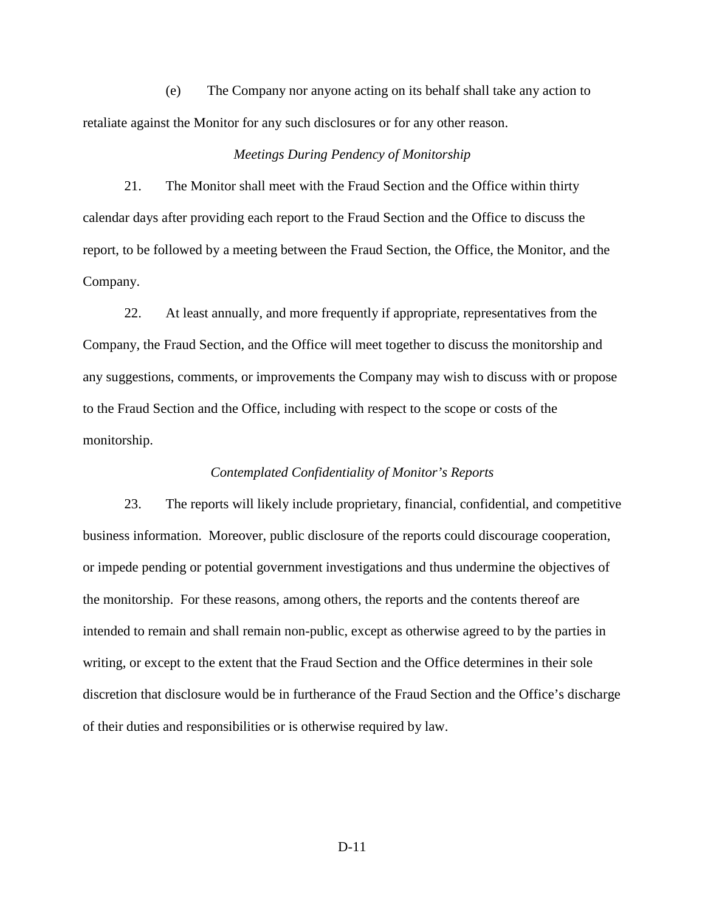(e) The Company nor anyone acting on its behalf shall take any action to retaliate against the Monitor for any such disclosures or for any other reason.

*Meetings During Pendency of Monitorship*

21. The Monitor shall meet with the Fraud Section and the Office within thirty calendar days after providing each report to the Fraud Section and the Office to discuss the report, to be followed by a meeting between the Fraud Section, the Office, the Monitor, and the Company.

22. At least annually, and more frequently if appropriate, representatives from the Company, the Fraud Section, and the Office will meet together to discuss the monitorship and any suggestions, comments, or improvements the Company may wish to discuss with or propose to the Fraud Section and the Office, including with respect to the scope or costs of the monitorship.

*Contemplated Confidentiality of Monitor's Reports*

23. The reports will likely include proprietary, financial, confidential, and competitive business information. Moreover, public disclosure of the reports could discourage cooperation, or impede pending or potential government investigations and thus undermine the objectives of the monitorship. For these reasons, among others, the reports and the contents thereof are intended to remain and shall remain non-public, except as otherwise agreed to by the parties in writing, or except to the extent that the Fraud Section and the Office determines in their sole discretion that disclosure would be in furtherance of the Fraud Section and the Office's discharge of their duties and responsibilities or is otherwise required by law.